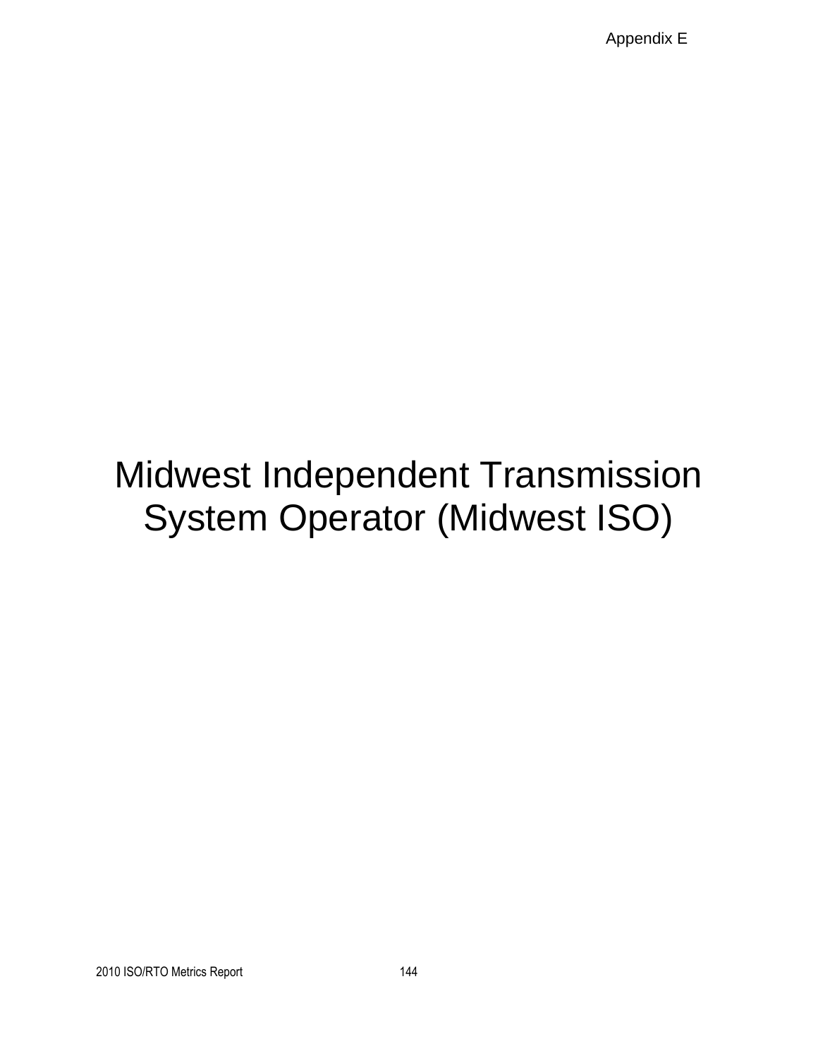# Midwest Independent Transmission System Operator (Midwest ISO)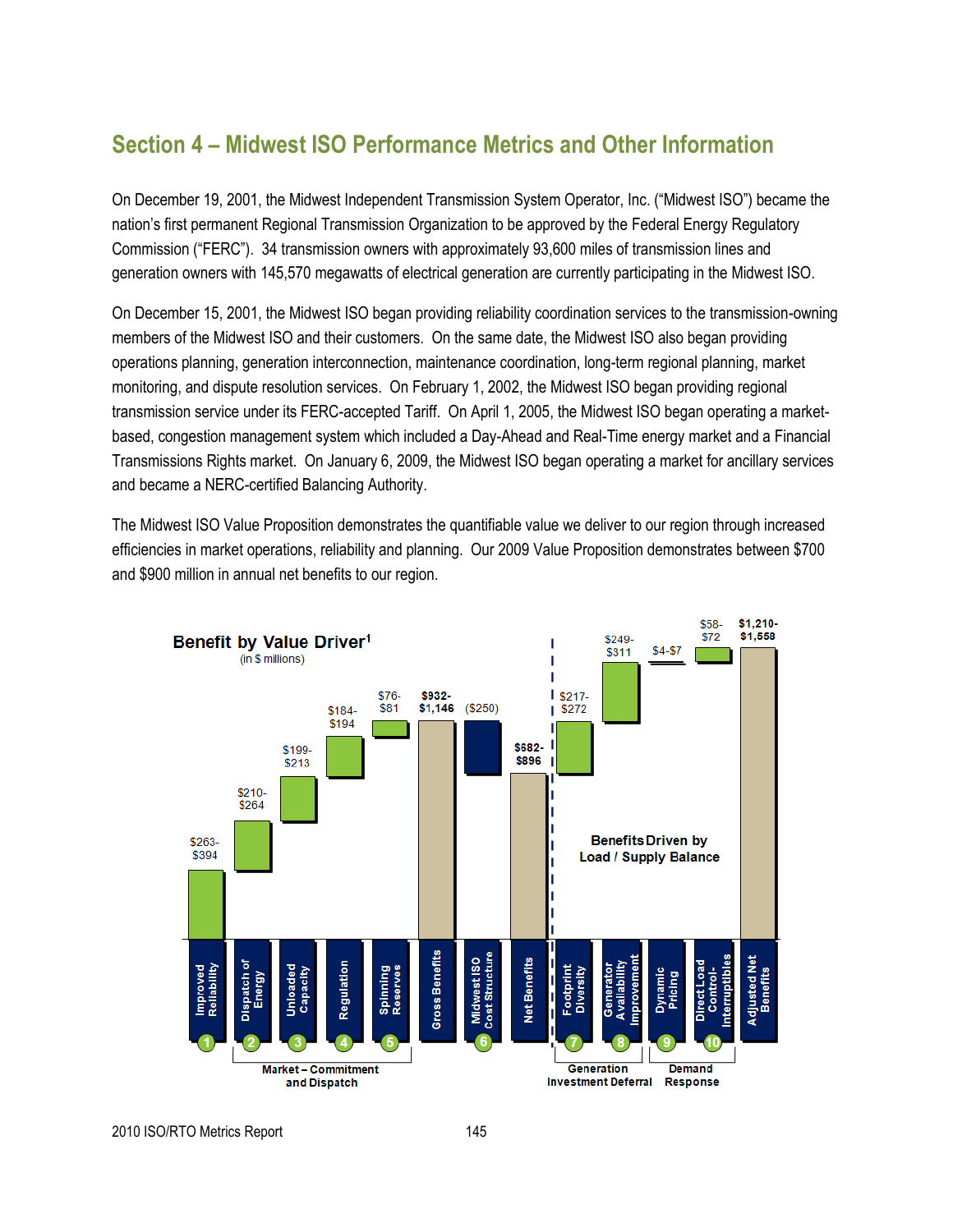## Section 4 – Midwest ISO Performance Metrics and Other Information

On December 19, 2001, the Midwest Independent Transmission System Operator, Inc. ("Midwest ISO") became the nation's first permanent Regional Transmission Organization to be approved by the Federal Energy Regulatory Commission ("FERC"). 34 transmission owners with approximately 93,600 miles of transmission lines and generation owners with 145,570 megawatts of electrical generation are currently participating in the Midwest ISO.

On December 15, 2001, the Midwest ISO began providing reliability coordination services to the transmission-owning members of the Midwest ISO and their customers. On the same date, the Midwest ISO also began providing operations planning, generation interconnection, maintenance coordination, long-term regional planning, market monitoring, and dispute resolution services. On February 1, 2002, the Midwest ISO began providing regional transmission service under its FERC-accepted Tariff. On April 1, 2005, the Midwest ISO began operating a market-based, congestion management system which included a Day-Ahead and Real-Time energy market and a Financial Transmissions Rights market. On January 6, 2009, the Midwest ISO began operating a market for ancillary services and became a NERC-certified Balancing Authority.

The Midwest ISO Value Proposition demonstrates the quantifiable value we deliver to our region through increased efficiencies in market operations, reliability and planning. Our 2009 Value Proposition demonstrates between $700 and $900 million in annual net benefits to our region.

**Benefit by Value Driver**[1]
(in $ millions)

| # | Value Driver | Benefit |
|---|---|---|
| 1 | Improved Reliability | $263-$394 |
| 2 | Dispatch of Energy | $210-$264 |
| 3 | Unloaded Capacity | $199-$213 |
| 4 | Regulation | $184-$194 |
| 5 | Spinning Reserves | $76-$81 |
| | Gross Benefits | $932-$1,146 |
| 6 | Midwest ISO Cost Structure | ($250) |
| | Net Benefits | $682-$896 |
| 7 | Footprint Diversity | $217-$272 |
| 8 | Generator Availability Improvement | $249-$311 |
| 9 | Dynamic Pricing | $4-$7 |
| 10 | Direct Load Control-Interruptibles | $58-$72 |
| | Adjusted Net Benefits | $1,210-$1,558 |

Drivers 2–5: Market – Commitment and Dispatch. Drivers 7–10: Benefits Driven by Load / Supply Balance (7–8: Generation Investment Deferral; 9–10: Demand Response).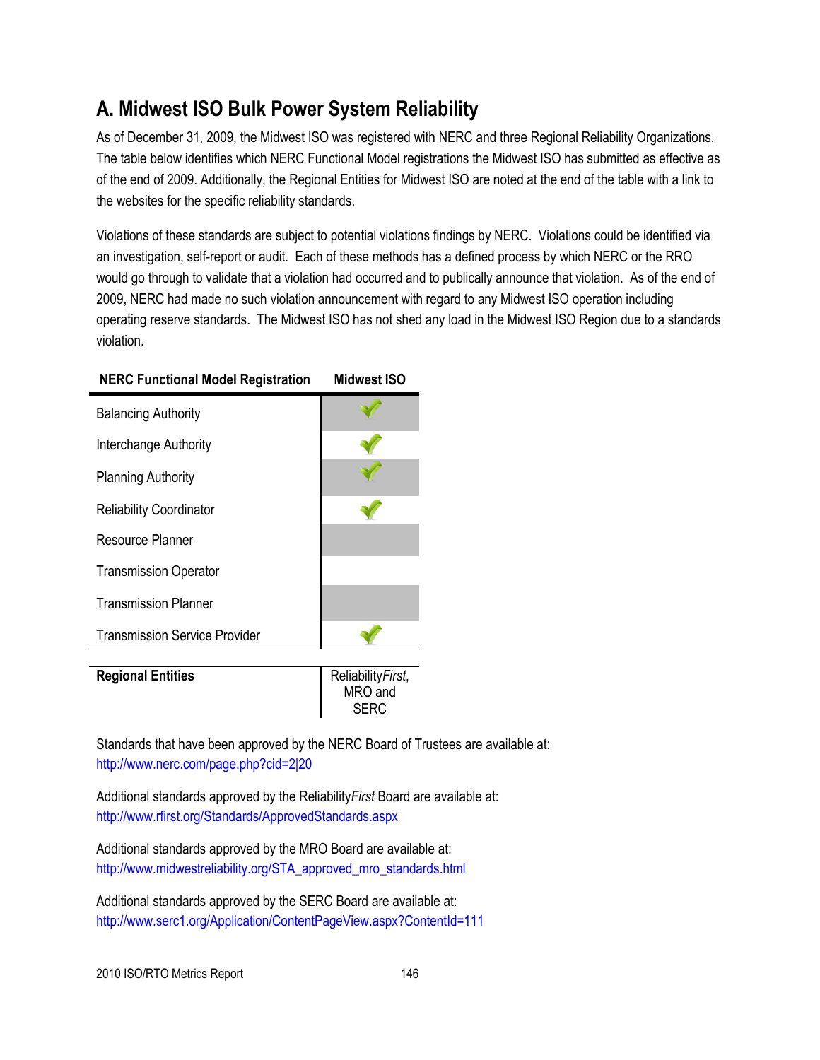## A. Midwest ISO Bulk Power System Reliability

As of December 31, 2009, the Midwest ISO was registered with NERC and three Regional Reliability Organizations. The table below identifies which NERC Functional Model registrations the Midwest ISO has submitted as effective as of the end of 2009. Additionally, the Regional Entities for Midwest ISO are noted at the end of the table with a link to the websites for the specific reliability standards.

Violations of these standards are subject to potential violations findings by NERC. Violations could be identified via an investigation, self-report or audit. Each of these methods has a defined process by which NERC or the RRO would go through to validate that a violation had occurred and to publically announce that violation. As of the end of 2009, NERC had made no such violation announcement with regard to any Midwest ISO operation including operating reserve standards. The Midwest ISO has not shed any load in the Midwest ISO Region due to a standards violation.

| NERC Functional Model Registration | Midwest ISO |
|---|---|
| Balancing Authority | ✓ |
| Interchange Authority | ✓ |
| Planning Authority | ✓ |
| Reliability Coordinator | ✓ |
| Resource Planner | |
| Transmission Operator | |
| Transmission Planner | |
| Transmission Service Provider | ✓ |
| **Regional Entities** | Reliability*First*, MRO and SERC |

Standards that have been approved by the NERC Board of Trustees are available at:
http://www.nerc.com/page.php?cid=2|20

Additional standards approved by the Reliability*First* Board are available at:
http://www.rfirst.org/Standards/ApprovedStandards.aspx

Additional standards approved by the MRO Board are available at:
http://www.midwestreliability.org/STA_approved_mro_standards.html

Additional standards approved by the SERC Board are available at:
http://www.serc1.org/Application/ContentPageView.aspx?ContentId=111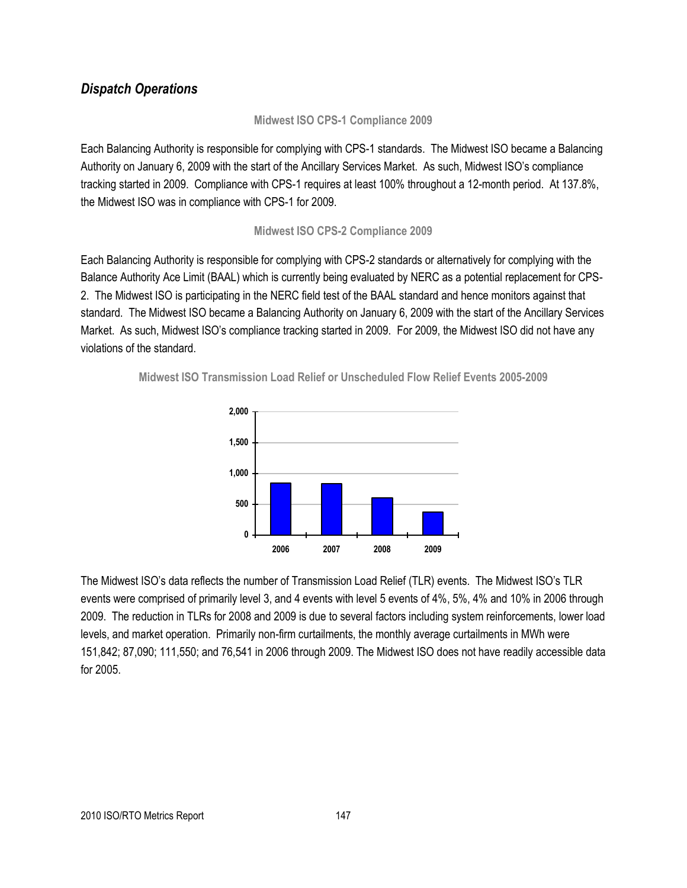## *Dispatch Operations*

**Midwest ISO CPS-1 Compliance 2009**

Each Balancing Authority is responsible for complying with CPS-1 standards. The Midwest ISO became a Balancing Authority on January 6, 2009 with the start of the Ancillary Services Market. As such, Midwest ISO's compliance tracking started in 2009. Compliance with CPS-1 requires at least 100% throughout a 12-month period. At 137.8%, the Midwest ISO was in compliance with CPS-1 for 2009.

**Midwest ISO CPS-2 Compliance 2009**

Each Balancing Authority is responsible for complying with CPS-2 standards or alternatively for complying with the Balance Authority Ace Limit (BAAL) which is currently being evaluated by NERC as a potential replacement for CPS-2. The Midwest ISO is participating in the NERC field test of the BAAL standard and hence monitors against that standard. The Midwest ISO became a Balancing Authority on January 6, 2009 with the start of the Ancillary Services Market. As such, Midwest ISO's compliance tracking started in 2009. For 2009, the Midwest ISO did not have any violations of the standard.

**Midwest ISO Transmission Load Relief or Unscheduled Flow Relief Events 2005-2009**

2,000
1,500
1,000
500
0
2006
2007
2008
2009

The Midwest ISO's data reflects the number of Transmission Load Relief (TLR) events. The Midwest ISO's TLR events were comprised of primarily level 3, and 4 events with level 5 events of 4%, 5%, 4% and 10% in 2006 through 2009. The reduction in TLRs for 2008 and 2009 is due to several factors including system reinforcements, lower load levels, and market operation. Primarily non-firm curtailments, the monthly average curtailments in MWh were 151,842; 87,090; 111,550; and 76,541 in 2006 through 2009. The Midwest ISO does not have readily accessible data for 2005.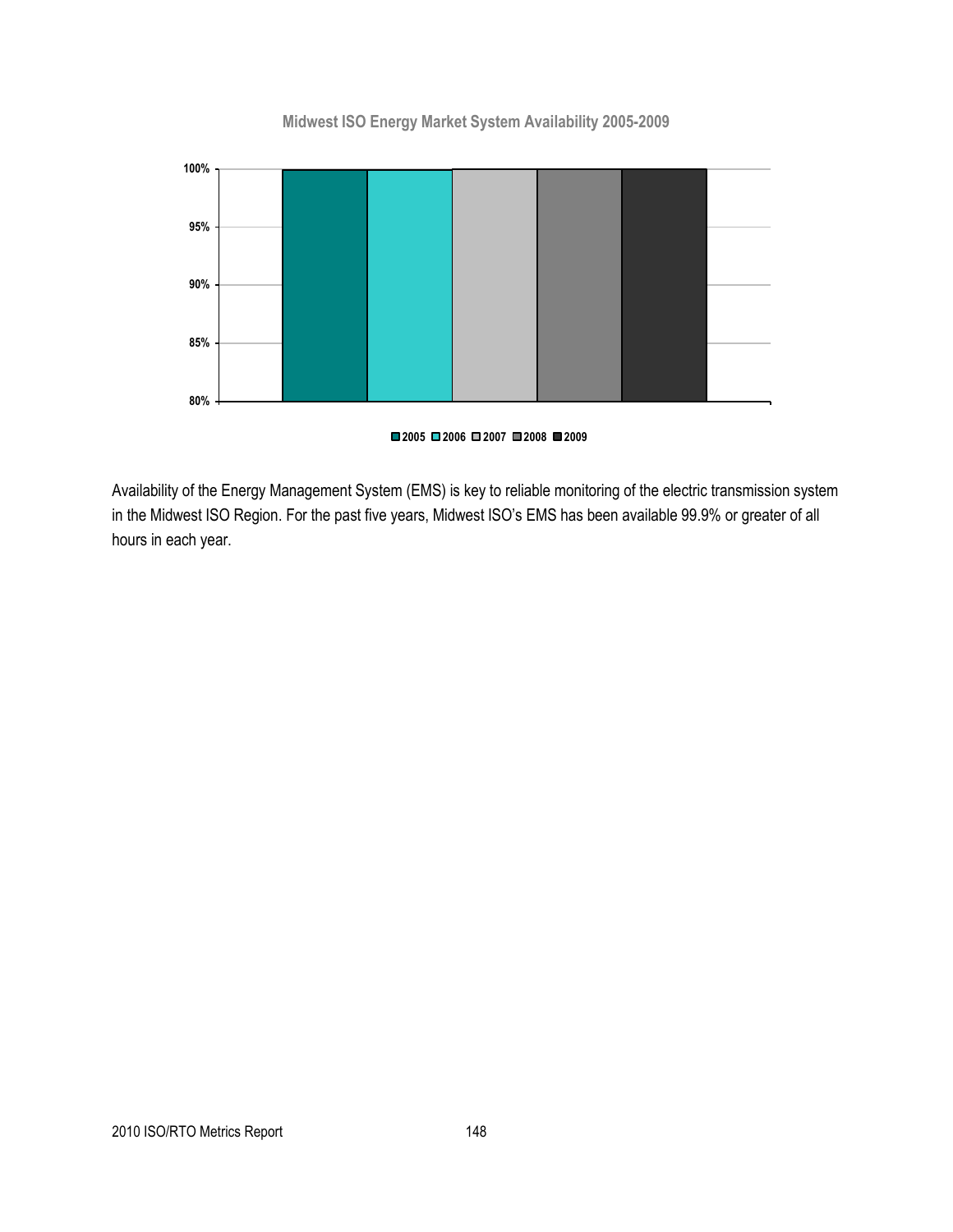**Midwest ISO Energy Market System Availability 2005-2009**

100%
95%
90%
85%
80%

2005 2006 2007 2008 2009

Availability of the Energy Management System (EMS) is key to reliable monitoring of the electric transmission system in the Midwest ISO Region. For the past five years, Midwest ISO's EMS has been available 99.9% or greater of all hours in each year.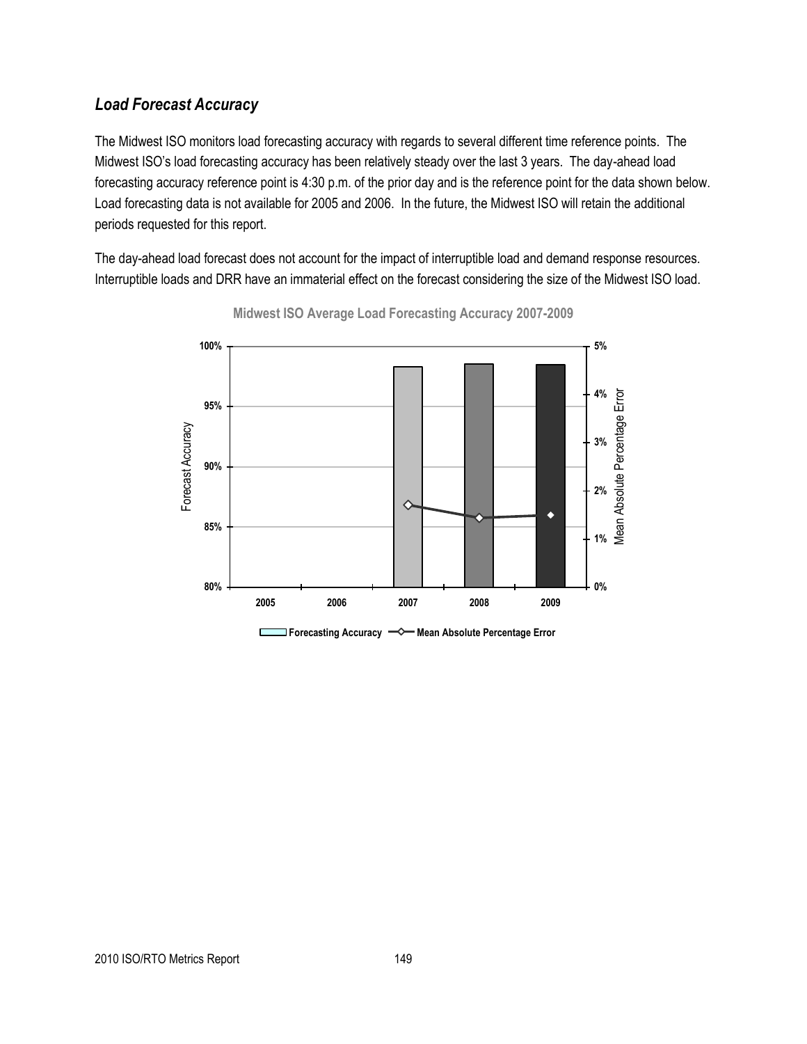## *Load Forecast Accuracy*

The Midwest ISO monitors load forecasting accuracy with regards to several different time reference points. The Midwest ISO's load forecasting accuracy has been relatively steady over the last 3 years. The day-ahead load forecasting accuracy reference point is 4:30 p.m. of the prior day and is the reference point for the data shown below. Load forecasting data is not available for 2005 and 2006. In the future, the Midwest ISO will retain the additional periods requested for this report.

The day-ahead load forecast does not account for the impact of interruptible load and demand response resources. Interruptible loads and DRR have an immaterial effect on the forecast considering the size of the Midwest ISO load.

Midwest ISO Average Load Forecasting Accuracy 2007-2009

Forecast Accuracy

100%
95%
90%
85%
80%

Mean Absolute Percentage Error

5%
4%
3%
2%
1%
0%

2005
2006
2007
2008
2009

Forecasting Accuracy
Mean Absolute Percentage Error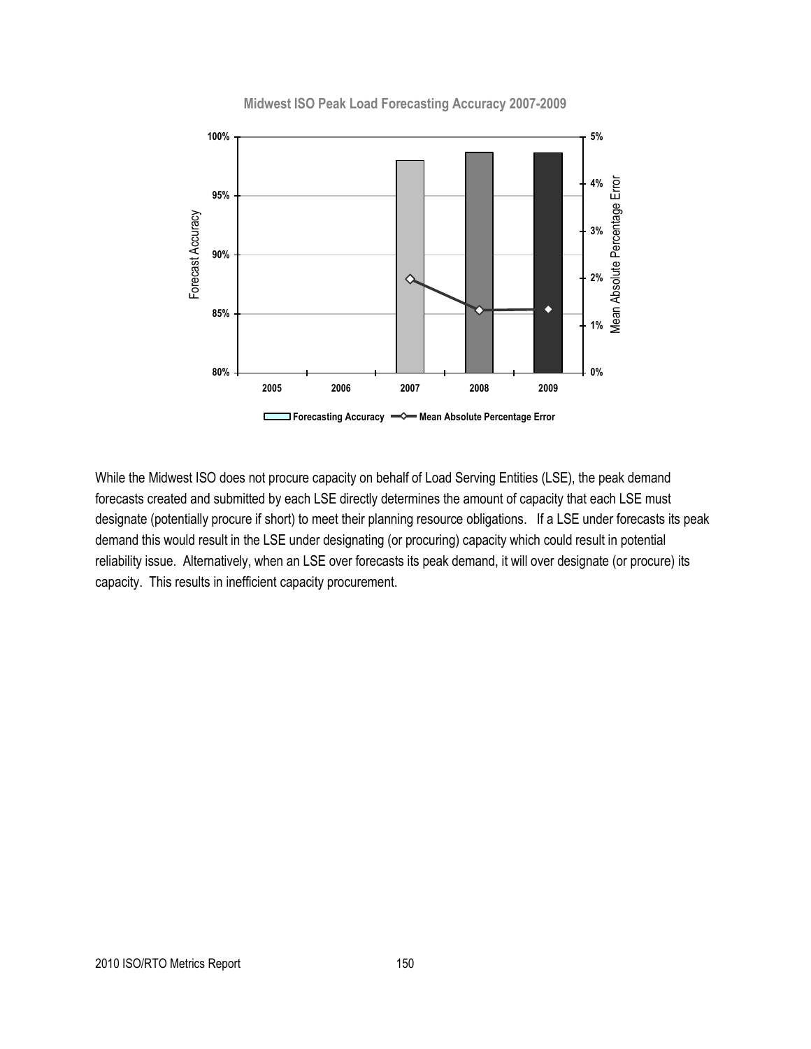Midwest ISO Peak Load Forecasting Accuracy 2007-2009

Forecast Accuracy

100%
95%
90%
85%
80%

Mean Absolute Percentage Error

5%
4%
3%
2%
1%
0%

2005
2006
2007
2008
2009

Forecasting Accuracy
Mean Absolute Percentage Error

While the Midwest ISO does not procure capacity on behalf of Load Serving Entities (LSE), the peak demand forecasts created and submitted by each LSE directly determines the amount of capacity that each LSE must designate (potentially procure if short) to meet their planning resource obligations. If a LSE under forecasts its peak demand this would result in the LSE under designating (or procuring) capacity which could result in potential reliability issue. Alternatively, when an LSE over forecasts its peak demand, it will over designate (or procure) its capacity. This results in inefficient capacity procurement.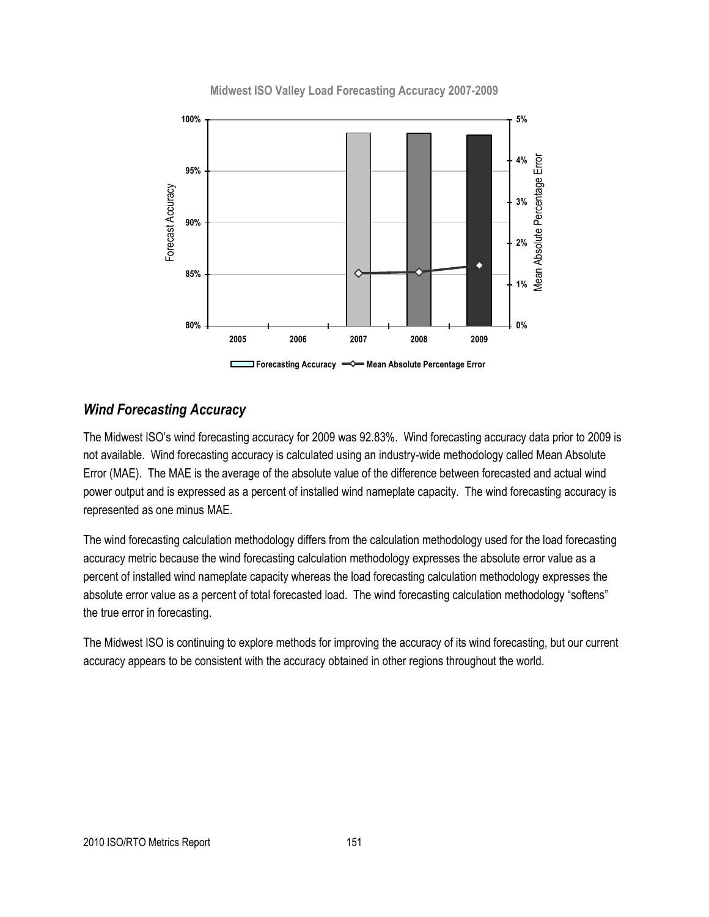Midwest ISO Valley Load Forecasting Accuracy 2007-2009

100%
95%
90%
85%
80%

5%
4%
3%
2%
1%
0%

Forecast Accuracy

Mean Absolute Percentage Error

2005
2006
2007
2008
2009

Forecasting Accuracy
Mean Absolute Percentage Error

## *Wind Forecasting Accuracy*

The Midwest ISO's wind forecasting accuracy for 2009 was 92.83%. Wind forecasting accuracy data prior to 2009 is not available. Wind forecasting accuracy is calculated using an industry-wide methodology called Mean Absolute Error (MAE). The MAE is the average of the absolute value of the difference between forecasted and actual wind power output and is expressed as a percent of installed wind nameplate capacity. The wind forecasting accuracy is represented as one minus MAE.

The wind forecasting calculation methodology differs from the calculation methodology used for the load forecasting accuracy metric because the wind forecasting calculation methodology expresses the absolute error value as a percent of installed wind nameplate capacity whereas the load forecasting calculation methodology expresses the absolute error value as a percent of total forecasted load. The wind forecasting calculation methodology "softens" the true error in forecasting.

The Midwest ISO is continuing to explore methods for improving the accuracy of its wind forecasting, but our current accuracy appears to be consistent with the accuracy obtained in other regions throughout the world.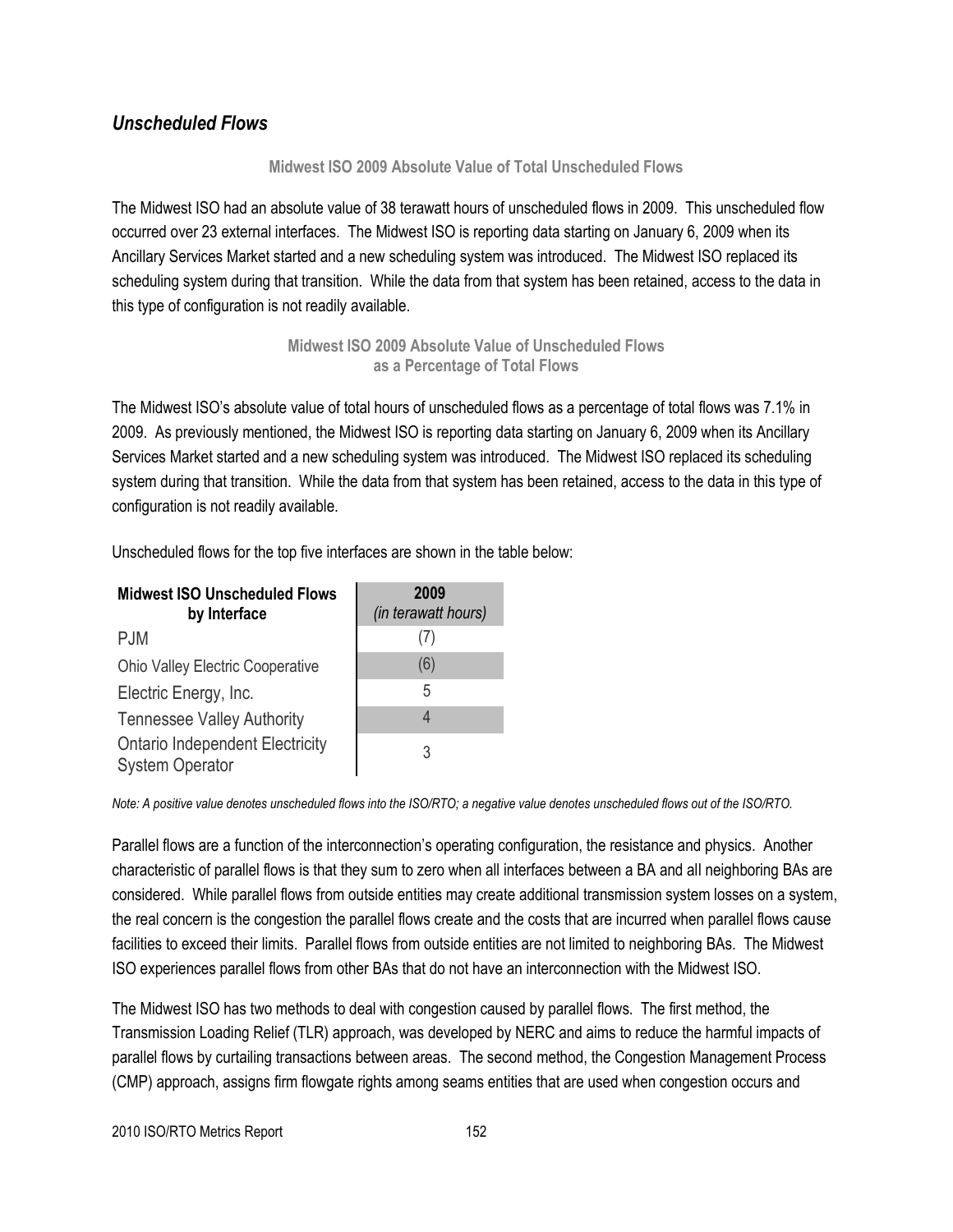## *Unscheduled Flows*

**Midwest ISO 2009 Absolute Value of Total Unscheduled Flows**

The Midwest ISO had an absolute value of 38 terawatt hours of unscheduled flows in 2009. This unscheduled flow occurred over 23 external interfaces. The Midwest ISO is reporting data starting on January 6, 2009 when its Ancillary Services Market started and a new scheduling system was introduced. The Midwest ISO replaced its scheduling system during that transition. While the data from that system has been retained, access to the data in this type of configuration is not readily available.

**Midwest ISO 2009 Absolute Value of Unscheduled Flows as a Percentage of Total Flows**

The Midwest ISO's absolute value of total hours of unscheduled flows as a percentage of total flows was 7.1% in 2009. As previously mentioned, the Midwest ISO is reporting data starting on January 6, 2009 when its Ancillary Services Market started and a new scheduling system was introduced. The Midwest ISO replaced its scheduling system during that transition. While the data from that system has been retained, access to the data in this type of configuration is not readily available.

Unscheduled flows for the top five interfaces are shown in the table below:

| Midwest ISO Unscheduled Flows by Interface | 2009 *(in terawatt hours)* |
|---|---|
| PJM | (7) |
| Ohio Valley Electric Cooperative | (6) |
| Electric Energy, Inc. | 5 |
| Tennessee Valley Authority | 4 |
| Ontario Independent Electricity System Operator | 3 |

*Note: A positive value denotes unscheduled flows into the ISO/RTO; a negative value denotes unscheduled flows out of the ISO/RTO.*

Parallel flows are a function of the interconnection's operating configuration, the resistance and physics. Another characteristic of parallel flows is that they sum to zero when all interfaces between a BA and all neighboring BAs are considered. While parallel flows from outside entities may create additional transmission system losses on a system, the real concern is the congestion the parallel flows create and the costs that are incurred when parallel flows cause facilities to exceed their limits. Parallel flows from outside entities are not limited to neighboring BAs. The Midwest ISO experiences parallel flows from other BAs that do not have an interconnection with the Midwest ISO.

The Midwest ISO has two methods to deal with congestion caused by parallel flows. The first method, the Transmission Loading Relief (TLR) approach, was developed by NERC and aims to reduce the harmful impacts of parallel flows by curtailing transactions between areas. The second method, the Congestion Management Process (CMP) approach, assigns firm flowgate rights among seams entities that are used when congestion occurs and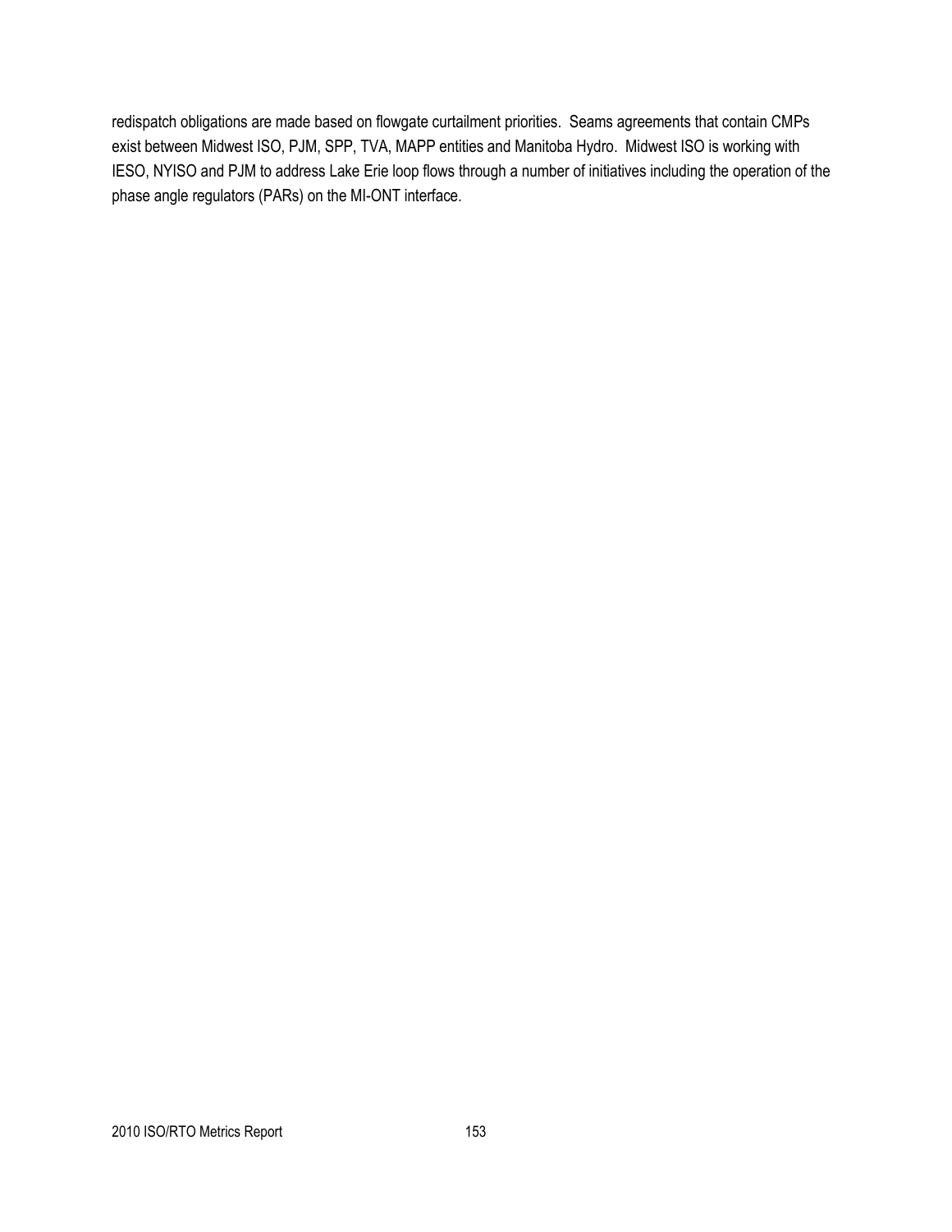redispatch obligations are made based on flowgate curtailment priorities. Seams agreements that contain CMPs exist between Midwest ISO, PJM, SPP, TVA, MAPP entities and Manitoba Hydro. Midwest ISO is working with IESO, NYISO and PJM to address Lake Erie loop flows through a number of initiatives including the operation of the phase angle regulators (PARs) on the MI-ONT interface.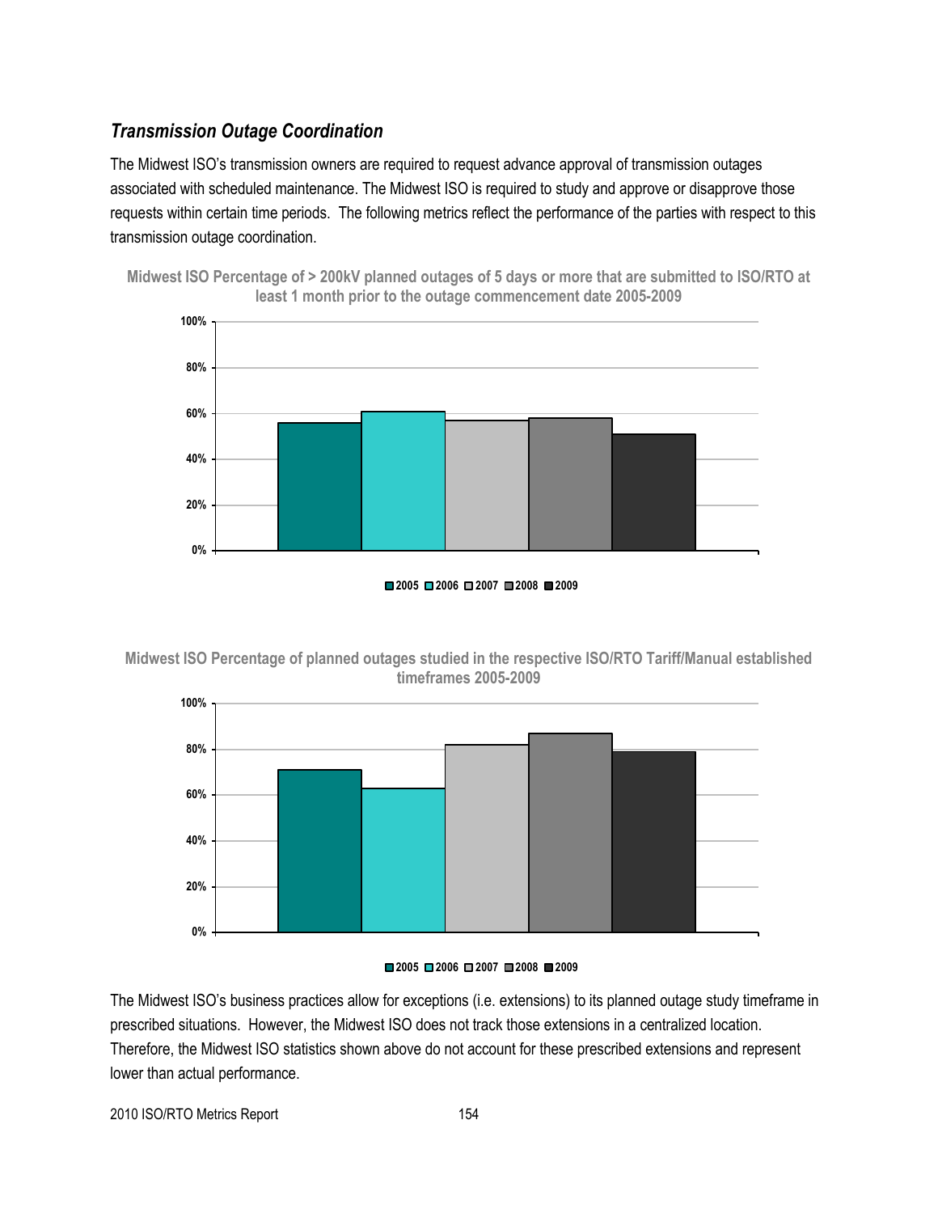### *Transmission Outage Coordination*

The Midwest ISO's transmission owners are required to request advance approval of transmission outages associated with scheduled maintenance. The Midwest ISO is required to study and approve or disapprove those requests within certain time periods. The following metrics reflect the performance of the parties with respect to this transmission outage coordination.

**Midwest ISO Percentage of > 200kV planned outages of 5 days or more that are submitted to ISO/RTO at least 1 month prior to the outage commencement date 2005-2009**

100%
80%
60%
40%
20%
0%

2005 2006 2007 2008 2009

**Midwest ISO Percentage of planned outages studied in the respective ISO/RTO Tariff/Manual established timeframes 2005-2009**

100%
80%
60%
40%
20%
0%

2005 2006 2007 2008 2009

The Midwest ISO's business practices allow for exceptions (i.e. extensions) to its planned outage study timeframe in prescribed situations. However, the Midwest ISO does not track those extensions in a centralized location. Therefore, the Midwest ISO statistics shown above do not account for these prescribed extensions and represent lower than actual performance.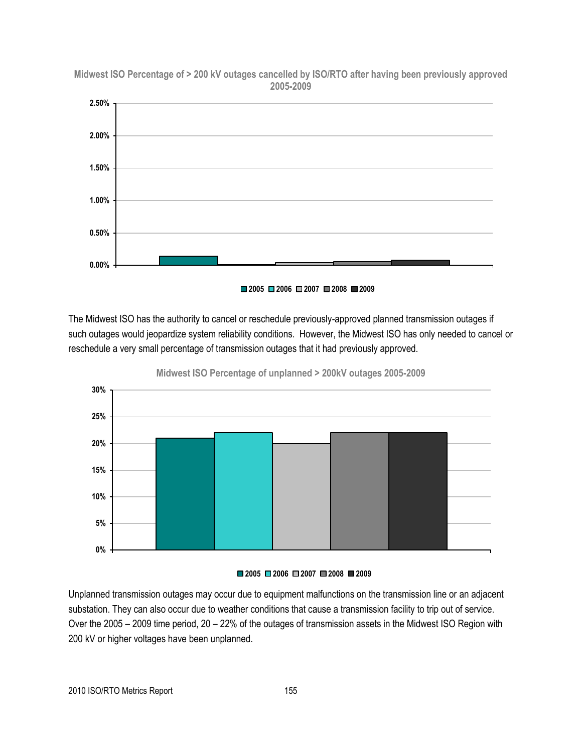Midwest ISO Percentage of > 200 kV outages cancelled by ISO/RTO after having been previously approved 2005-2009

2.50%
2.00%
1.50%
1.00%
0.50%
0.00%

2005 2006 2007 2008 2009

The Midwest ISO has the authority to cancel or reschedule previously-approved planned transmission outages if such outages would jeopardize system reliability conditions. However, the Midwest ISO has only needed to cancel or reschedule a very small percentage of transmission outages that it had previously approved.

Midwest ISO Percentage of unplanned > 200kV outages 2005-2009

30%
25%
20%
15%
10%
5%
0%

2005 2006 2007 2008 2009

Unplanned transmission outages may occur due to equipment malfunctions on the transmission line or an adjacent substation. They can also occur due to weather conditions that cause a transmission facility to trip out of service. Over the 2005 – 2009 time period, 20 – 22% of the outages of transmission assets in the Midwest ISO Region with 200 kV or higher voltages have been unplanned.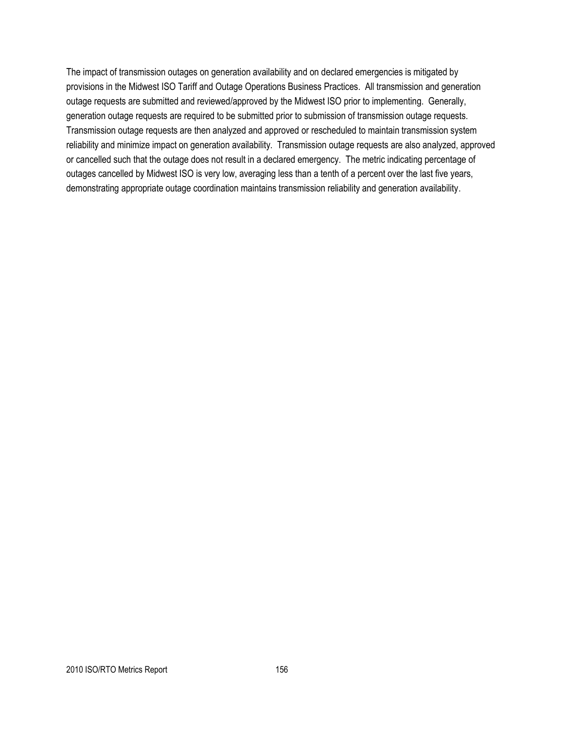The impact of transmission outages on generation availability and on declared emergencies is mitigated by provisions in the Midwest ISO Tariff and Outage Operations Business Practices. All transmission and generation outage requests are submitted and reviewed/approved by the Midwest ISO prior to implementing. Generally, generation outage requests are required to be submitted prior to submission of transmission outage requests. Transmission outage requests are then analyzed and approved or rescheduled to maintain transmission system reliability and minimize impact on generation availability. Transmission outage requests are also analyzed, approved or cancelled such that the outage does not result in a declared emergency. The metric indicating percentage of outages cancelled by Midwest ISO is very low, averaging less than a tenth of a percent over the last five years, demonstrating appropriate outage coordination maintains transmission reliability and generation availability.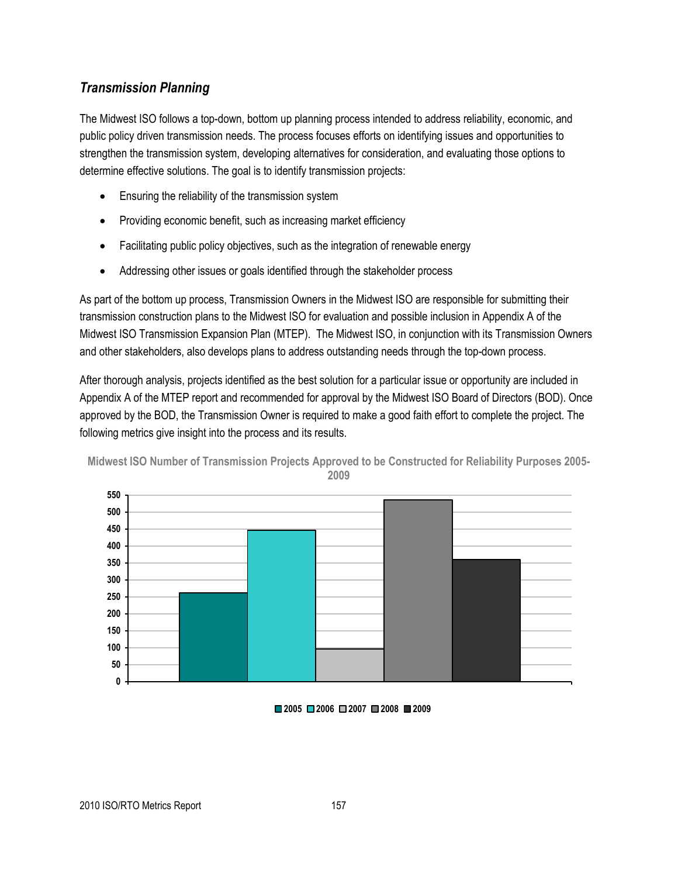## *Transmission Planning*

The Midwest ISO follows a top-down, bottom up planning process intended to address reliability, economic, and public policy driven transmission needs. The process focuses efforts on identifying issues and opportunities to strengthen the transmission system, developing alternatives for consideration, and evaluating those options to determine effective solutions. The goal is to identify transmission projects:

- Ensuring the reliability of the transmission system
- Providing economic benefit, such as increasing market efficiency
- Facilitating public policy objectives, such as the integration of renewable energy
- Addressing other issues or goals identified through the stakeholder process

As part of the bottom up process, Transmission Owners in the Midwest ISO are responsible for submitting their transmission construction plans to the Midwest ISO for evaluation and possible inclusion in Appendix A of the Midwest ISO Transmission Expansion Plan (MTEP). The Midwest ISO, in conjunction with its Transmission Owners and other stakeholders, also develops plans to address outstanding needs through the top-down process.

After thorough analysis, projects identified as the best solution for a particular issue or opportunity are included in Appendix A of the MTEP report and recommended for approval by the Midwest ISO Board of Directors (BOD). Once approved by the BOD, the Transmission Owner is required to make a good faith effort to complete the project. The following metrics give insight into the process and its results.

**Midwest ISO Number of Transmission Projects Approved to be Constructed for Reliability Purposes 2005-2009**

550
500
450
400
350
300
250
200
150
100
50
0

2005 2006 2007 2008 2009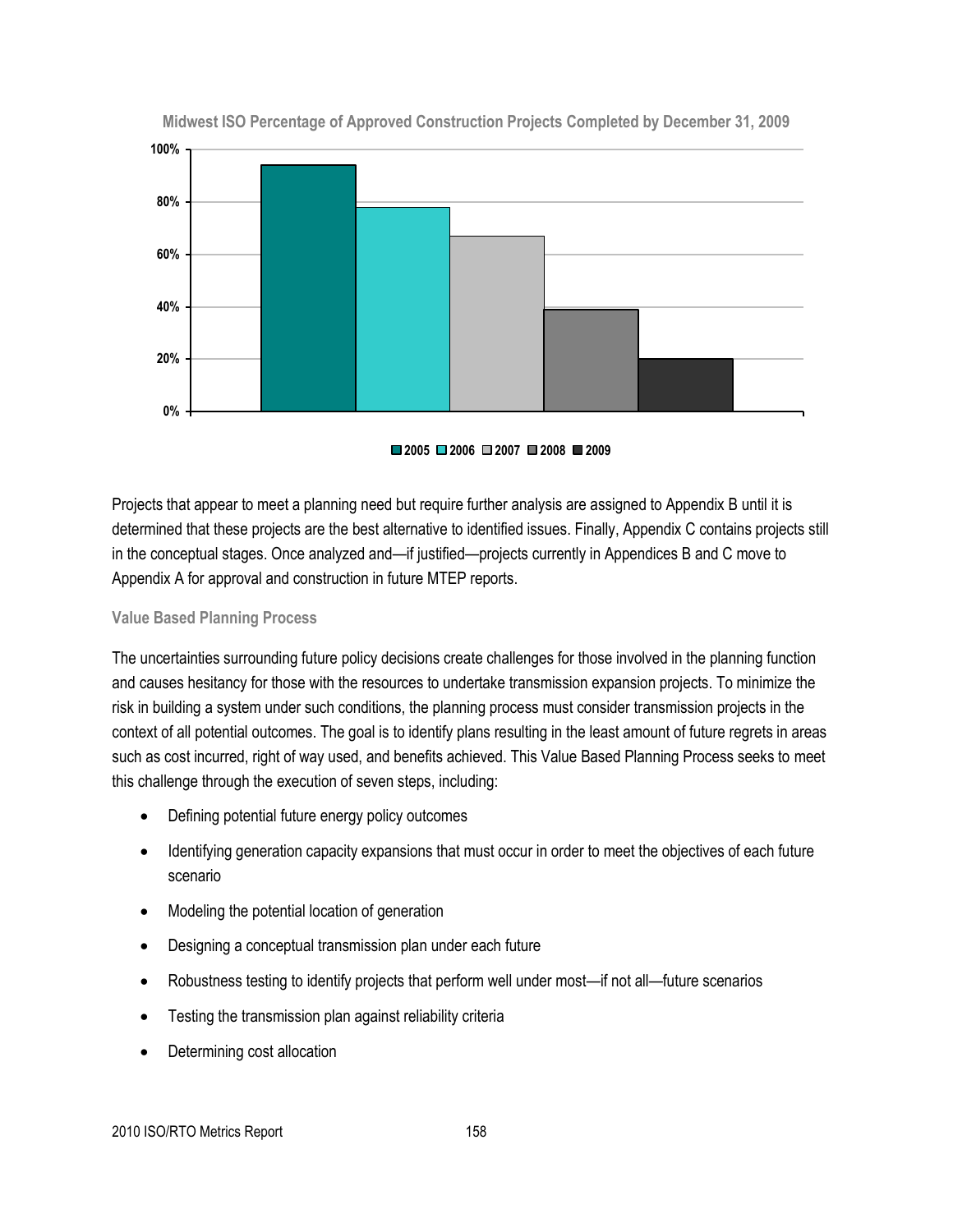Midwest ISO Percentage of Approved Construction Projects Completed by December 31, 2009

100%
80%
60%
40%
20%
0%

2005 2006 2007 2008 2009

Projects that appear to meet a planning need but require further analysis are assigned to Appendix B until it is determined that these projects are the best alternative to identified issues. Finally, Appendix C contains projects still in the conceptual stages. Once analyzed and—if justified—projects currently in Appendices B and C move to Appendix A for approval and construction in future MTEP reports.

### Value Based Planning Process

The uncertainties surrounding future policy decisions create challenges for those involved in the planning function and causes hesitancy for those with the resources to undertake transmission expansion projects. To minimize the risk in building a system under such conditions, the planning process must consider transmission projects in the context of all potential outcomes. The goal is to identify plans resulting in the least amount of future regrets in areas such as cost incurred, right of way used, and benefits achieved. This Value Based Planning Process seeks to meet this challenge through the execution of seven steps, including:

- Defining potential future energy policy outcomes
- Identifying generation capacity expansions that must occur in order to meet the objectives of each future scenario
- Modeling the potential location of generation
- Designing a conceptual transmission plan under each future
- Robustness testing to identify projects that perform well under most—if not all—future scenarios
- Testing the transmission plan against reliability criteria
- Determining cost allocation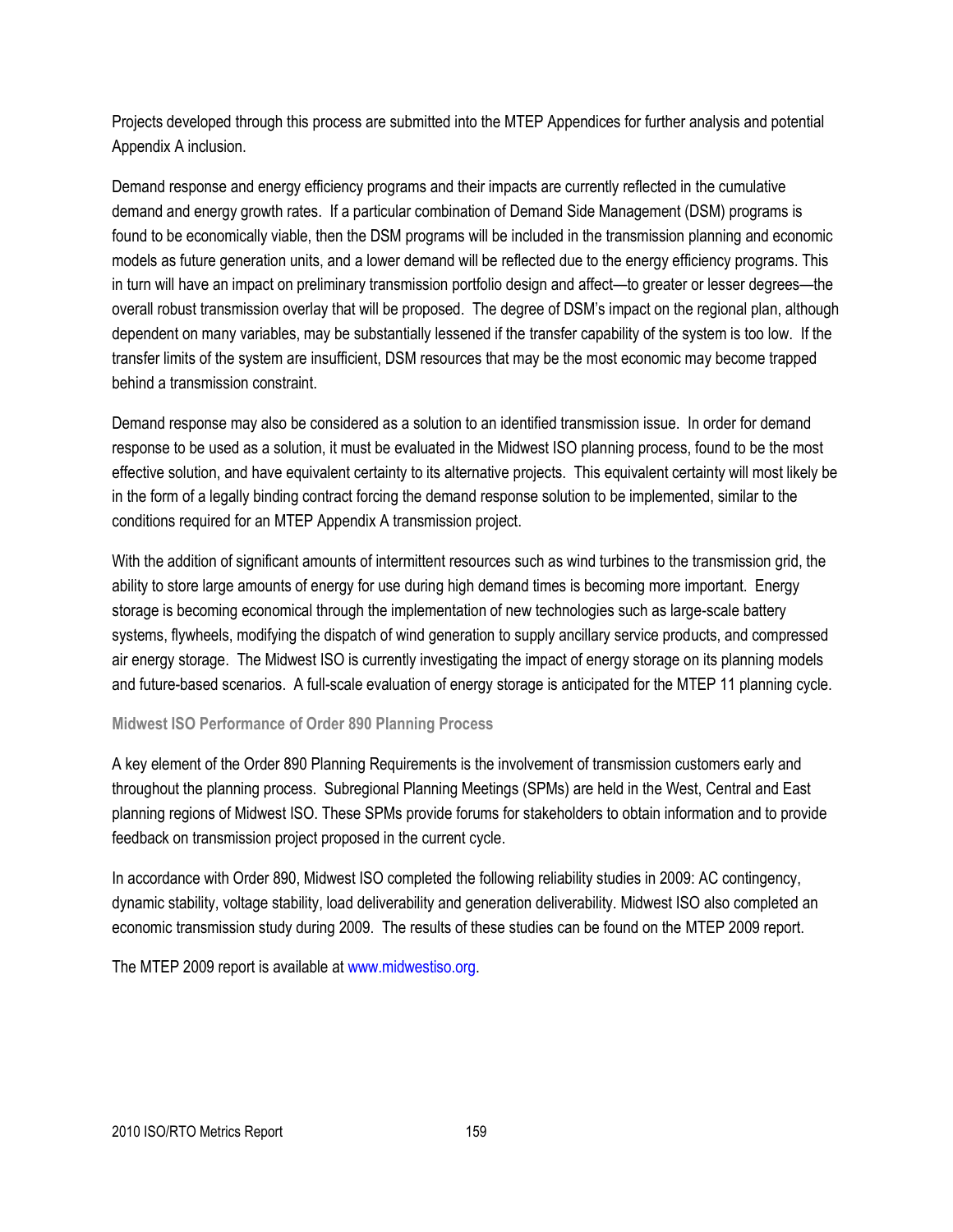Projects developed through this process are submitted into the MTEP Appendices for further analysis and potential Appendix A inclusion.

Demand response and energy efficiency programs and their impacts are currently reflected in the cumulative demand and energy growth rates. If a particular combination of Demand Side Management (DSM) programs is found to be economically viable, then the DSM programs will be included in the transmission planning and economic models as future generation units, and a lower demand will be reflected due to the energy efficiency programs. This in turn will have an impact on preliminary transmission portfolio design and affect—to greater or lesser degrees—the overall robust transmission overlay that will be proposed. The degree of DSM's impact on the regional plan, although dependent on many variables, may be substantially lessened if the transfer capability of the system is too low. If the transfer limits of the system are insufficient, DSM resources that may be the most economic may become trapped behind a transmission constraint.

Demand response may also be considered as a solution to an identified transmission issue. In order for demand response to be used as a solution, it must be evaluated in the Midwest ISO planning process, found to be the most effective solution, and have equivalent certainty to its alternative projects. This equivalent certainty will most likely be in the form of a legally binding contract forcing the demand response solution to be implemented, similar to the conditions required for an MTEP Appendix A transmission project.

With the addition of significant amounts of intermittent resources such as wind turbines to the transmission grid, the ability to store large amounts of energy for use during high demand times is becoming more important. Energy storage is becoming economical through the implementation of new technologies such as large-scale battery systems, flywheels, modifying the dispatch of wind generation to supply ancillary service products, and compressed air energy storage. The Midwest ISO is currently investigating the impact of energy storage on its planning models and future-based scenarios. A full-scale evaluation of energy storage is anticipated for the MTEP 11 planning cycle.

#### Midwest ISO Performance of Order 890 Planning Process

A key element of the Order 890 Planning Requirements is the involvement of transmission customers early and throughout the planning process. Subregional Planning Meetings (SPMs) are held in the West, Central and East planning regions of Midwest ISO. These SPMs provide forums for stakeholders to obtain information and to provide feedback on transmission project proposed in the current cycle.

In accordance with Order 890, Midwest ISO completed the following reliability studies in 2009: AC contingency, dynamic stability, voltage stability, load deliverability and generation deliverability. Midwest ISO also completed an economic transmission study during 2009. The results of these studies can be found on the MTEP 2009 report.

The MTEP 2009 report is available at www.midwestiso.org.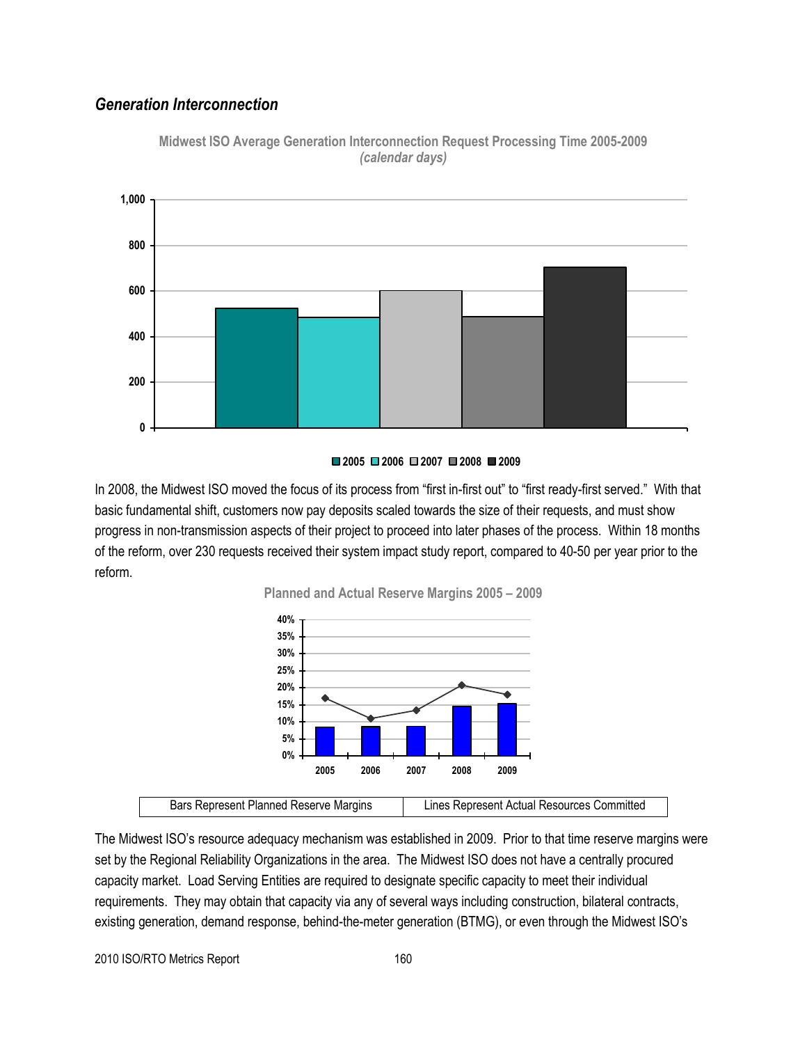### *Generation Interconnection*

**Midwest ISO Average Generation Interconnection Request Processing Time 2005-2009**
***(calendar days)***

1,000
800
600
400
200
0

2005 2006 2007 2008 2009

In 2008, the Midwest ISO moved the focus of its process from "first in-first out" to "first ready-first served." With that basic fundamental shift, customers now pay deposits scaled towards the size of their requests, and must show progress in non-transmission aspects of their project to proceed into later phases of the process. Within 18 months of the reform, over 230 requests received their system impact study report, compared to 40-50 per year prior to the reform.

**Planned and Actual Reserve Margins 2005 – 2009**

40%
35%
30%
25%
20%
15%
10%
5%
0%

2005 2006 2007 2008 2009

| | |
|---|---|
| Bars Represent Planned Reserve Margins | Lines Represent Actual Resources Committed |

The Midwest ISO's resource adequacy mechanism was established in 2009. Prior to that time reserve margins were set by the Regional Reliability Organizations in the area. The Midwest ISO does not have a centrally procured capacity market. Load Serving Entities are required to designate specific capacity to meet their individual requirements. They may obtain that capacity via any of several ways including construction, bilateral contracts, existing generation, demand response, behind-the-meter generation (BTMG), or even through the Midwest ISO's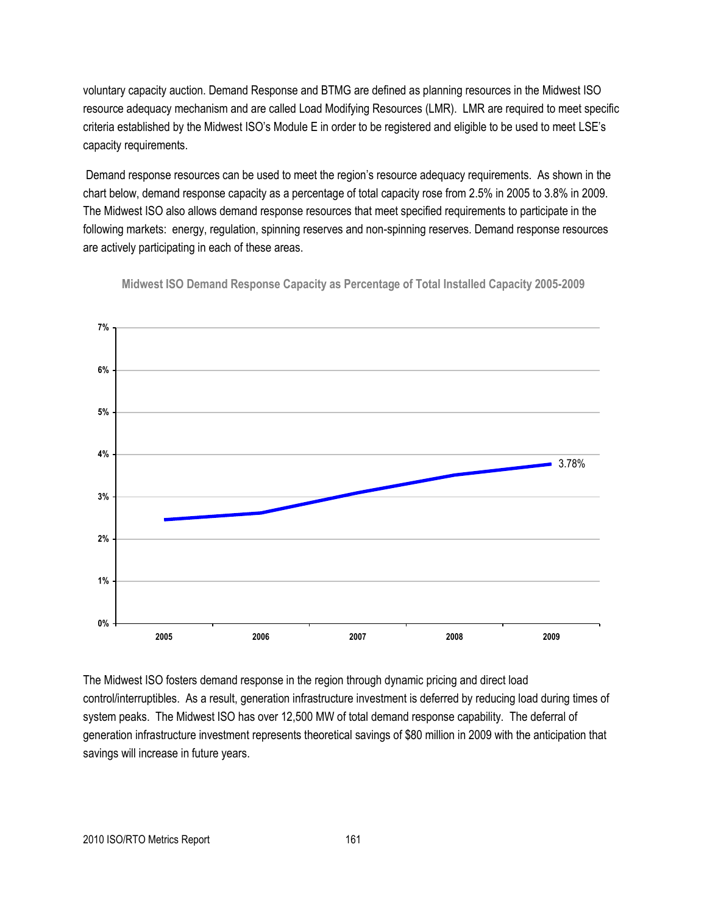voluntary capacity auction. Demand Response and BTMG are defined as planning resources in the Midwest ISO resource adequacy mechanism and are called Load Modifying Resources (LMR). LMR are required to meet specific criteria established by the Midwest ISO's Module E in order to be registered and eligible to be used to meet LSE's capacity requirements.

Demand response resources can be used to meet the region's resource adequacy requirements. As shown in the chart below, demand response capacity as a percentage of total capacity rose from 2.5% in 2005 to 3.8% in 2009. The Midwest ISO also allows demand response resources that meet specified requirements to participate in the following markets: energy, regulation, spinning reserves and non-spinning reserves. Demand response resources are actively participating in each of these areas.

**Midwest ISO Demand Response Capacity as Percentage of Total Installed Capacity 2005-2009**

7%
6%
5%
4%
3%
2%
1%
0%

2005
2006
2007
2008
2009

3.78%

The Midwest ISO fosters demand response in the region through dynamic pricing and direct load control/interruptibles. As a result, generation infrastructure investment is deferred by reducing load during times of system peaks. The Midwest ISO has over 12,500 MW of total demand response capability. The deferral of generation infrastructure investment represents theoretical savings of $80 million in 2009 with the anticipation that savings will increase in future years.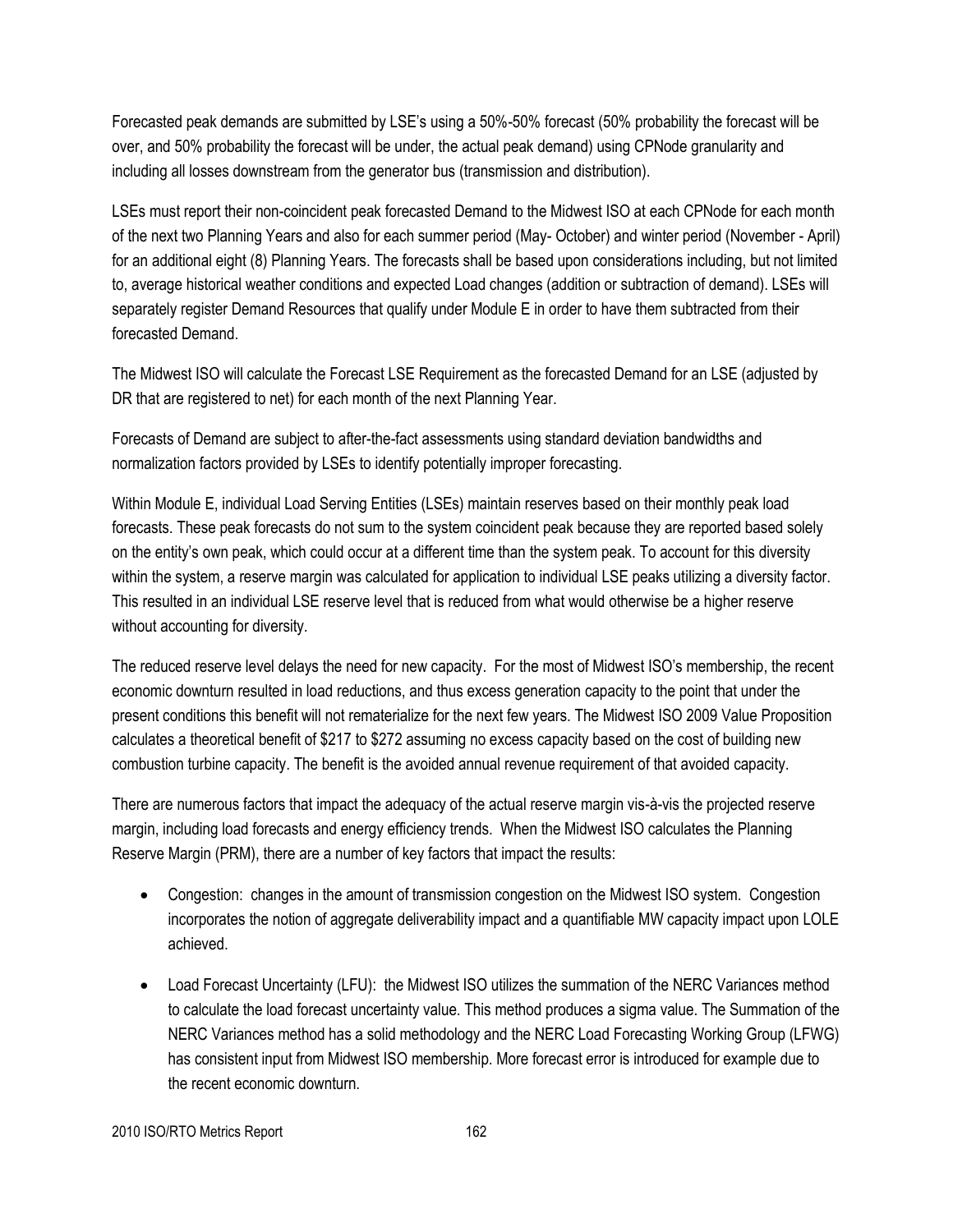Forecasted peak demands are submitted by LSE's using a 50%-50% forecast (50% probability the forecast will be over, and 50% probability the forecast will be under, the actual peak demand) using CPNode granularity and including all losses downstream from the generator bus (transmission and distribution).

LSEs must report their non-coincident peak forecasted Demand to the Midwest ISO at each CPNode for each month of the next two Planning Years and also for each summer period (May- October) and winter period (November - April) for an additional eight (8) Planning Years. The forecasts shall be based upon considerations including, but not limited to, average historical weather conditions and expected Load changes (addition or subtraction of demand). LSEs will separately register Demand Resources that qualify under Module E in order to have them subtracted from their forecasted Demand.

The Midwest ISO will calculate the Forecast LSE Requirement as the forecasted Demand for an LSE (adjusted by DR that are registered to net) for each month of the next Planning Year.

Forecasts of Demand are subject to after-the-fact assessments using standard deviation bandwidths and normalization factors provided by LSEs to identify potentially improper forecasting.

Within Module E, individual Load Serving Entities (LSEs) maintain reserves based on their monthly peak load forecasts. These peak forecasts do not sum to the system coincident peak because they are reported based solely on the entity's own peak, which could occur at a different time than the system peak. To account for this diversity within the system, a reserve margin was calculated for application to individual LSE peaks utilizing a diversity factor. This resulted in an individual LSE reserve level that is reduced from what would otherwise be a higher reserve without accounting for diversity.

The reduced reserve level delays the need for new capacity. For the most of Midwest ISO's membership, the recent economic downturn resulted in load reductions, and thus excess generation capacity to the point that under the present conditions this benefit will not rematerialize for the next few years. The Midwest ISO 2009 Value Proposition calculates a theoretical benefit of $217 to $272 assuming no excess capacity based on the cost of building new combustion turbine capacity. The benefit is the avoided annual revenue requirement of that avoided capacity.

There are numerous factors that impact the adequacy of the actual reserve margin vis-à-vis the projected reserve margin, including load forecasts and energy efficiency trends. When the Midwest ISO calculates the Planning Reserve Margin (PRM), there are a number of key factors that impact the results:

- Congestion: changes in the amount of transmission congestion on the Midwest ISO system. Congestion incorporates the notion of aggregate deliverability impact and a quantifiable MW capacity impact upon LOLE achieved.
- Load Forecast Uncertainty (LFU): the Midwest ISO utilizes the summation of the NERC Variances method to calculate the load forecast uncertainty value. This method produces a sigma value. The Summation of the NERC Variances method has a solid methodology and the NERC Load Forecasting Working Group (LFWG) has consistent input from Midwest ISO membership. More forecast error is introduced for example due to the recent economic downturn.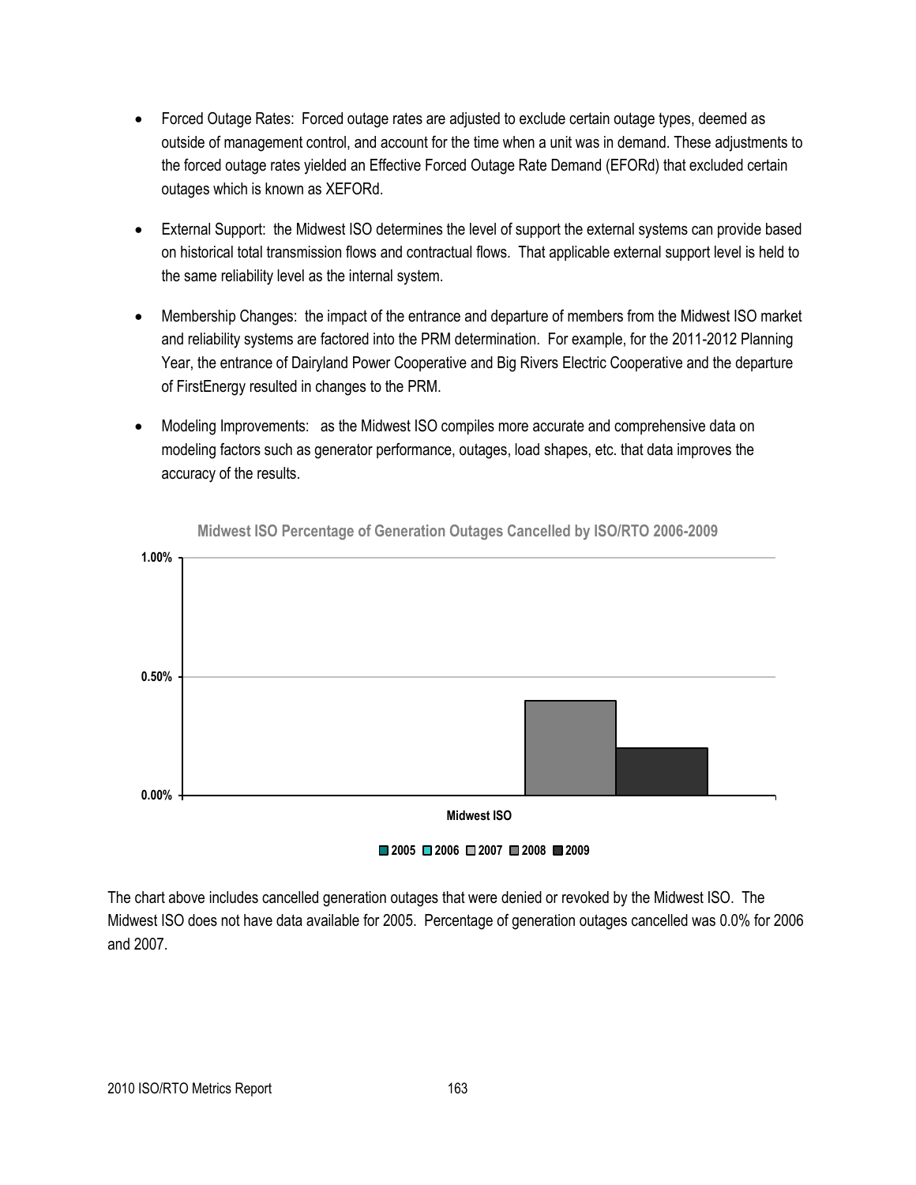- Forced Outage Rates: Forced outage rates are adjusted to exclude certain outage types, deemed as outside of management control, and account for the time when a unit was in demand. These adjustments to the forced outage rates yielded an Effective Forced Outage Rate Demand (EFORd) that excluded certain outages which is known as XEFORd.

- External Support: the Midwest ISO determines the level of support the external systems can provide based on historical total transmission flows and contractual flows. That applicable external support level is held to the same reliability level as the internal system.

- Membership Changes: the impact of the entrance and departure of members from the Midwest ISO market and reliability systems are factored into the PRM determination. For example, for the 2011-2012 Planning Year, the entrance of Dairyland Power Cooperative and Big Rivers Electric Cooperative and the departure of FirstEnergy resulted in changes to the PRM.

- Modeling Improvements: as the Midwest ISO compiles more accurate and comprehensive data on modeling factors such as generator performance, outages, load shapes, etc. that data improves the accuracy of the results.

Midwest ISO Percentage of Generation Outages Cancelled by ISO/RTO 2006-2009

1.00%
0.50%
0.00%
Midwest ISO

2005 2006 2007 2008 2009

The chart above includes cancelled generation outages that were denied or revoked by the Midwest ISO. The Midwest ISO does not have data available for 2005. Percentage of generation outages cancelled was 0.0% for 2006 and 2007.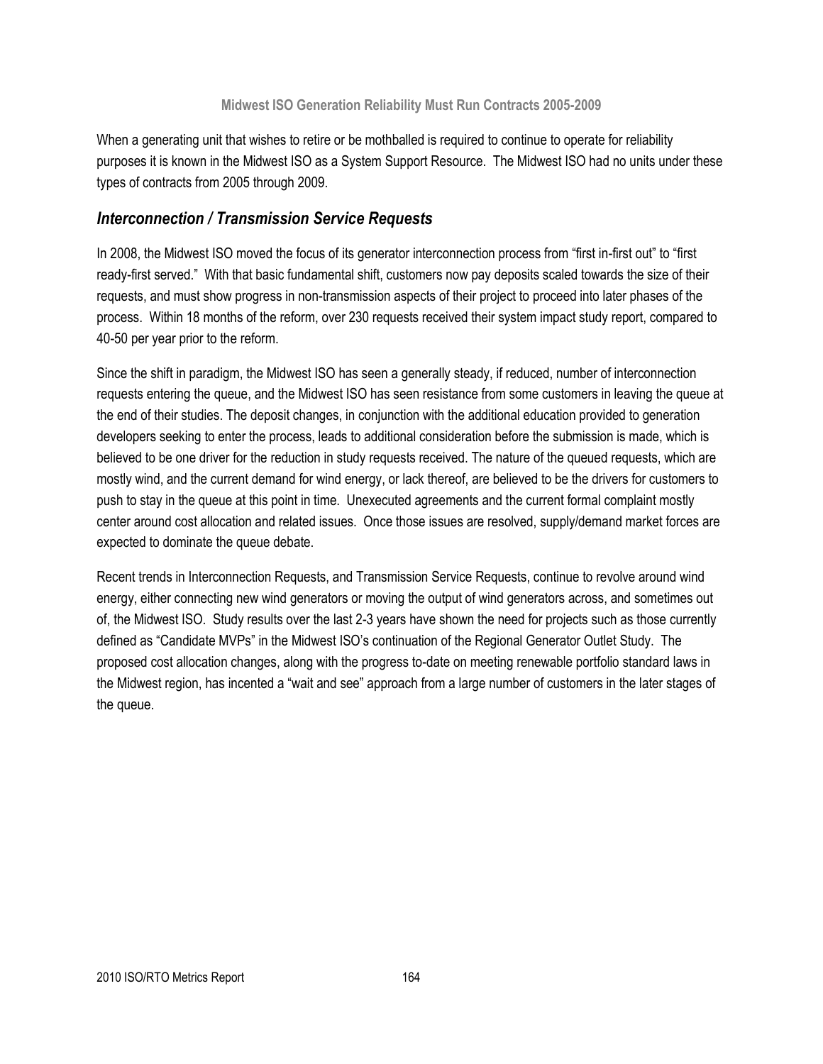**Midwest ISO Generation Reliability Must Run Contracts 2005-2009**

When a generating unit that wishes to retire or be mothballed is required to continue to operate for reliability purposes it is known in the Midwest ISO as a System Support Resource. The Midwest ISO had no units under these types of contracts from 2005 through 2009.

## *Interconnection / Transmission Service Requests*

In 2008, the Midwest ISO moved the focus of its generator interconnection process from "first in-first out" to "first ready-first served." With that basic fundamental shift, customers now pay deposits scaled towards the size of their requests, and must show progress in non-transmission aspects of their project to proceed into later phases of the process. Within 18 months of the reform, over 230 requests received their system impact study report, compared to 40-50 per year prior to the reform.

Since the shift in paradigm, the Midwest ISO has seen a generally steady, if reduced, number of interconnection requests entering the queue, and the Midwest ISO has seen resistance from some customers in leaving the queue at the end of their studies. The deposit changes, in conjunction with the additional education provided to generation developers seeking to enter the process, leads to additional consideration before the submission is made, which is believed to be one driver for the reduction in study requests received. The nature of the queued requests, which are mostly wind, and the current demand for wind energy, or lack thereof, are believed to be the drivers for customers to push to stay in the queue at this point in time. Unexecuted agreements and the current formal complaint mostly center around cost allocation and related issues. Once those issues are resolved, supply/demand market forces are expected to dominate the queue debate.

Recent trends in Interconnection Requests, and Transmission Service Requests, continue to revolve around wind energy, either connecting new wind generators or moving the output of wind generators across, and sometimes out of, the Midwest ISO. Study results over the last 2-3 years have shown the need for projects such as those currently defined as "Candidate MVPs" in the Midwest ISO's continuation of the Regional Generator Outlet Study. The proposed cost allocation changes, along with the progress to-date on meeting renewable portfolio standard laws in the Midwest region, has incented a "wait and see" approach from a large number of customers in the later stages of the queue.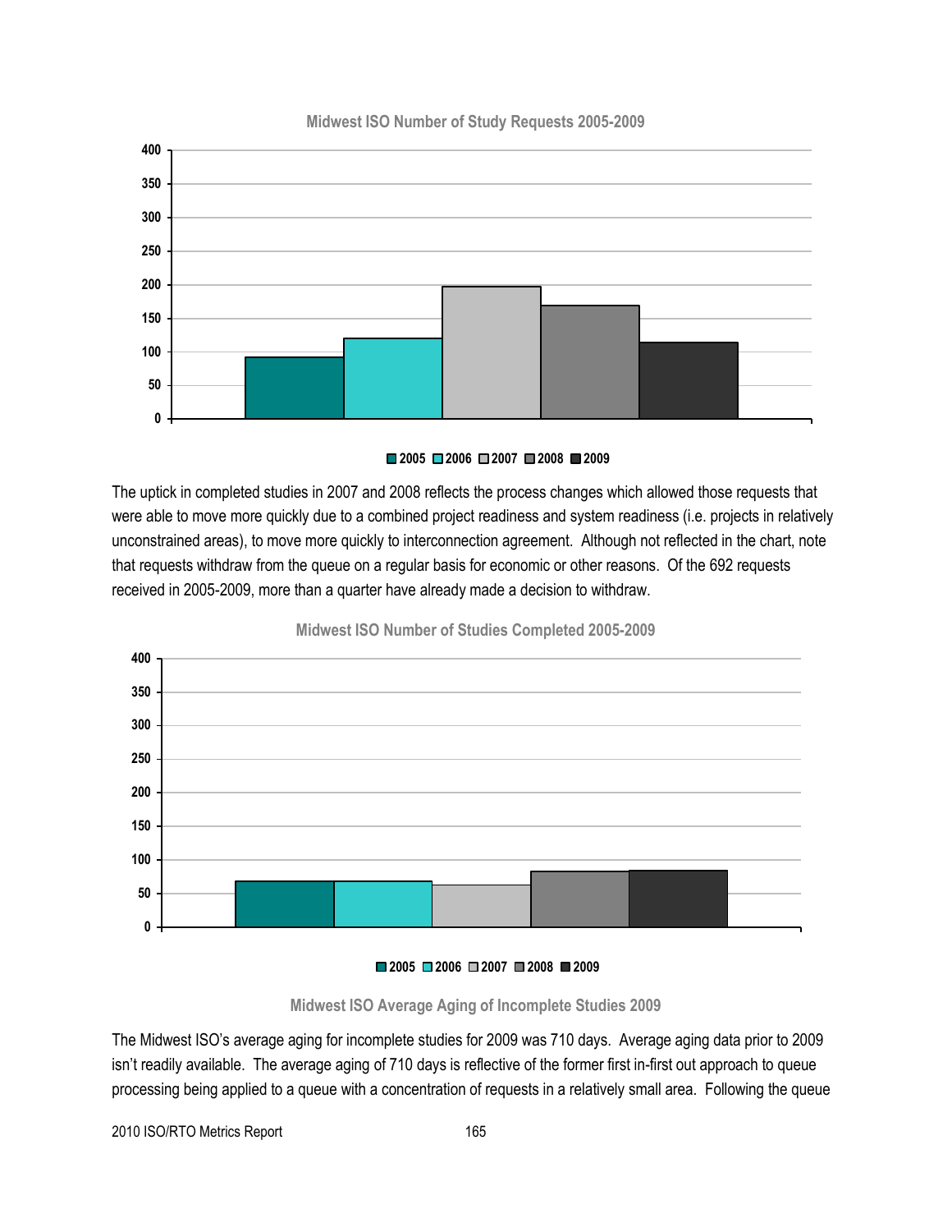Midwest ISO Number of Study Requests 2005-2009

400
350
300
250
200
150
100
50
0

2005 2006 2007 2008 2009

The uptick in completed studies in 2007 and 2008 reflects the process changes which allowed those requests that were able to move more quickly due to a combined project readiness and system readiness (i.e. projects in relatively unconstrained areas), to move more quickly to interconnection agreement. Although not reflected in the chart, note that requests withdraw from the queue on a regular basis for economic or other reasons. Of the 692 requests received in 2005-2009, more than a quarter have already made a decision to withdraw.

Midwest ISO Number of Studies Completed 2005-2009

400
350
300
250
200
150
100
50
0

2005 2006 2007 2008 2009

Midwest ISO Average Aging of Incomplete Studies 2009

The Midwest ISO's average aging for incomplete studies for 2009 was 710 days. Average aging data prior to 2009 isn't readily available. The average aging of 710 days is reflective of the former first in-first out approach to queue processing being applied to a queue with a concentration of requests in a relatively small area. Following the queue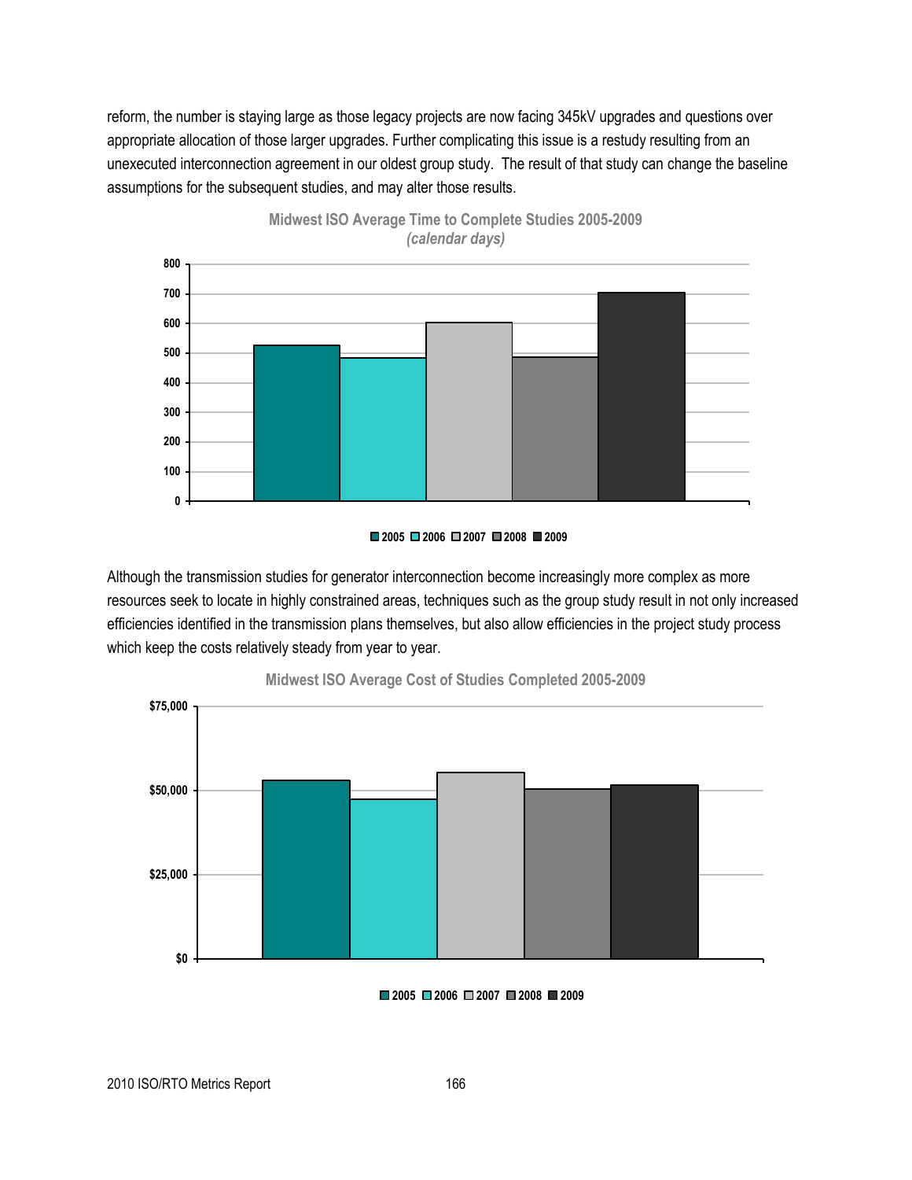reform, the number is staying large as those legacy projects are now facing 345kV upgrades and questions over appropriate allocation of those larger upgrades. Further complicating this issue is a restudy resulting from an unexecuted interconnection agreement in our oldest group study. The result of that study can change the baseline assumptions for the subsequent studies, and may alter those results.

**Midwest ISO Average Time to Complete Studies 2005-2009**
***(calendar days)***

800
700
600
500
400
300
200
100
0

2005 2006 2007 2008 2009

Although the transmission studies for generator interconnection become increasingly more complex as more resources seek to locate in highly constrained areas, techniques such as the group study result in not only increased efficiencies identified in the transmission plans themselves, but also allow efficiencies in the project study process which keep the costs relatively steady from year to year.

**Midwest ISO Average Cost of Studies Completed 2005-2009**

$75,000
$50,000
$25,000
$0

2005 2006 2007 2008 2009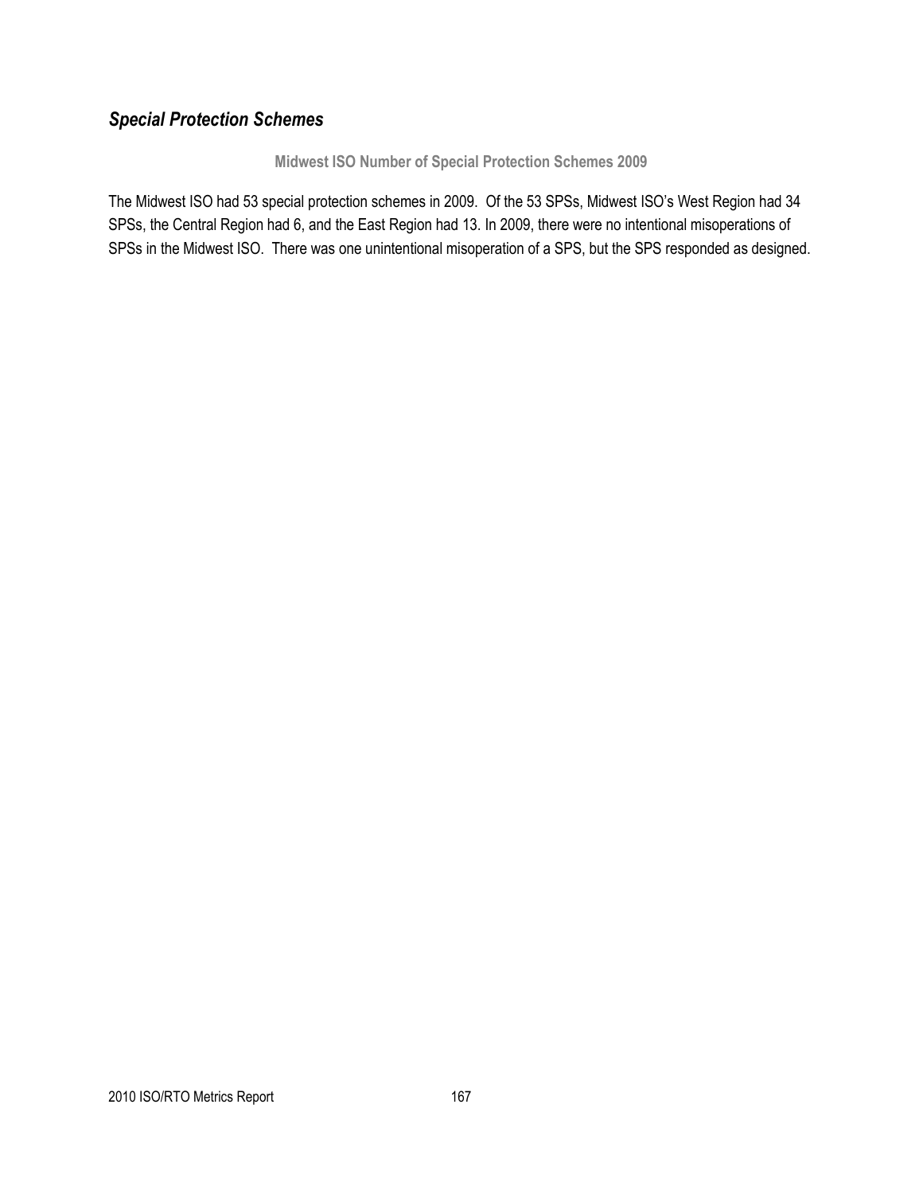### *Special Protection Schemes*

**Midwest ISO Number of Special Protection Schemes 2009**

The Midwest ISO had 53 special protection schemes in 2009. Of the 53 SPSs, Midwest ISO's West Region had 34 SPSs, the Central Region had 6, and the East Region had 13. In 2009, there were no intentional misoperations of SPSs in the Midwest ISO. There was one unintentional misoperation of a SPS, but the SPS responded as designed.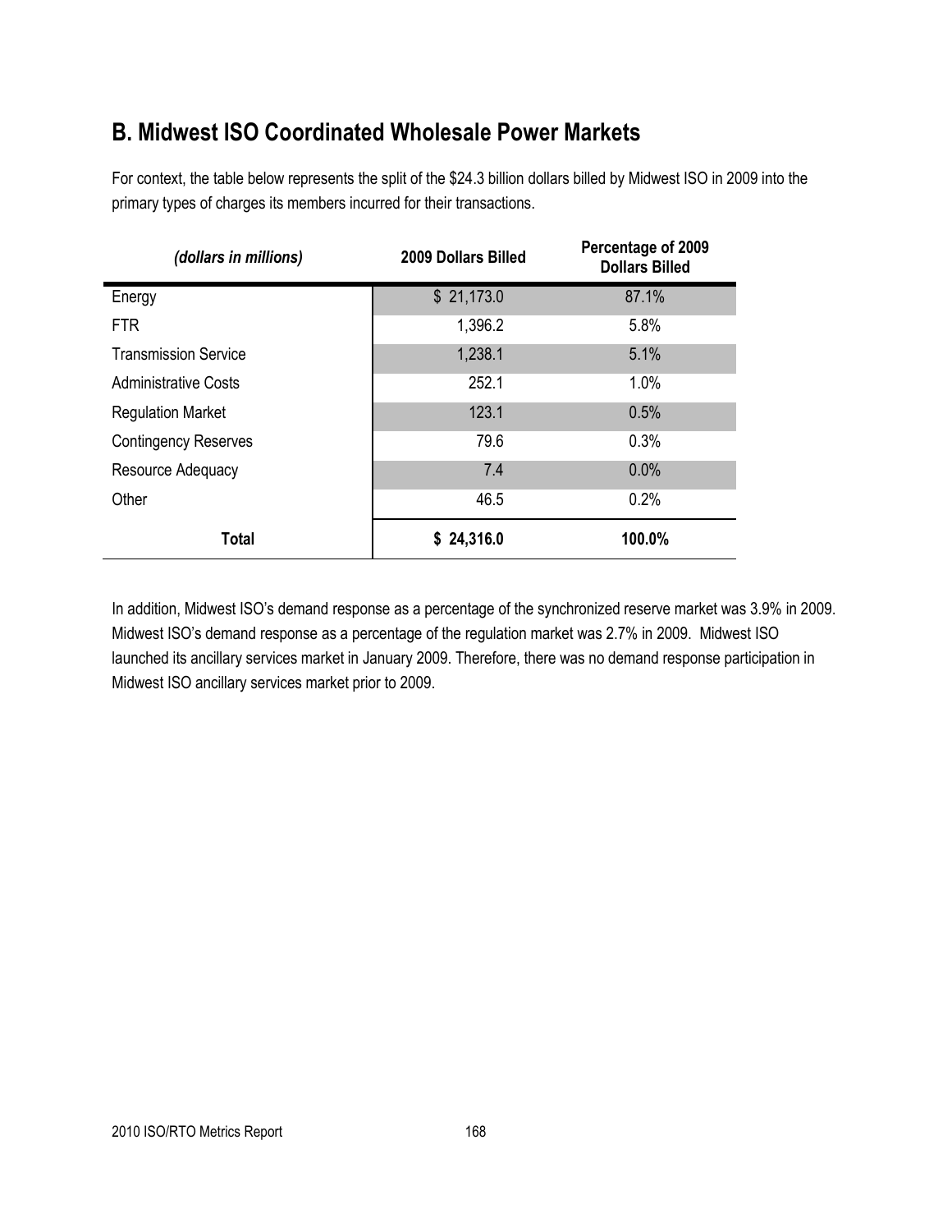## B. Midwest ISO Coordinated Wholesale Power Markets

For context, the table below represents the split of the $24.3 billion dollars billed by Midwest ISO in 2009 into the primary types of charges its members incurred for their transactions.

| *(dollars in millions)* | 2009 Dollars Billed | Percentage of 2009 Dollars Billed |
|---|---|---|
| Energy | $ 21,173.0 | 87.1% |
| FTR | 1,396.2 | 5.8% |
| Transmission Service | 1,238.1 | 5.1% |
| Administrative Costs | 252.1 | 1.0% |
| Regulation Market | 123.1 | 0.5% |
| Contingency Reserves | 79.6 | 0.3% |
| Resource Adequacy | 7.4 | 0.0% |
| Other | 46.5 | 0.2% |
| **Total** | **$ 24,316.0** | **100.0%** |

In addition, Midwest ISO's demand response as a percentage of the synchronized reserve market was 3.9% in 2009. Midwest ISO's demand response as a percentage of the regulation market was 2.7% in 2009. Midwest ISO launched its ancillary services market in January 2009. Therefore, there was no demand response participation in Midwest ISO ancillary services market prior to 2009.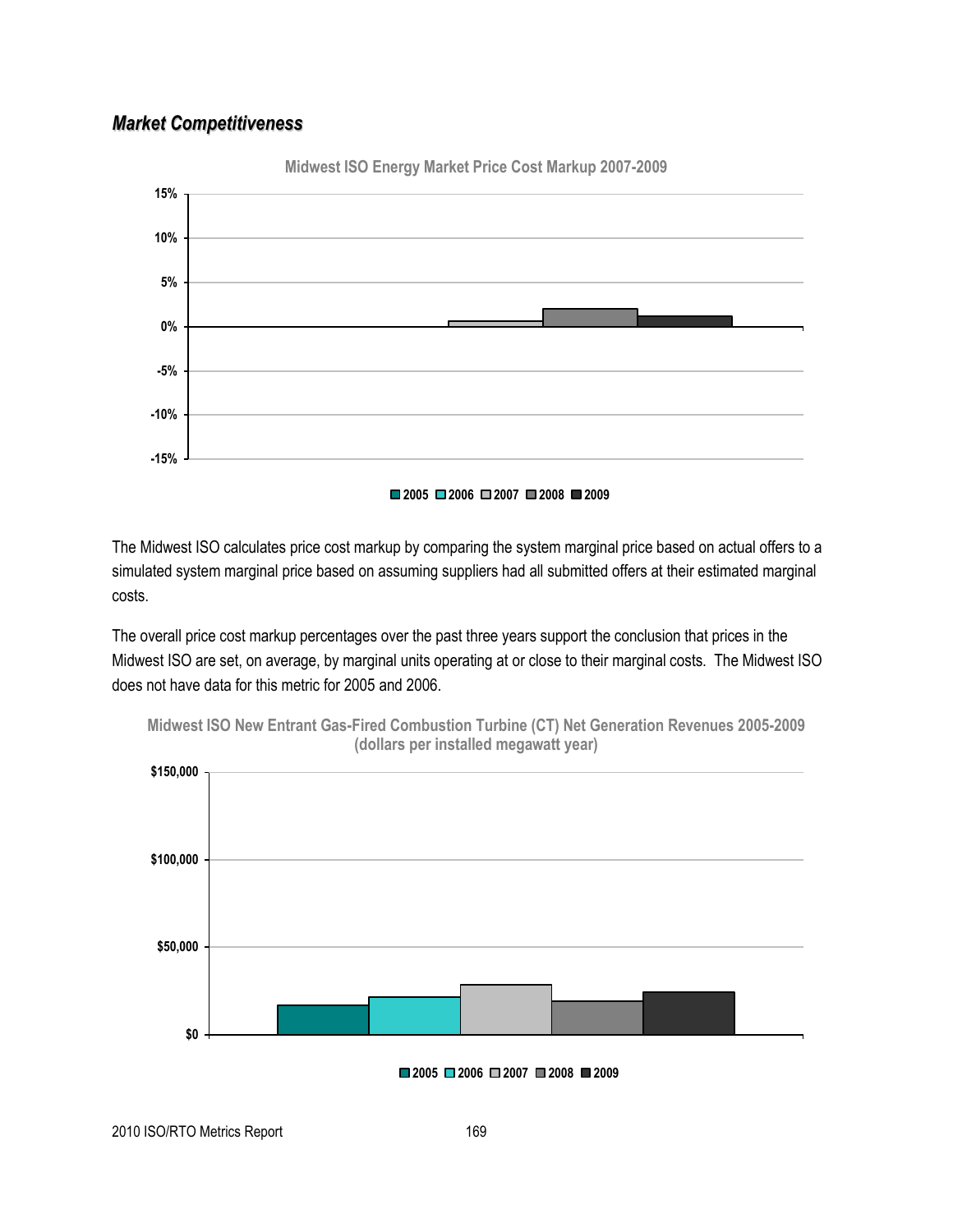## *Market Competitiveness*

Midwest ISO Energy Market Price Cost Markup 2007-2009

15%
10%
5%
0%
-5%
-10%
-15%

2005 2006 2007 2008 2009

The Midwest ISO calculates price cost markup by comparing the system marginal price based on actual offers to a simulated system marginal price based on assuming suppliers had all submitted offers at their estimated marginal costs.

The overall price cost markup percentages over the past three years support the conclusion that prices in the Midwest ISO are set, on average, by marginal units operating at or close to their marginal costs. The Midwest ISO does not have data for this metric for 2005 and 2006.

Midwest ISO New Entrant Gas-Fired Combustion Turbine (CT) Net Generation Revenues 2005-2009 (dollars per installed megawatt year)

$150,000
$100,000
$50,000
$0

2005 2006 2007 2008 2009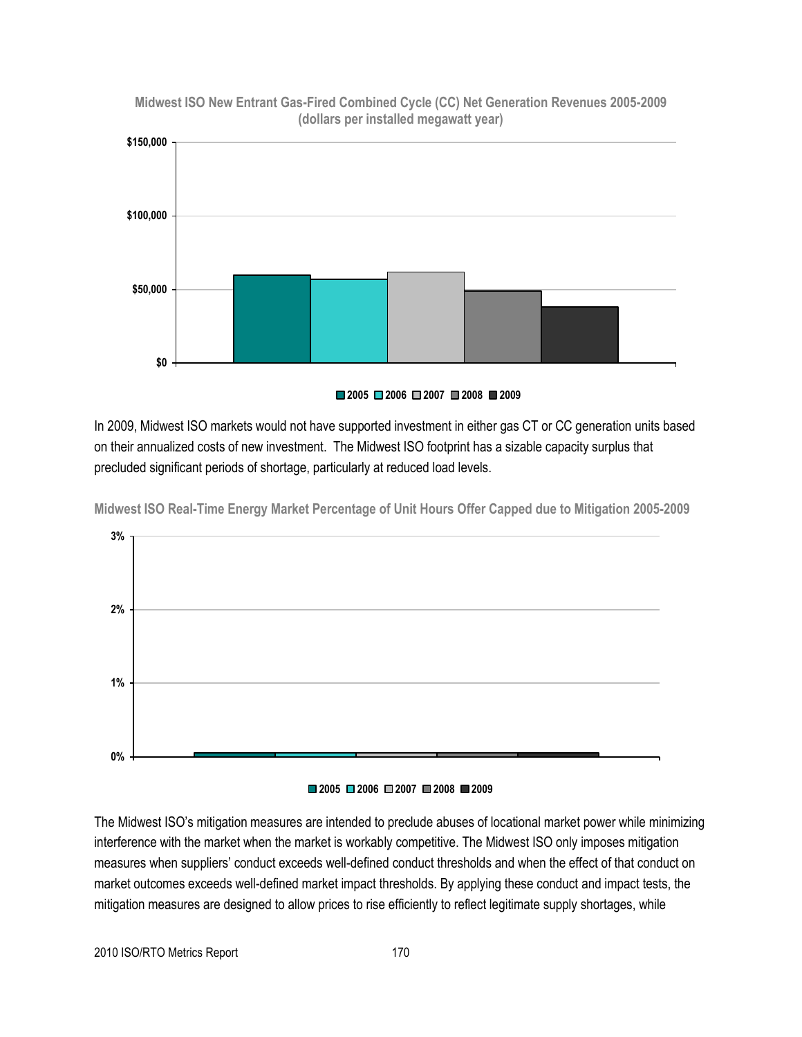**Midwest ISO New Entrant Gas-Fired Combined Cycle (CC) Net Generation Revenues 2005-2009 (dollars per installed megawatt year)**

$150,000
$100,000
$50,000
$0

2005 2006 2007 2008 2009

In 2009, Midwest ISO markets would not have supported investment in either gas CT or CC generation units based on their annualized costs of new investment. The Midwest ISO footprint has a sizable capacity surplus that precluded significant periods of shortage, particularly at reduced load levels.

**Midwest ISO Real-Time Energy Market Percentage of Unit Hours Offer Capped due to Mitigation 2005-2009**

3%
2%
1%
0%

2005 2006 2007 2008 2009

The Midwest ISO's mitigation measures are intended to preclude abuses of locational market power while minimizing interference with the market when the market is workably competitive. The Midwest ISO only imposes mitigation measures when suppliers' conduct exceeds well-defined conduct thresholds and when the effect of that conduct on market outcomes exceeds well-defined market impact thresholds. By applying these conduct and impact tests, the mitigation measures are designed to allow prices to rise efficiently to reflect legitimate supply shortages, while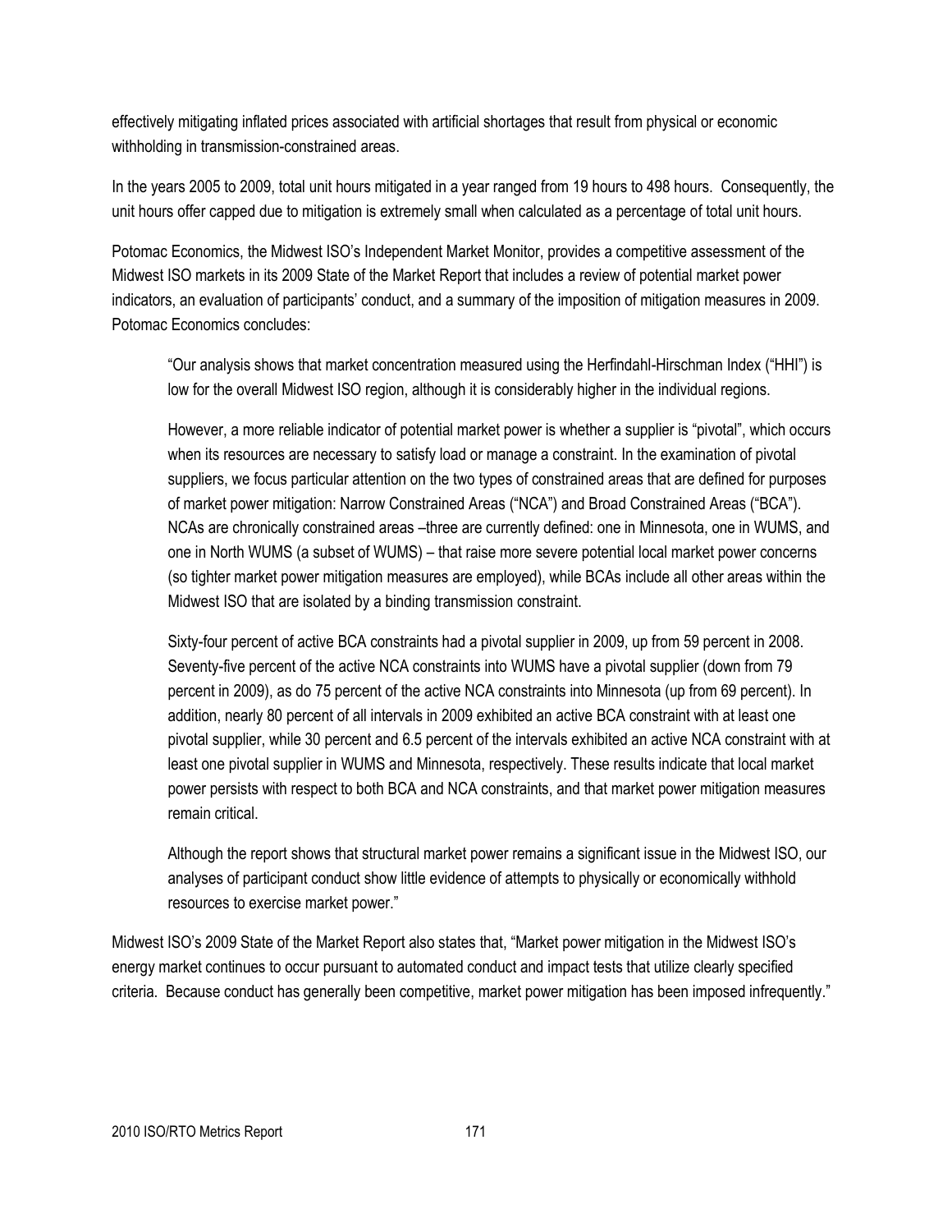effectively mitigating inflated prices associated with artificial shortages that result from physical or economic withholding in transmission-constrained areas.

In the years 2005 to 2009, total unit hours mitigated in a year ranged from 19 hours to 498 hours. Consequently, the unit hours offer capped due to mitigation is extremely small when calculated as a percentage of total unit hours.

Potomac Economics, the Midwest ISO's Independent Market Monitor, provides a competitive assessment of the Midwest ISO markets in its 2009 State of the Market Report that includes a review of potential market power indicators, an evaluation of participants' conduct, and a summary of the imposition of mitigation measures in 2009. Potomac Economics concludes:

> "Our analysis shows that market concentration measured using the Herfindahl-Hirschman Index ("HHI") is low for the overall Midwest ISO region, although it is considerably higher in the individual regions.
>
> However, a more reliable indicator of potential market power is whether a supplier is "pivotal", which occurs when its resources are necessary to satisfy load or manage a constraint. In the examination of pivotal suppliers, we focus particular attention on the two types of constrained areas that are defined for purposes of market power mitigation: Narrow Constrained Areas ("NCA") and Broad Constrained Areas ("BCA"). NCAs are chronically constrained areas –three are currently defined: one in Minnesota, one in WUMS, and one in North WUMS (a subset of WUMS) – that raise more severe potential local market power concerns (so tighter market power mitigation measures are employed), while BCAs include all other areas within the Midwest ISO that are isolated by a binding transmission constraint.
>
> Sixty-four percent of active BCA constraints had a pivotal supplier in 2009, up from 59 percent in 2008. Seventy-five percent of the active NCA constraints into WUMS have a pivotal supplier (down from 79 percent in 2009), as do 75 percent of the active NCA constraints into Minnesota (up from 69 percent). In addition, nearly 80 percent of all intervals in 2009 exhibited an active BCA constraint with at least one pivotal supplier, while 30 percent and 6.5 percent of the intervals exhibited an active NCA constraint with at least one pivotal supplier in WUMS and Minnesota, respectively. These results indicate that local market power persists with respect to both BCA and NCA constraints, and that market power mitigation measures remain critical.
>
> Although the report shows that structural market power remains a significant issue in the Midwest ISO, our analyses of participant conduct show little evidence of attempts to physically or economically withhold resources to exercise market power."

Midwest ISO's 2009 State of the Market Report also states that, "Market power mitigation in the Midwest ISO's energy market continues to occur pursuant to automated conduct and impact tests that utilize clearly specified criteria. Because conduct has generally been competitive, market power mitigation has been imposed infrequently."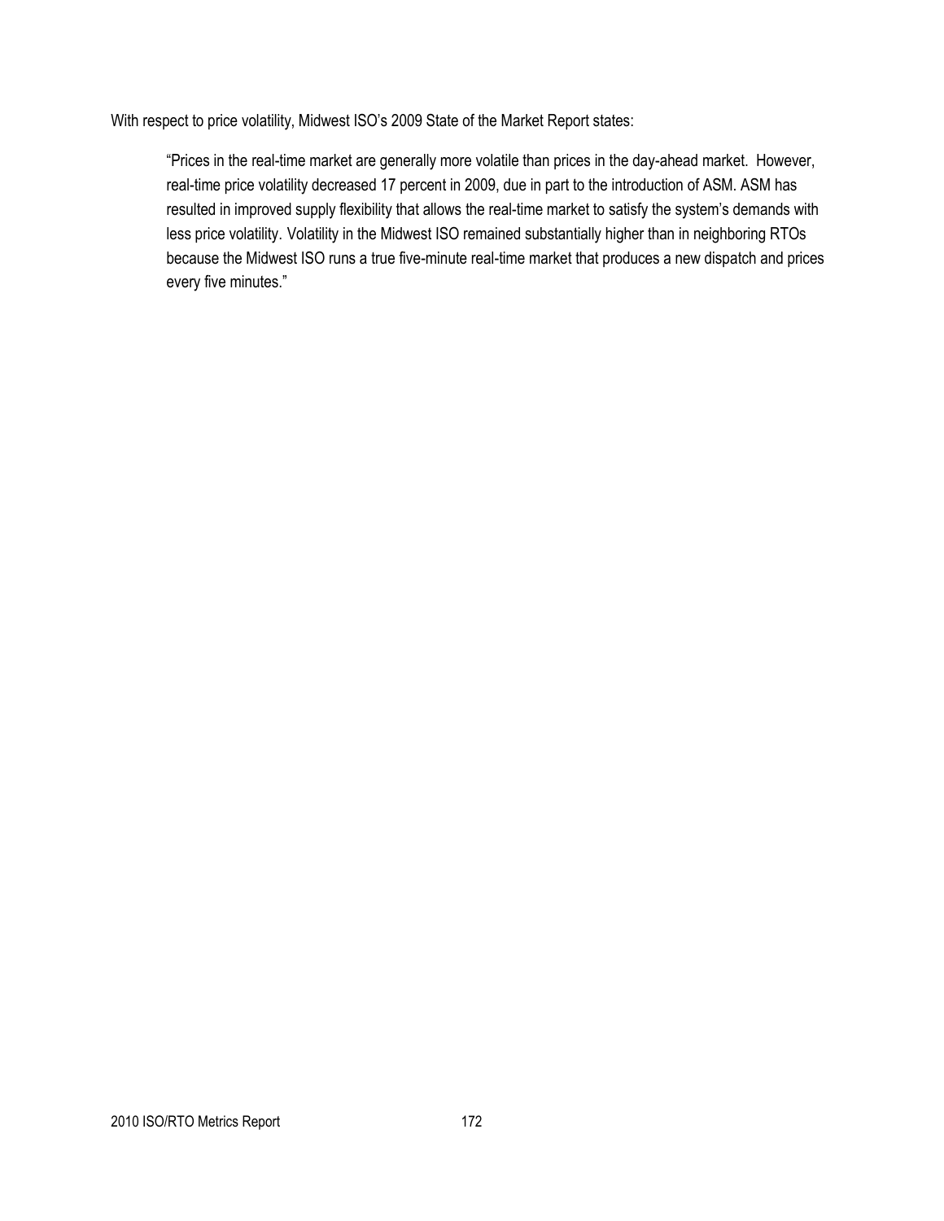With respect to price volatility, Midwest ISO's 2009 State of the Market Report states:

> "Prices in the real-time market are generally more volatile than prices in the day-ahead market. However, real-time price volatility decreased 17 percent in 2009, due in part to the introduction of ASM. ASM has resulted in improved supply flexibility that allows the real-time market to satisfy the system's demands with less price volatility. Volatility in the Midwest ISO remained substantially higher than in neighboring RTOs because the Midwest ISO runs a true five-minute real-time market that produces a new dispatch and prices every five minutes."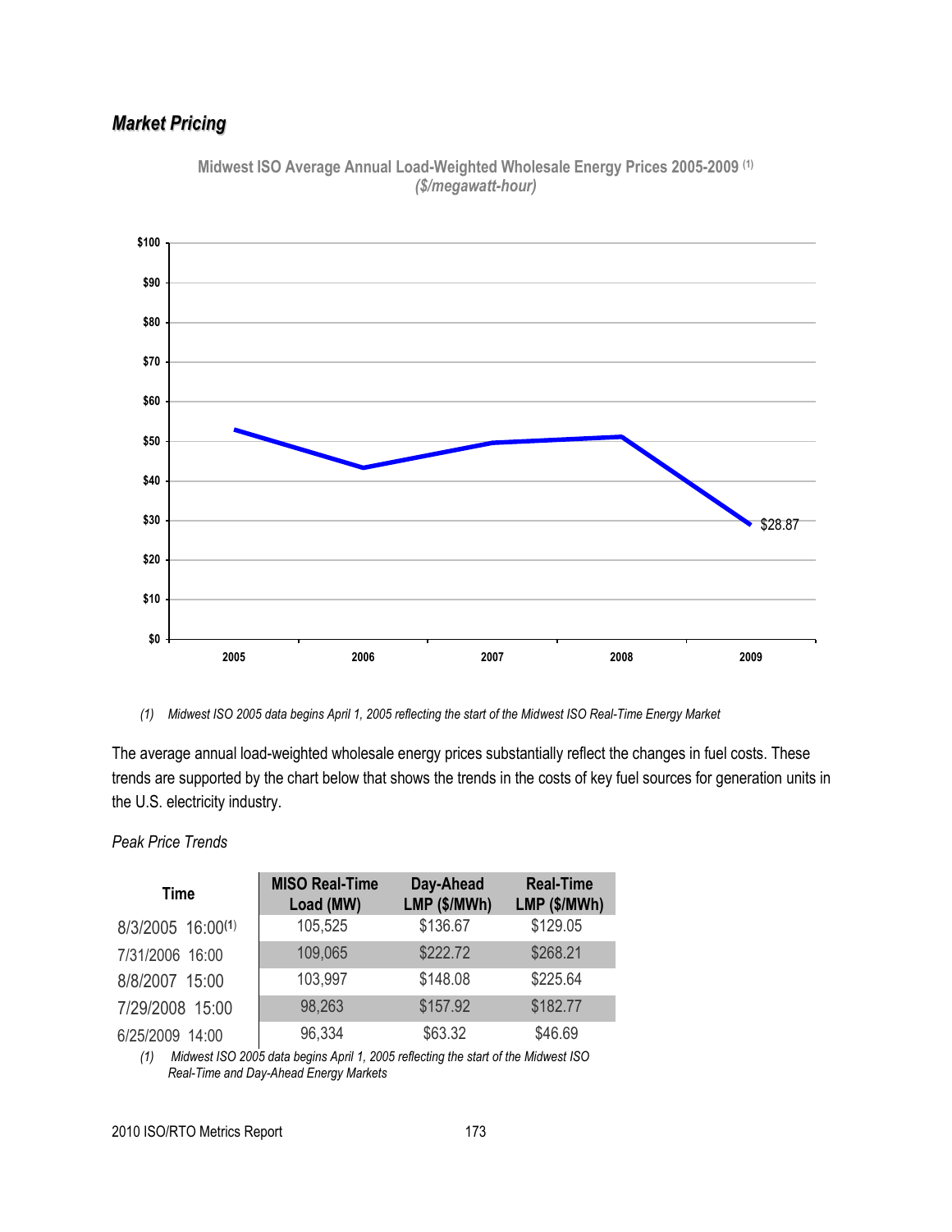## *Market Pricing*

Midwest ISO Average Annual Load-Weighted Wholesale Energy Prices 2005-2009 [(1)]
*($/megawatt-hour)*

$100
$90
$80
$70
$60
$50
$40
$30
$20
$10
$0

2005
2006
2007
2008
2009

$28.87

*(1) Midwest ISO 2005 data begins April 1, 2005 reflecting the start of the Midwest ISO Real-Time Energy Market*

The average annual load-weighted wholesale energy prices substantially reflect the changes in fuel costs. These trends are supported by the chart below that shows the trends in the costs of key fuel sources for generation units in the U.S. electricity industry.

*Peak Price Trends*

| Time | MISO Real-Time Load (MW) | Day-Ahead LMP ($/MWh) | Real-Time LMP ($/MWh) |
|---|---|---|---|
| 8/3/2005 16:00[(1)] | 105,525 | $136.67 | $129.05 |
| 7/31/2006 16:00 | 109,065 | $222.72 | $268.21 |
| 8/8/2007 15:00 | 103,997 | $148.08 | $225.64 |
| 7/29/2008 15:00 | 98,263 | $157.92 | $182.77 |
| 6/25/2009 14:00 | 96,334 | $63.32 | $46.69 |

*(1) Midwest ISO 2005 data begins April 1, 2005 reflecting the start of the Midwest ISO Real-Time and Day-Ahead Energy Markets*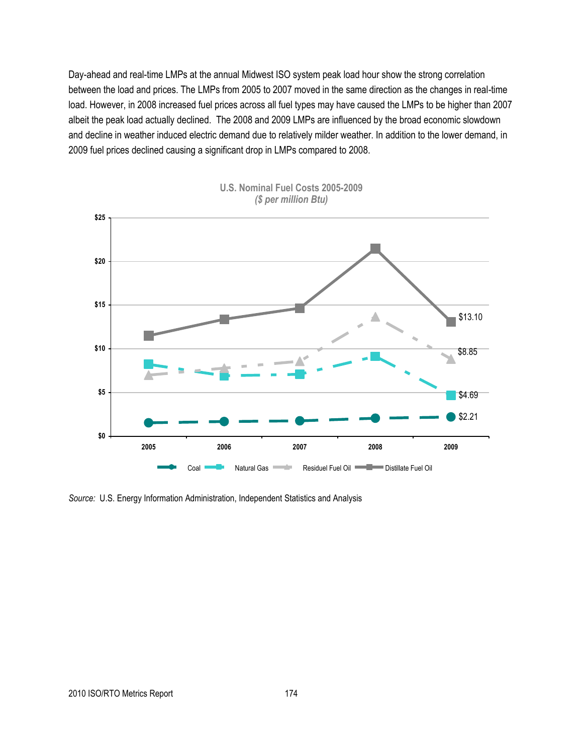Day-ahead and real-time LMPs at the annual Midwest ISO system peak load hour show the strong correlation between the load and prices. The LMPs from 2005 to 2007 moved in the same direction as the changes in real-time load. However, in 2008 increased fuel prices across all fuel types may have caused the LMPs to be higher than 2007 albeit the peak load actually declined. The 2008 and 2009 LMPs are influenced by the broad economic slowdown and decline in weather induced electric demand due to relatively milder weather. In addition to the lower demand, in 2009 fuel prices declined causing a significant drop in LMPs compared to 2008.

**U.S. Nominal Fuel Costs 2005-2009**
*($ per million Btu)*

$25
$20
$15
$10
$5
$0

2005
2006
2007
2008
2009

$13.10
$8.85
$4.69
$2.21

Coal
Natural Gas
Residuel Fuel Oil
Distillate Fuel Oil

*Source:* U.S. Energy Information Administration, Independent Statistics and Analysis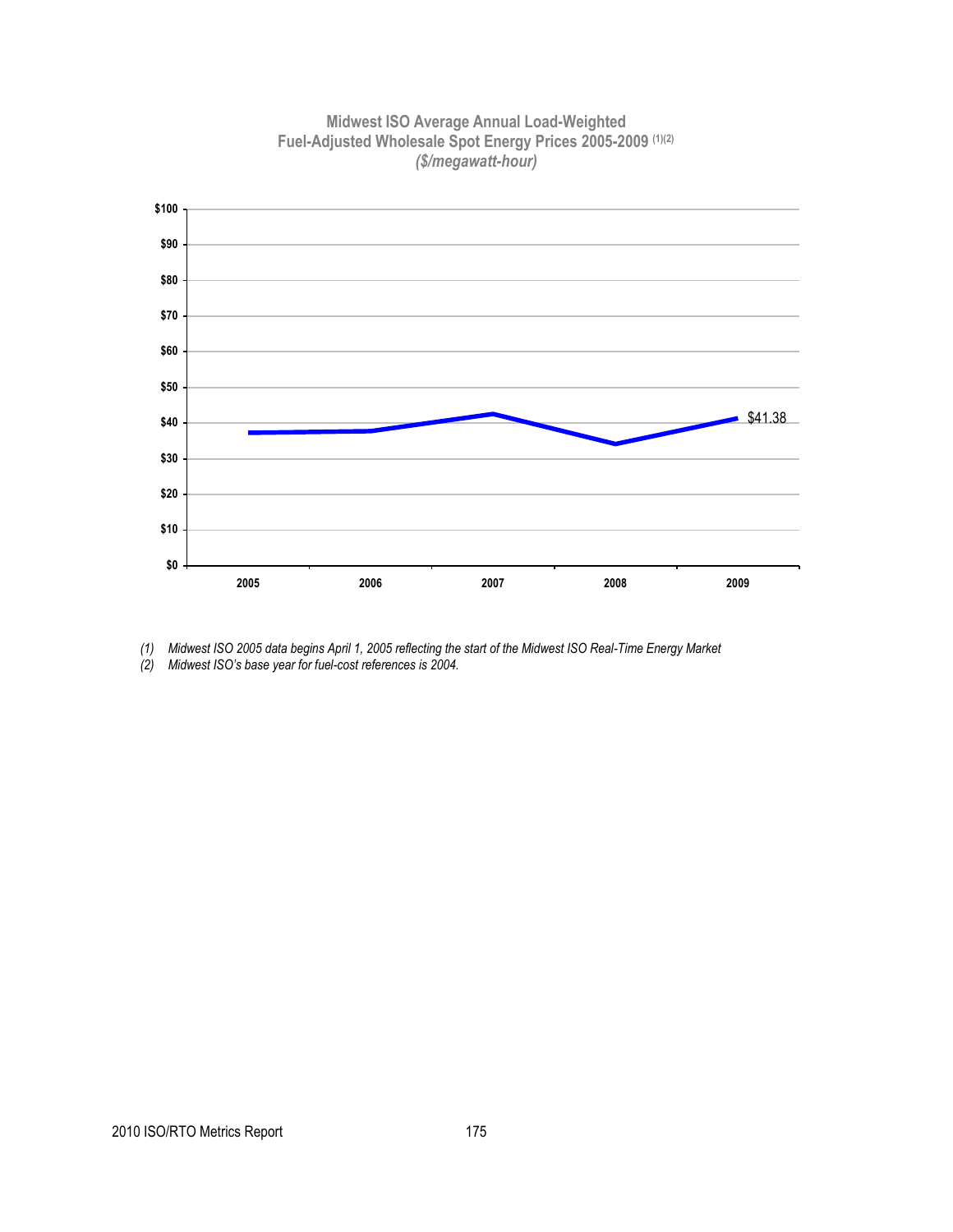## Midwest ISO Average Annual Load-Weighted Fuel-Adjusted Wholesale Spot Energy Prices 2005-2009 (1)(2)

*($/megawatt-hour)*

$100
$90
$80
$70
$60
$50
$40
$30
$20
$10
$0

2005
2006
2007
2008
2009

$41.38

*(1) Midwest ISO 2005 data begins April 1, 2005 reflecting the start of the Midwest ISO Real-Time Energy Market*
*(2) Midwest ISO's base year for fuel-cost references is 2004.*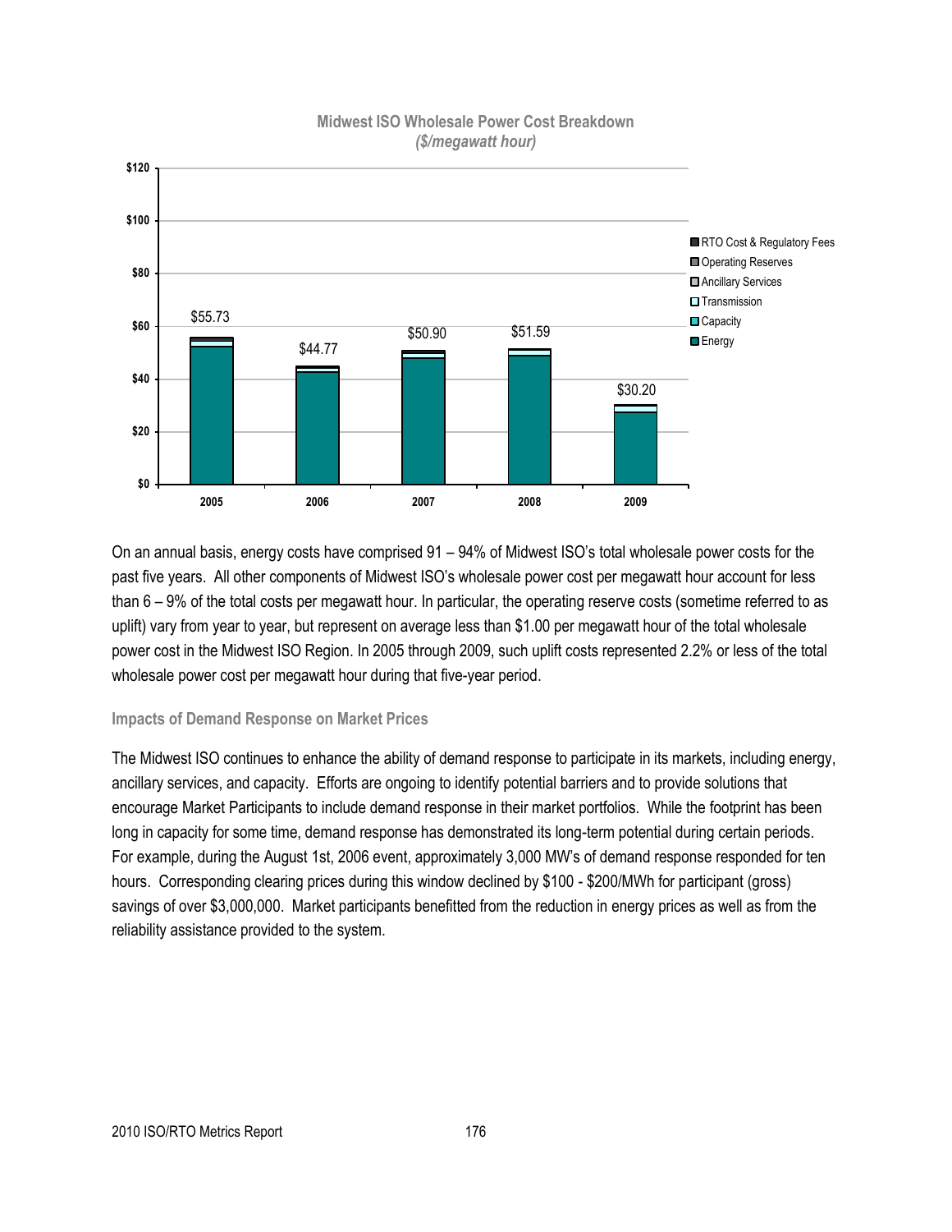Midwest ISO Wholesale Power Cost Breakdown
*($/megawatt hour)*

$120
$100
$80
$60
$40
$20
$0

$55.73
$44.77
$50.90
$51.59
$30.20

2005
2006
2007
2008
2009

RTO Cost & Regulatory Fees
Operating Reserves
Ancillary Services
Transmission
Capacity
Energy

On an annual basis, energy costs have comprised 91 – 94% of Midwest ISO's total wholesale power costs for the past five years. All other components of Midwest ISO's wholesale power cost per megawatt hour account for less than 6 – 9% of the total costs per megawatt hour. In particular, the operating reserve costs (sometime referred to as uplift) vary from year to year, but represent on average less than $1.00 per megawatt hour of the total wholesale power cost in the Midwest ISO Region. In 2005 through 2009, such uplift costs represented 2.2% or less of the total wholesale power cost per megawatt hour during that five-year period.

### Impacts of Demand Response on Market Prices

The Midwest ISO continues to enhance the ability of demand response to participate in its markets, including energy, ancillary services, and capacity. Efforts are ongoing to identify potential barriers and to provide solutions that encourage Market Participants to include demand response in their market portfolios. While the footprint has been long in capacity for some time, demand response has demonstrated its long-term potential during certain periods. For example, during the August 1st, 2006 event, approximately 3,000 MW's of demand response responded for ten hours. Corresponding clearing prices during this window declined by $100 - $200/MWh for participant (gross) savings of over $3,000,000. Market participants benefitted from the reduction in energy prices as well as from the reliability assistance provided to the system.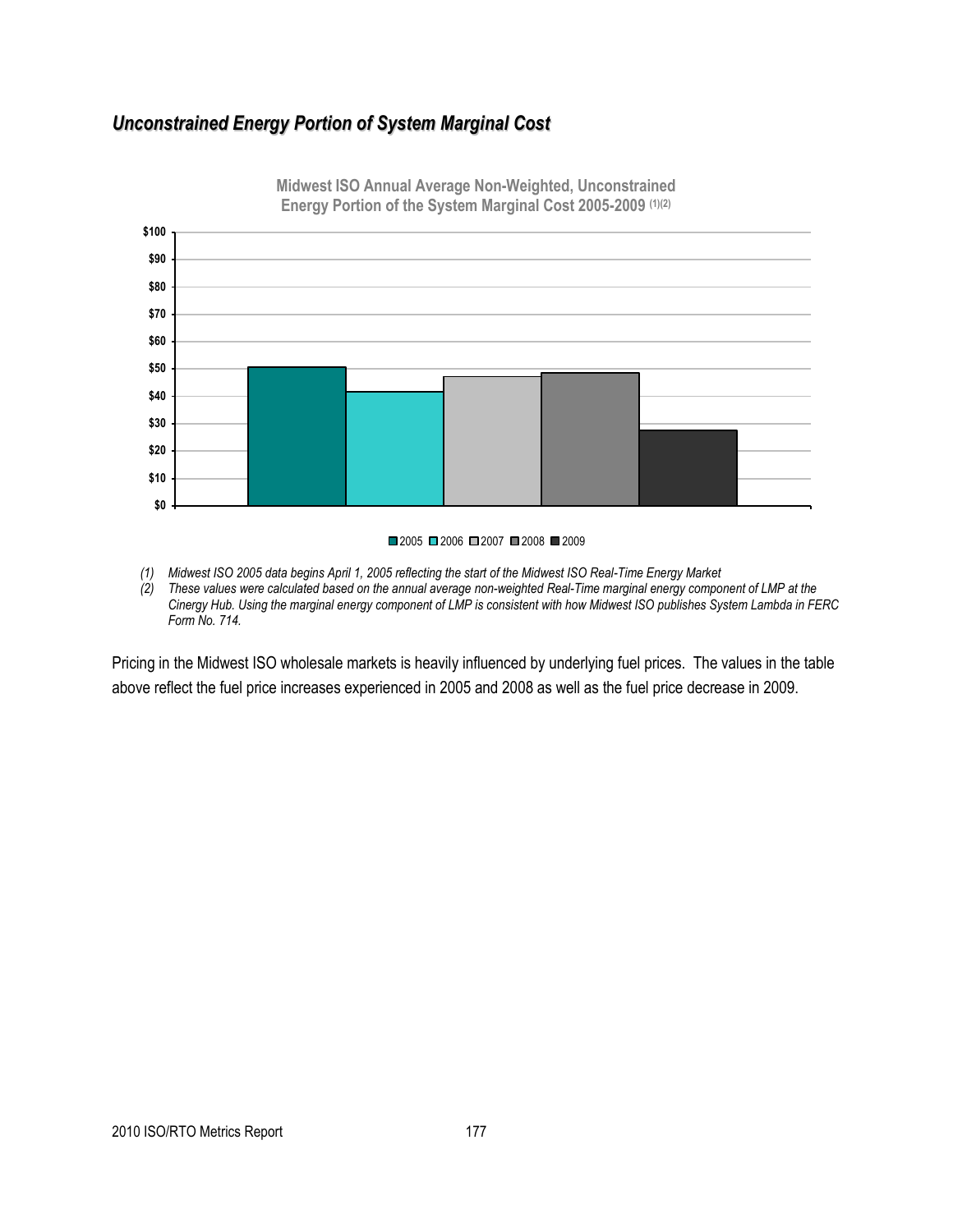## *Unconstrained Energy Portion of System Marginal Cost*

Midwest ISO Annual Average Non-Weighted, Unconstrained Energy Portion of the System Marginal Cost 2005-2009 (1)(2)

$100
$90
$80
$70
$60
$50
$40
$30
$20
$10
$0

2005 2006 2007 2008 2009

*(1) Midwest ISO 2005 data begins April 1, 2005 reflecting the start of the Midwest ISO Real-Time Energy Market*

*(2) These values were calculated based on the annual average non-weighted Real-Time marginal energy component of LMP at the Cinergy Hub. Using the marginal energy component of LMP is consistent with how Midwest ISO publishes System Lambda in FERC Form No. 714.*

Pricing in the Midwest ISO wholesale markets is heavily influenced by underlying fuel prices. The values in the table above reflect the fuel price increases experienced in 2005 and 2008 as well as the fuel price decrease in 2009.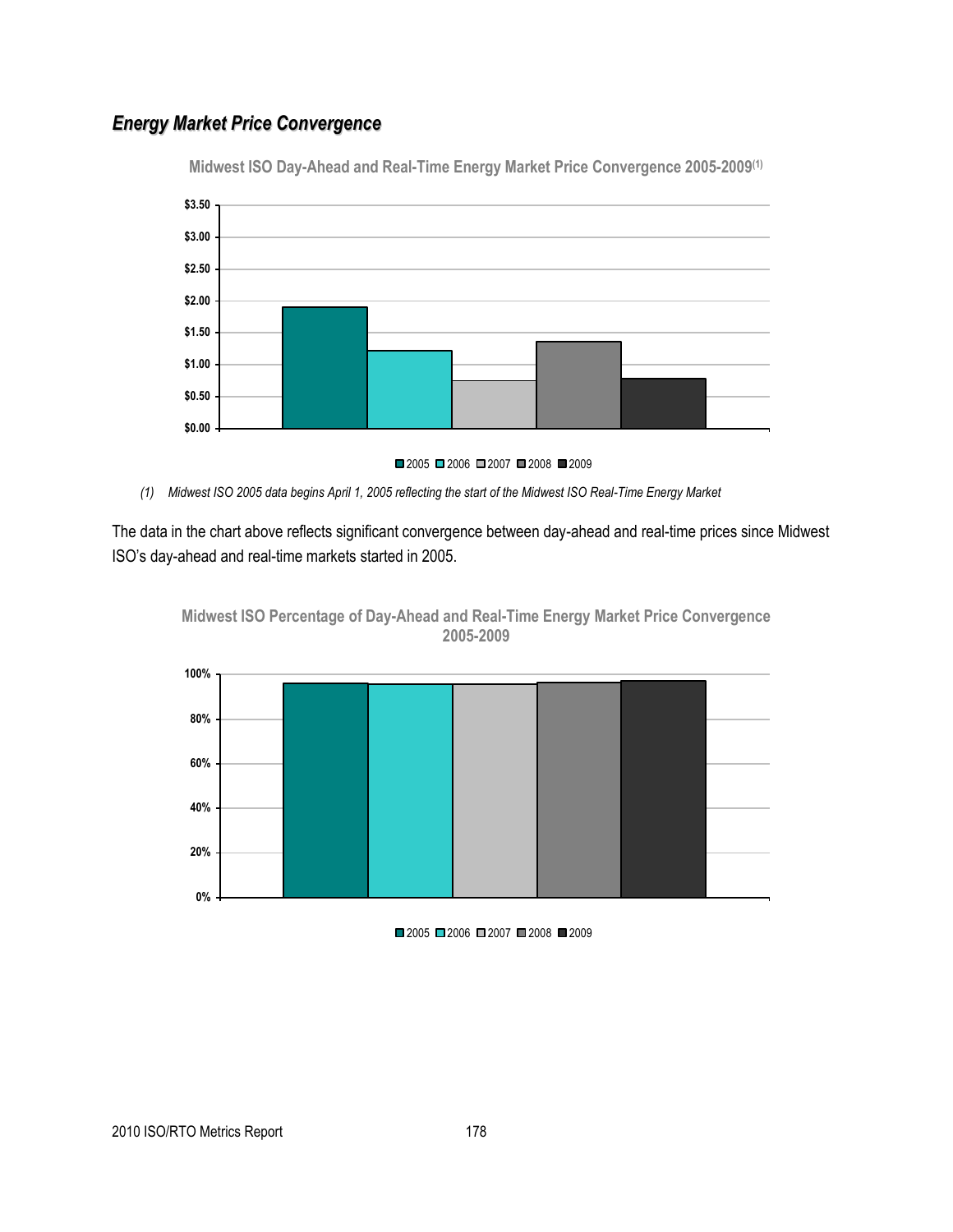## *Energy Market Price Convergence*

Midwest ISO Day-Ahead and Real-Time Energy Market Price Convergence 2005-2009(1)

$3.50
$3.00
$2.50
$2.00
$1.50
$1.00
$0.50
$0.00

2005 2006 2007 2008 2009

*(1) Midwest ISO 2005 data begins April 1, 2005 reflecting the start of the Midwest ISO Real-Time Energy Market*

The data in the chart above reflects significant convergence between day-ahead and real-time prices since Midwest ISO's day-ahead and real-time markets started in 2005.

Midwest ISO Percentage of Day-Ahead and Real-Time Energy Market Price Convergence 2005-2009

100%
80%
60%
40%
20%
0%

2005 2006 2007 2008 2009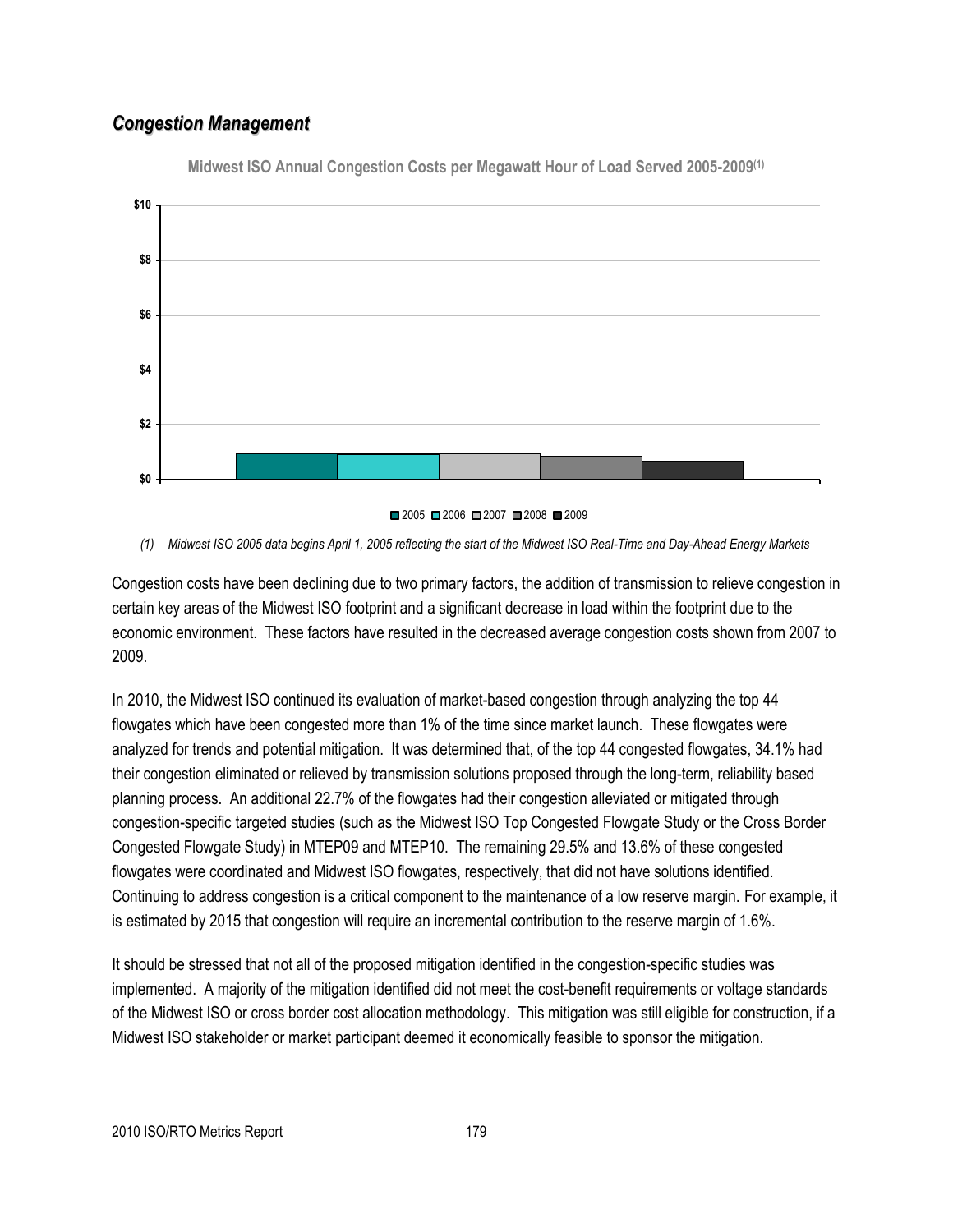## *Congestion Management*

Midwest ISO Annual Congestion Costs per Megawatt Hour of Load Served 2005-2009[(1)]

$10
$8
$6
$4
$2
$0

2005 2006 2007 2008 2009

*(1) Midwest ISO 2005 data begins April 1, 2005 reflecting the start of the Midwest ISO Real-Time and Day-Ahead Energy Markets*

Congestion costs have been declining due to two primary factors, the addition of transmission to relieve congestion in certain key areas of the Midwest ISO footprint and a significant decrease in load within the footprint due to the economic environment. These factors have resulted in the decreased average congestion costs shown from 2007 to 2009.

In 2010, the Midwest ISO continued its evaluation of market-based congestion through analyzing the top 44 flowgates which have been congested more than 1% of the time since market launch. These flowgates were analyzed for trends and potential mitigation. It was determined that, of the top 44 congested flowgates, 34.1% had their congestion eliminated or relieved by transmission solutions proposed through the long-term, reliability based planning process. An additional 22.7% of the flowgates had their congestion alleviated or mitigated through congestion-specific targeted studies (such as the Midwest ISO Top Congested Flowgate Study or the Cross Border Congested Flowgate Study) in MTEP09 and MTEP10. The remaining 29.5% and 13.6% of these congested flowgates were coordinated and Midwest ISO flowgates, respectively, that did not have solutions identified. Continuing to address congestion is a critical component to the maintenance of a low reserve margin. For example, it is estimated by 2015 that congestion will require an incremental contribution to the reserve margin of 1.6%.

It should be stressed that not all of the proposed mitigation identified in the congestion-specific studies was implemented. A majority of the mitigation identified did not meet the cost-benefit requirements or voltage standards of the Midwest ISO or cross border cost allocation methodology. This mitigation was still eligible for construction, if a Midwest ISO stakeholder or market participant deemed it economically feasible to sponsor the mitigation.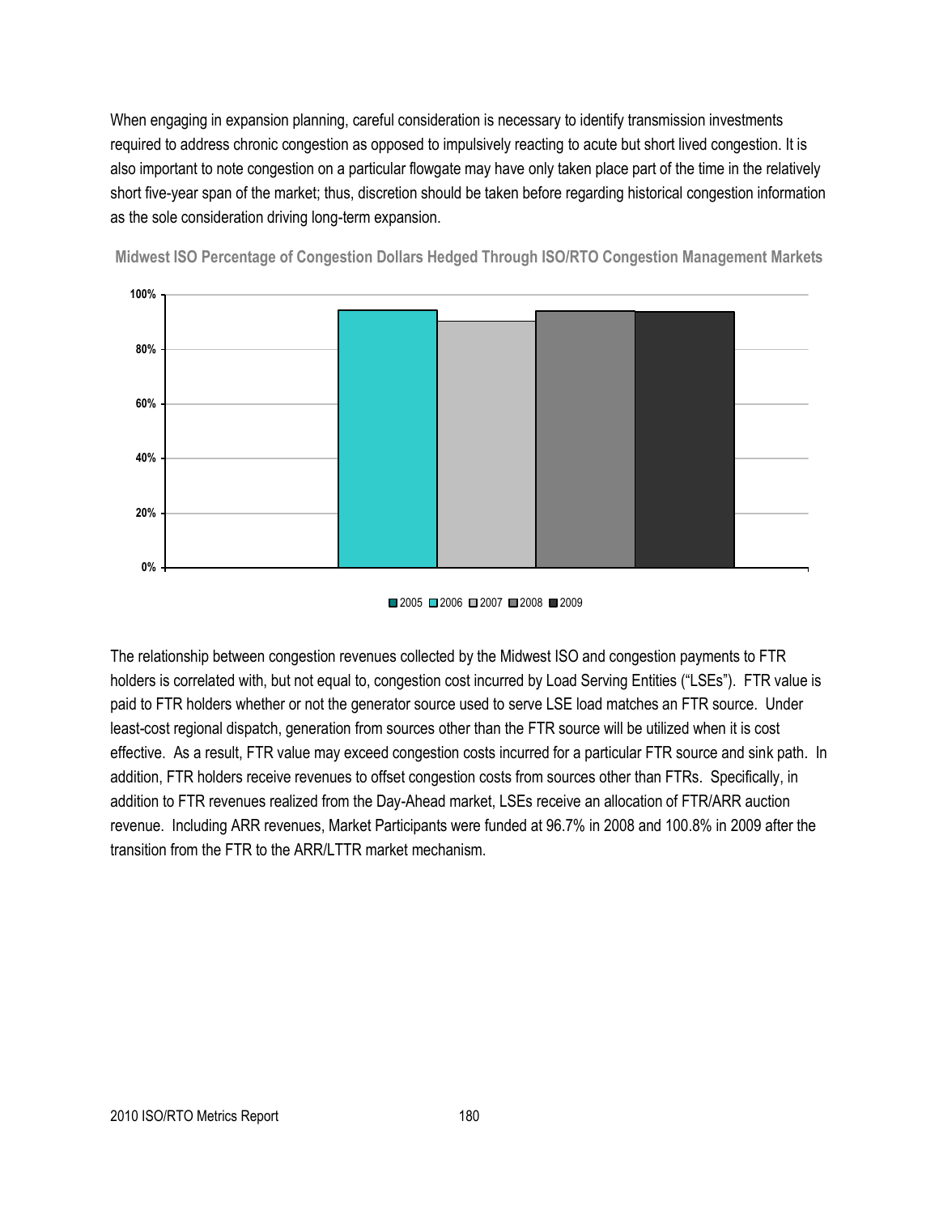When engaging in expansion planning, careful consideration is necessary to identify transmission investments required to address chronic congestion as opposed to impulsively reacting to acute but short lived congestion. It is also important to note congestion on a particular flowgate may have only taken place part of the time in the relatively short five-year span of the market; thus, discretion should be taken before regarding historical congestion information as the sole consideration driving long-term expansion.

**Midwest ISO Percentage of Congestion Dollars Hedged Through ISO/RTO Congestion Management Markets**

100%
80%
60%
40%
20%
0%

2005 2006 2007 2008 2009

The relationship between congestion revenues collected by the Midwest ISO and congestion payments to FTR holders is correlated with, but not equal to, congestion cost incurred by Load Serving Entities ("LSEs"). FTR value is paid to FTR holders whether or not the generator source used to serve LSE load matches an FTR source. Under least-cost regional dispatch, generation from sources other than the FTR source will be utilized when it is cost effective. As a result, FTR value may exceed congestion costs incurred for a particular FTR source and sink path. In addition, FTR holders receive revenues to offset congestion costs from sources other than FTRs. Specifically, in addition to FTR revenues realized from the Day-Ahead market, LSEs receive an allocation of FTR/ARR auction revenue. Including ARR revenues, Market Participants were funded at 96.7% in 2008 and 100.8% in 2009 after the transition from the FTR to the ARR/LTTR market mechanism.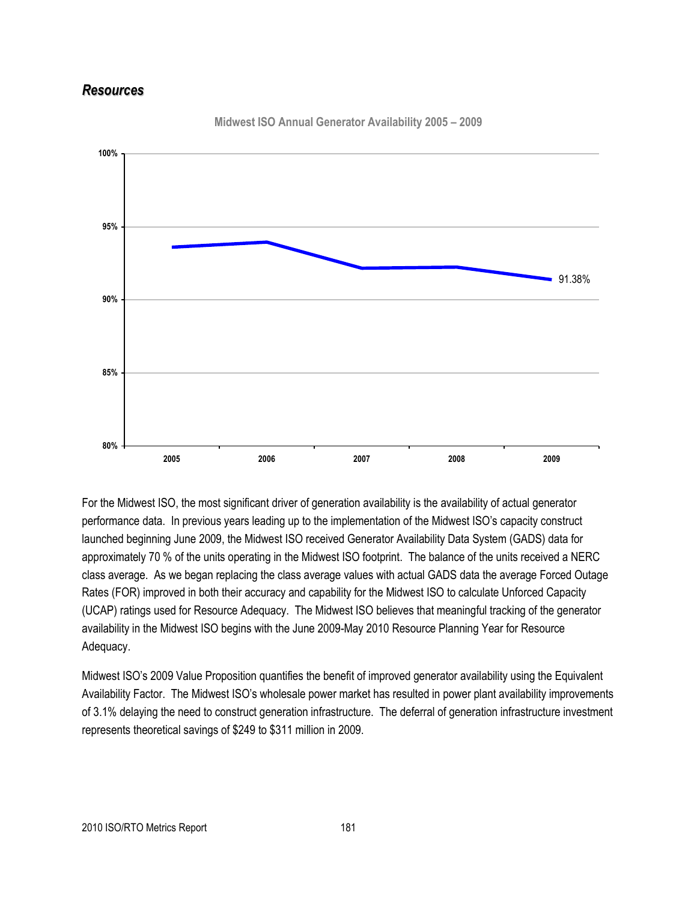## *Resources*

Midwest ISO Annual Generator Availability 2005 – 2009

100%
95%
90%
85%
80%
2005
2006
2007
2008
2009
91.38%

For the Midwest ISO, the most significant driver of generation availability is the availability of actual generator performance data. In previous years leading up to the implementation of the Midwest ISO's capacity construct launched beginning June 2009, the Midwest ISO received Generator Availability Data System (GADS) data for approximately 70 % of the units operating in the Midwest ISO footprint. The balance of the units received a NERC class average. As we began replacing the class average values with actual GADS data the average Forced Outage Rates (FOR) improved in both their accuracy and capability for the Midwest ISO to calculate Unforced Capacity (UCAP) ratings used for Resource Adequacy. The Midwest ISO believes that meaningful tracking of the generator availability in the Midwest ISO begins with the June 2009-May 2010 Resource Planning Year for Resource Adequacy.

Midwest ISO's 2009 Value Proposition quantifies the benefit of improved generator availability using the Equivalent Availability Factor. The Midwest ISO's wholesale power market has resulted in power plant availability improvements of 3.1% delaying the need to construct generation infrastructure. The deferral of generation infrastructure investment represents theoretical savings of $249 to $311 million in 2009.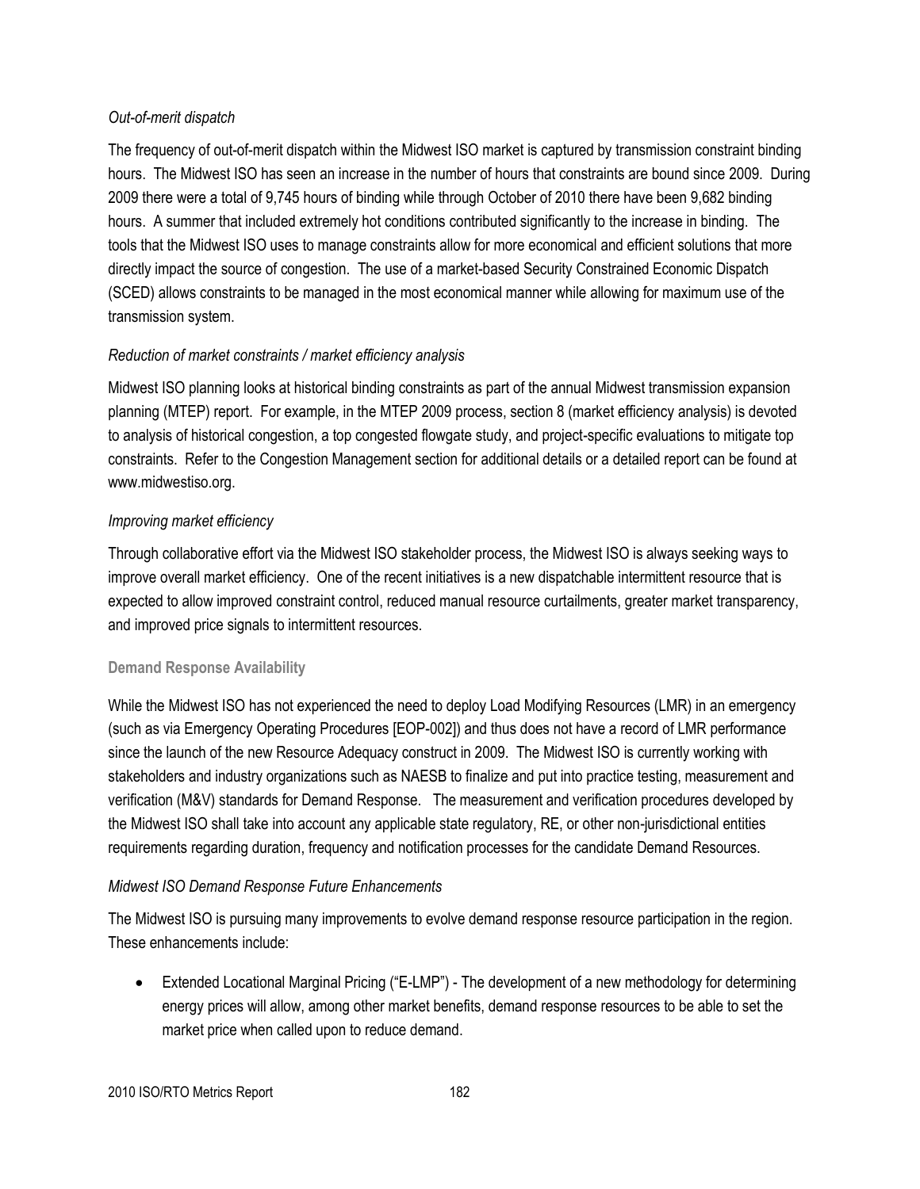*Out-of-merit dispatch*

The frequency of out-of-merit dispatch within the Midwest ISO market is captured by transmission constraint binding hours. The Midwest ISO has seen an increase in the number of hours that constraints are bound since 2009. During 2009 there were a total of 9,745 hours of binding while through October of 2010 there have been 9,682 binding hours. A summer that included extremely hot conditions contributed significantly to the increase in binding. The tools that the Midwest ISO uses to manage constraints allow for more economical and efficient solutions that more directly impact the source of congestion. The use of a market-based Security Constrained Economic Dispatch (SCED) allows constraints to be managed in the most economical manner while allowing for maximum use of the transmission system.

*Reduction of market constraints / market efficiency analysis*

Midwest ISO planning looks at historical binding constraints as part of the annual Midwest transmission expansion planning (MTEP) report. For example, in the MTEP 2009 process, section 8 (market efficiency analysis) is devoted to analysis of historical congestion, a top congested flowgate study, and project-specific evaluations to mitigate top constraints. Refer to the Congestion Management section for additional details or a detailed report can be found at www.midwestiso.org.

*Improving market efficiency*

Through collaborative effort via the Midwest ISO stakeholder process, the Midwest ISO is always seeking ways to improve overall market efficiency. One of the recent initiatives is a new dispatchable intermittent resource that is expected to allow improved constraint control, reduced manual resource curtailments, greater market transparency, and improved price signals to intermittent resources.

**Demand Response Availability**

While the Midwest ISO has not experienced the need to deploy Load Modifying Resources (LMR) in an emergency (such as via Emergency Operating Procedures [EOP-002]) and thus does not have a record of LMR performance since the launch of the new Resource Adequacy construct in 2009. The Midwest ISO is currently working with stakeholders and industry organizations such as NAESB to finalize and put into practice testing, measurement and verification (M&V) standards for Demand Response. The measurement and verification procedures developed by the Midwest ISO shall take into account any applicable state regulatory, RE, or other non-jurisdictional entities requirements regarding duration, frequency and notification processes for the candidate Demand Resources.

*Midwest ISO Demand Response Future Enhancements*

The Midwest ISO is pursuing many improvements to evolve demand response resource participation in the region. These enhancements include:

- Extended Locational Marginal Pricing ("E-LMP") - The development of a new methodology for determining energy prices will allow, among other market benefits, demand response resources to be able to set the market price when called upon to reduce demand.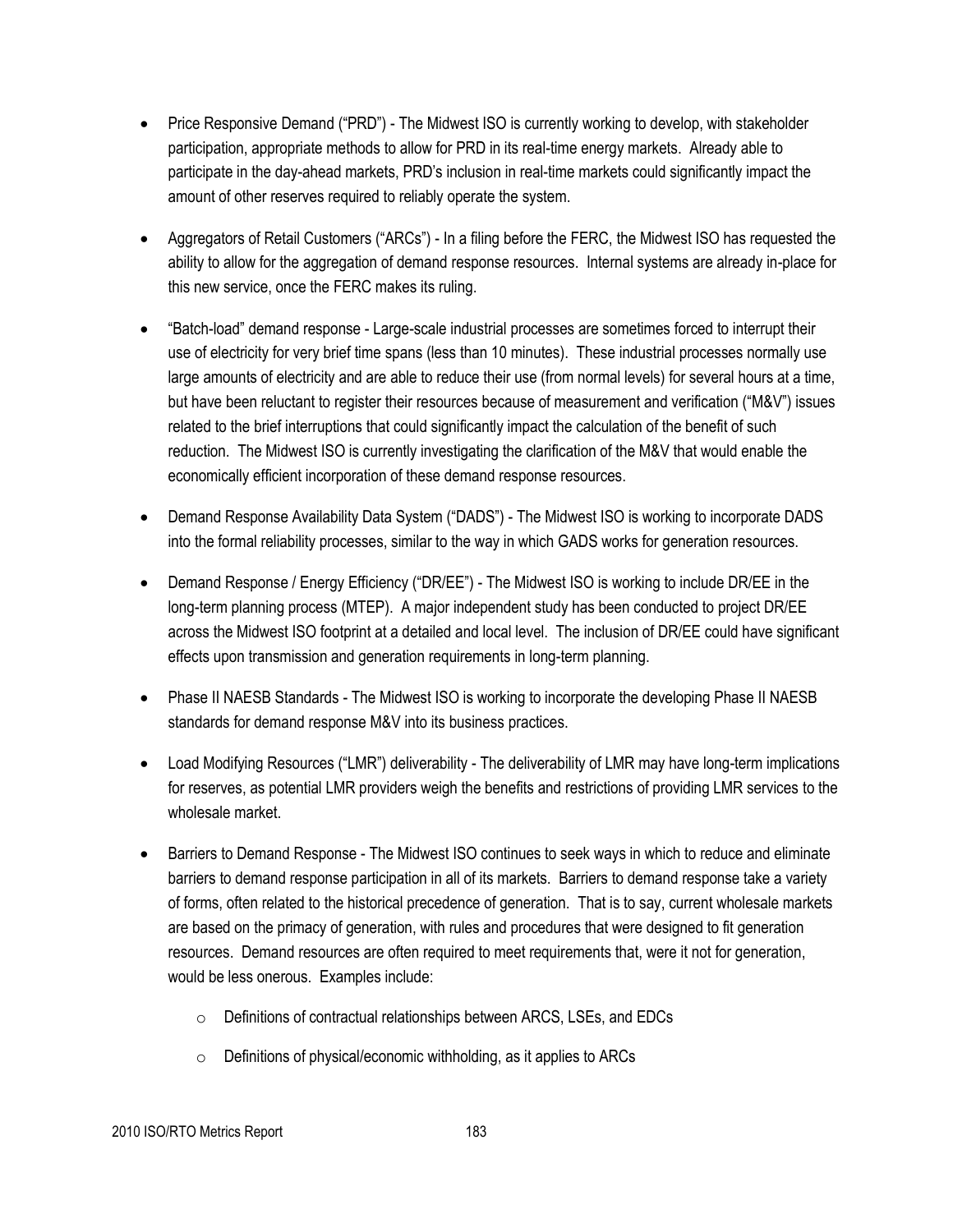- Price Responsive Demand ("PRD") - The Midwest ISO is currently working to develop, with stakeholder participation, appropriate methods to allow for PRD in its real-time energy markets. Already able to participate in the day-ahead markets, PRD's inclusion in real-time markets could significantly impact the amount of other reserves required to reliably operate the system.

- Aggregators of Retail Customers ("ARCs") - In a filing before the FERC, the Midwest ISO has requested the ability to allow for the aggregation of demand response resources. Internal systems are already in-place for this new service, once the FERC makes its ruling.

- "Batch-load" demand response - Large-scale industrial processes are sometimes forced to interrupt their use of electricity for very brief time spans (less than 10 minutes). These industrial processes normally use large amounts of electricity and are able to reduce their use (from normal levels) for several hours at a time, but have been reluctant to register their resources because of measurement and verification ("M&V") issues related to the brief interruptions that could significantly impact the calculation of the benefit of such reduction. The Midwest ISO is currently investigating the clarification of the M&V that would enable the economically efficient incorporation of these demand response resources.

- Demand Response Availability Data System ("DADS") - The Midwest ISO is working to incorporate DADS into the formal reliability processes, similar to the way in which GADS works for generation resources.

- Demand Response / Energy Efficiency ("DR/EE") - The Midwest ISO is working to include DR/EE in the long-term planning process (MTEP). A major independent study has been conducted to project DR/EE across the Midwest ISO footprint at a detailed and local level. The inclusion of DR/EE could have significant effects upon transmission and generation requirements in long-term planning.

- Phase II NAESB Standards - The Midwest ISO is working to incorporate the developing Phase II NAESB standards for demand response M&V into its business practices.

- Load Modifying Resources ("LMR") deliverability - The deliverability of LMR may have long-term implications for reserves, as potential LMR providers weigh the benefits and restrictions of providing LMR services to the wholesale market.

- Barriers to Demand Response - The Midwest ISO continues to seek ways in which to reduce and eliminate barriers to demand response participation in all of its markets. Barriers to demand response take a variety of forms, often related to the historical precedence of generation. That is to say, current wholesale markets are based on the primacy of generation, with rules and procedures that were designed to fit generation resources. Demand resources are often required to meet requirements that, were it not for generation, would be less onerous. Examples include:
  - Definitions of contractual relationships between ARCS, LSEs, and EDCs
  - Definitions of physical/economic withholding, as it applies to ARCs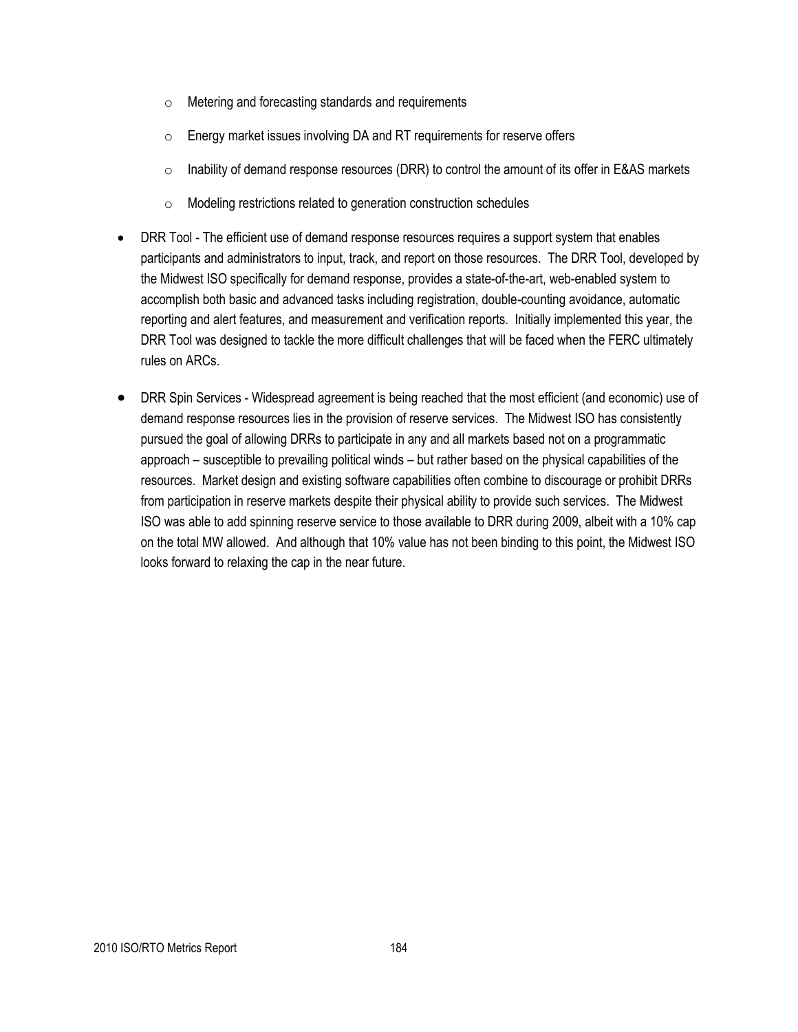- Metering and forecasting standards and requirements
  - Energy market issues involving DA and RT requirements for reserve offers
  - Inability of demand response resources (DRR) to control the amount of its offer in E&AS markets
  - Modeling restrictions related to generation construction schedules

- DRR Tool - The efficient use of demand response resources requires a support system that enables participants and administrators to input, track, and report on those resources. The DRR Tool, developed by the Midwest ISO specifically for demand response, provides a state-of-the-art, web-enabled system to accomplish both basic and advanced tasks including registration, double-counting avoidance, automatic reporting and alert features, and measurement and verification reports. Initially implemented this year, the DRR Tool was designed to tackle the more difficult challenges that will be faced when the FERC ultimately rules on ARCs.

- DRR Spin Services - Widespread agreement is being reached that the most efficient (and economic) use of demand response resources lies in the provision of reserve services. The Midwest ISO has consistently pursued the goal of allowing DRRs to participate in any and all markets based not on a programmatic approach – susceptible to prevailing political winds – but rather based on the physical capabilities of the resources. Market design and existing software capabilities often combine to discourage or prohibit DRRs from participation in reserve markets despite their physical ability to provide such services. The Midwest ISO was able to add spinning reserve service to those available to DRR during 2009, albeit with a 10% cap on the total MW allowed. And although that 10% value has not been binding to this point, the Midwest ISO looks forward to relaxing the cap in the near future.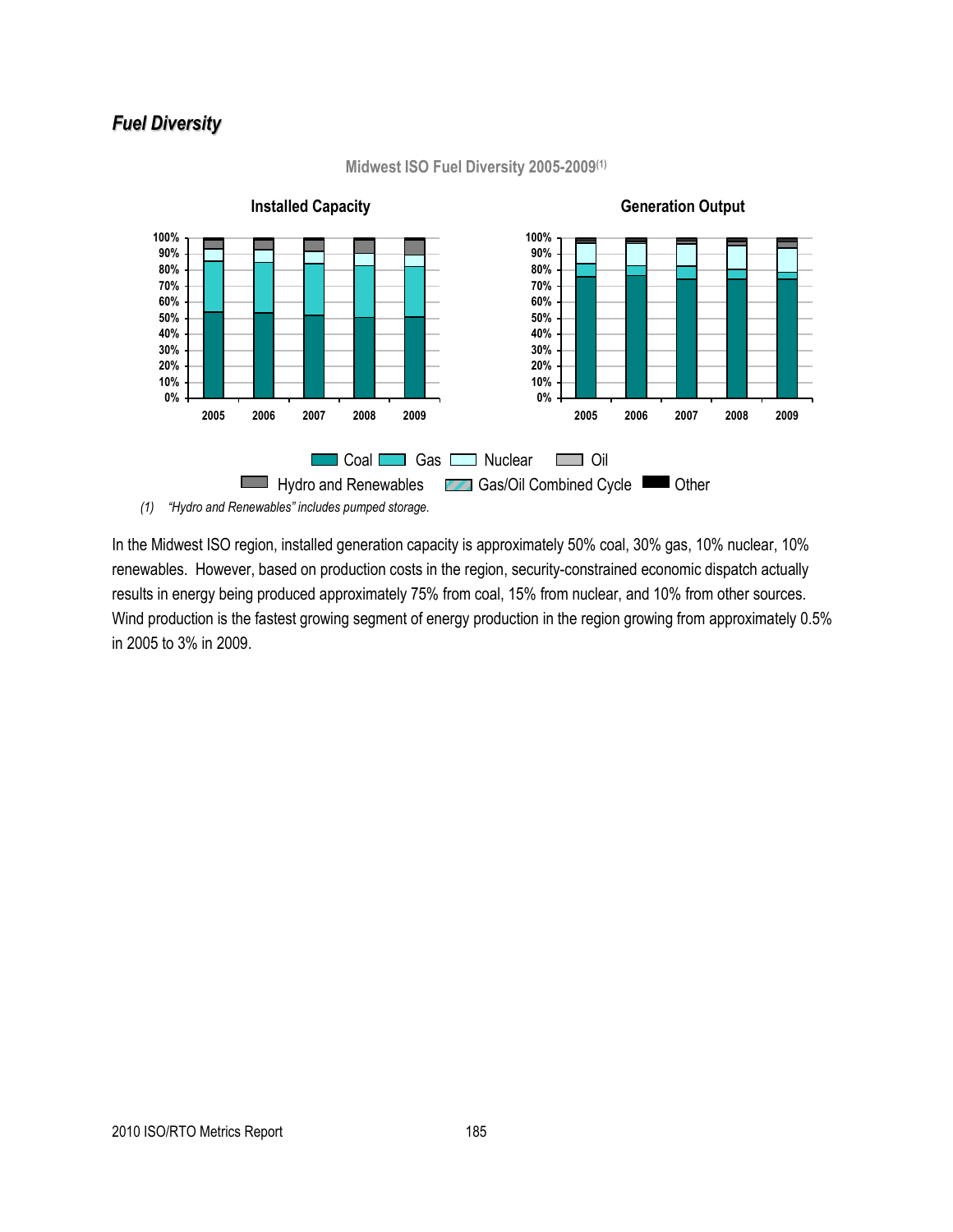## *Fuel Diversity*

**Midwest ISO Fuel Diversity 2005-2009**[1]

**Installed Capacity**

100%
90%
80%
70%
60%
50%
40%
30%
20%
10%
0%

2005 2006 2007 2008 2009

**Generation Output**

100%
90%
80%
70%
60%
50%
40%
30%
20%
10%
0%

2005 2006 2007 2008 2009

Coal Gas Nuclear Oil
Hydro and Renewables Gas/Oil Combined Cycle Other

*(1) "Hydro and Renewables" includes pumped storage.*

In the Midwest ISO region, installed generation capacity is approximately 50% coal, 30% gas, 10% nuclear, 10% renewables. However, based on production costs in the region, security-constrained economic dispatch actually results in energy being produced approximately 75% from coal, 15% from nuclear, and 10% from other sources. Wind production is the fastest growing segment of energy production in the region growing from approximately 0.5% in 2005 to 3% in 2009.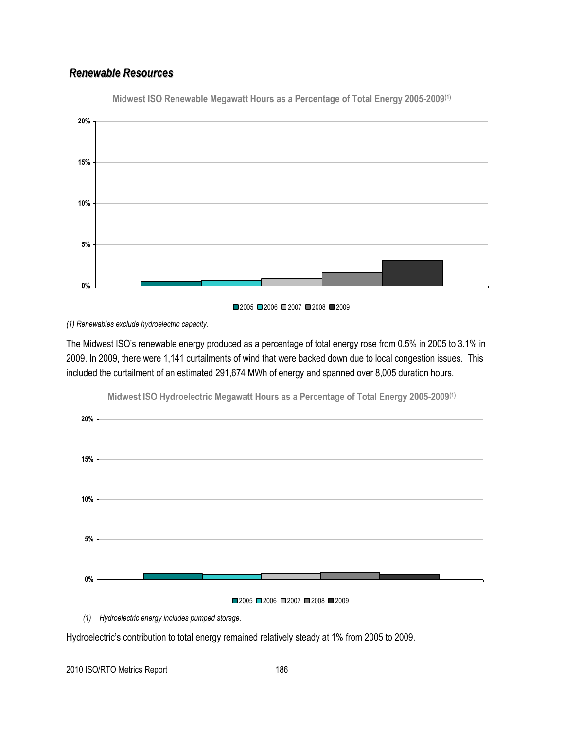## *Renewable Resources*

**Midwest ISO Renewable Megawatt Hours as a Percentage of Total Energy 2005-2009(1)**

20%
15%
10%
5%
0%

2005 2006 2007 2008 2009

*(1) Renewables exclude hydroelectric capacity.*

The Midwest ISO's renewable energy produced as a percentage of total energy rose from 0.5% in 2005 to 3.1% in 2009. In 2009, there were 1,141 curtailments of wind that were backed down due to local congestion issues. This included the curtailment of an estimated 291,674 MWh of energy and spanned over 8,005 duration hours.

**Midwest ISO Hydroelectric Megawatt Hours as a Percentage of Total Energy 2005-2009(1)**

20%
15%
10%
5%
0%

2005 2006 2007 2008 2009

*(1) Hydroelectric energy includes pumped storage.*

Hydroelectric's contribution to total energy remained relatively steady at 1% from 2005 to 2009.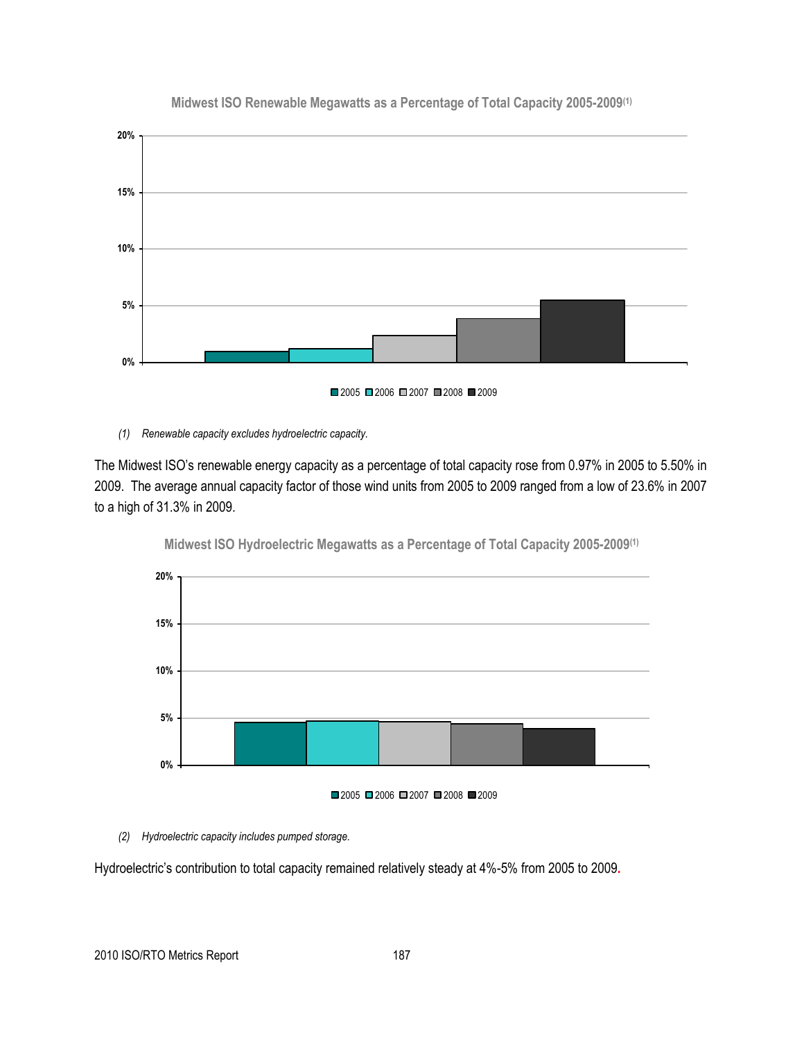Midwest ISO Renewable Megawatts as a Percentage of Total Capacity 2005-2009(1)

20%

15%

10%

5%

0%

2005 2006 2007 2008 2009

*(1) Renewable capacity excludes hydroelectric capacity.*

The Midwest ISO's renewable energy capacity as a percentage of total capacity rose from 0.97% in 2005 to 5.50% in 2009. The average annual capacity factor of those wind units from 2005 to 2009 ranged from a low of 23.6% in 2007 to a high of 31.3% in 2009.

Midwest ISO Hydroelectric Megawatts as a Percentage of Total Capacity 2005-2009(1)

20%

15%

10%

5%

0%

2005 2006 2007 2008 2009

*(2) Hydroelectric capacity includes pumped storage.*

Hydroelectric's contribution to total capacity remained relatively steady at 4%-5% from 2005 to 2009.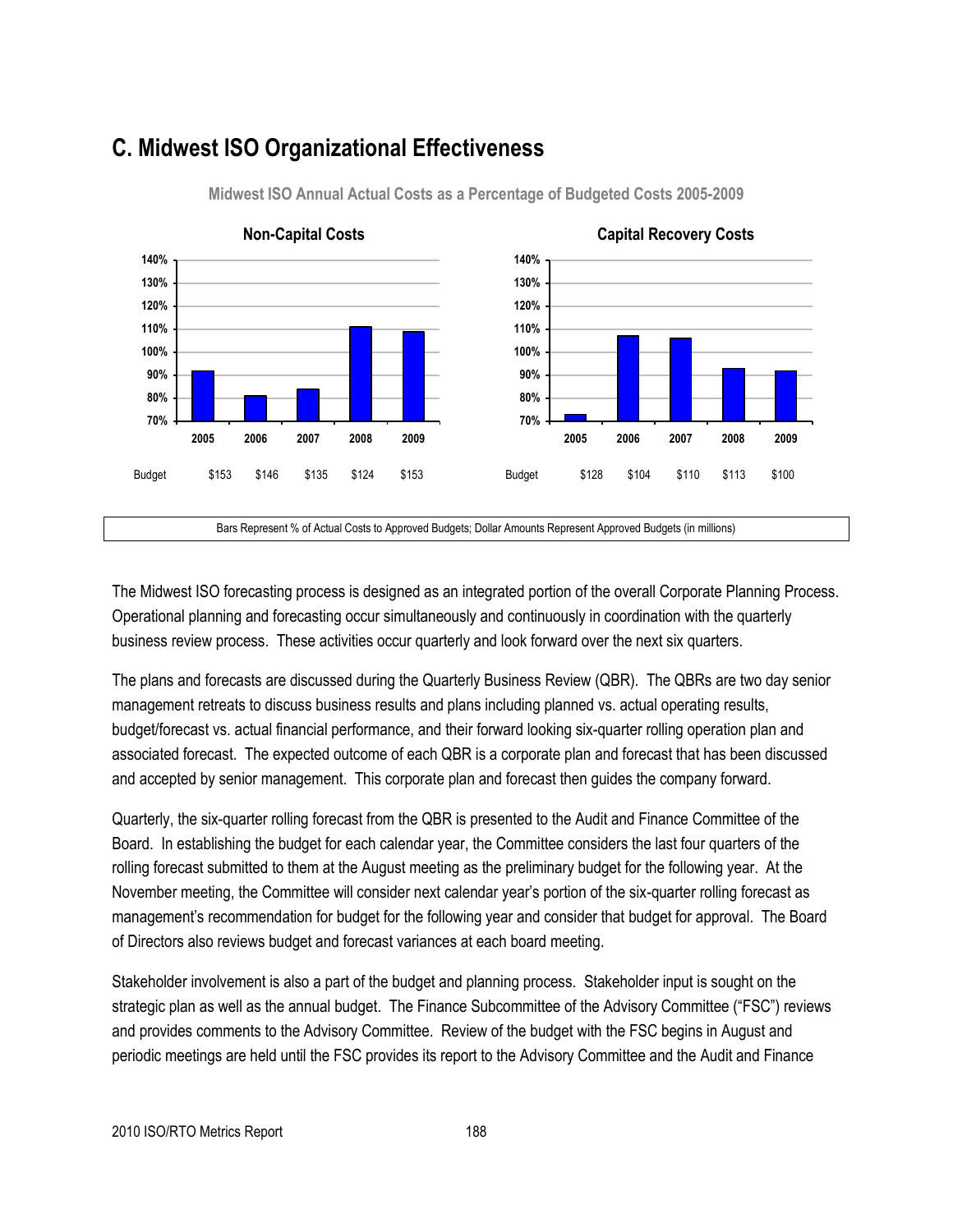## C. Midwest ISO Organizational Effectiveness

**Midwest ISO Annual Actual Costs as a Percentage of Budgeted Costs 2005-2009**

**Non-Capital Costs**

140%
130%
120%
110%
100%
90%
80%
70%

2005 2006 2007 2008 2009

Budget $153 $146 $135 $124 $153

**Capital Recovery Costs**

140%
130%
120%
110%
100%
90%
80%
70%

2005 2006 2007 2008 2009

Budget $128 $104 $110 $113 $100

Bars Represent % of Actual Costs to Approved Budgets; Dollar Amounts Represent Approved Budgets (in millions)

The Midwest ISO forecasting process is designed as an integrated portion of the overall Corporate Planning Process. Operational planning and forecasting occur simultaneously and continuously in coordination with the quarterly business review process. These activities occur quarterly and look forward over the next six quarters.

The plans and forecasts are discussed during the Quarterly Business Review (QBR). The QBRs are two day senior management retreats to discuss business results and plans including planned vs. actual operating results, budget/forecast vs. actual financial performance, and their forward looking six-quarter rolling operation plan and associated forecast. The expected outcome of each QBR is a corporate plan and forecast that has been discussed and accepted by senior management. This corporate plan and forecast then guides the company forward.

Quarterly, the six-quarter rolling forecast from the QBR is presented to the Audit and Finance Committee of the Board. In establishing the budget for each calendar year, the Committee considers the last four quarters of the rolling forecast submitted to them at the August meeting as the preliminary budget for the following year. At the November meeting, the Committee will consider next calendar year's portion of the six-quarter rolling forecast as management's recommendation for budget for the following year and consider that budget for approval. The Board of Directors also reviews budget and forecast variances at each board meeting.

Stakeholder involvement is also a part of the budget and planning process. Stakeholder input is sought on the strategic plan as well as the annual budget. The Finance Subcommittee of the Advisory Committee ("FSC") reviews and provides comments to the Advisory Committee. Review of the budget with the FSC begins in August and periodic meetings are held until the FSC provides its report to the Advisory Committee and the Audit and Finance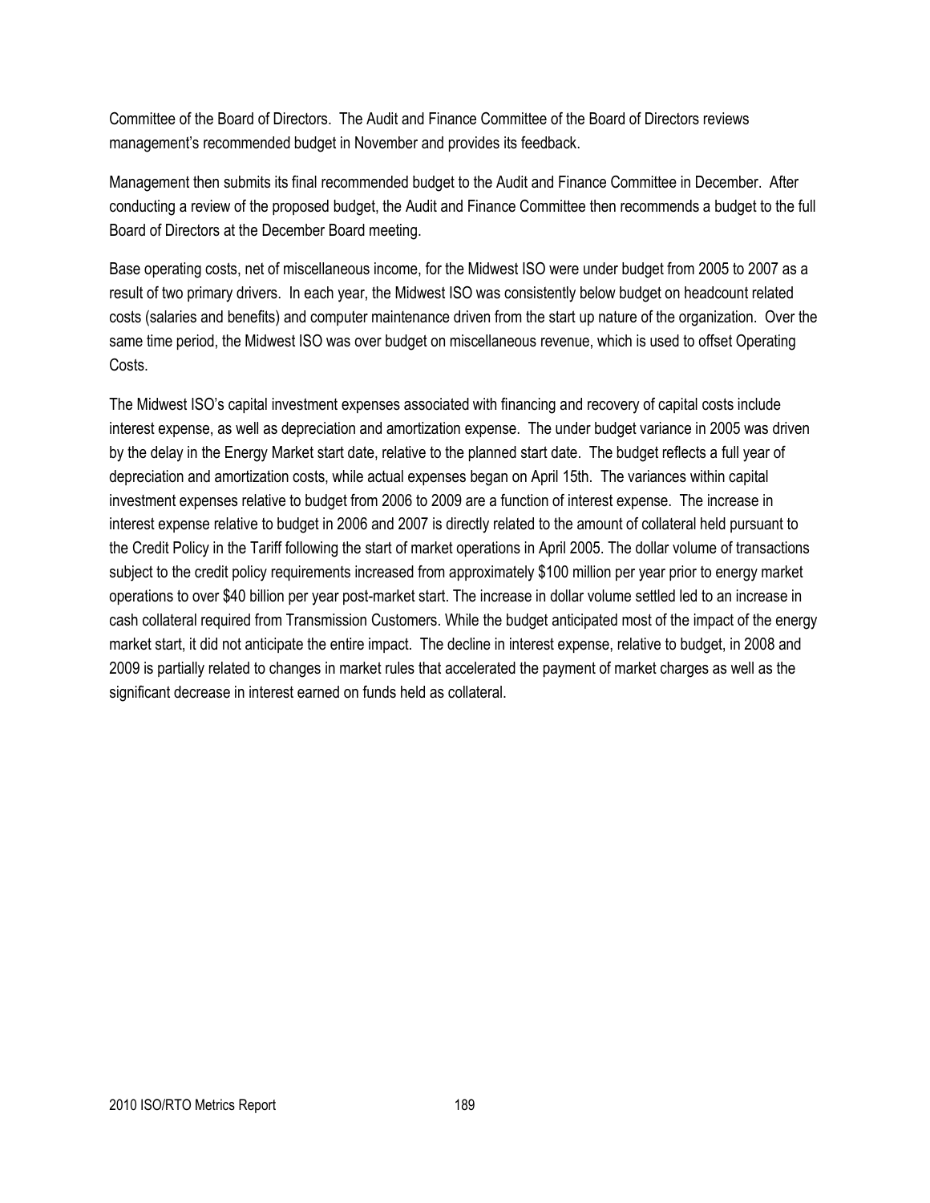Committee of the Board of Directors. The Audit and Finance Committee of the Board of Directors reviews management's recommended budget in November and provides its feedback.

Management then submits its final recommended budget to the Audit and Finance Committee in December. After conducting a review of the proposed budget, the Audit and Finance Committee then recommends a budget to the full Board of Directors at the December Board meeting.

Base operating costs, net of miscellaneous income, for the Midwest ISO were under budget from 2005 to 2007 as a result of two primary drivers. In each year, the Midwest ISO was consistently below budget on headcount related costs (salaries and benefits) and computer maintenance driven from the start up nature of the organization. Over the same time period, the Midwest ISO was over budget on miscellaneous revenue, which is used to offset Operating Costs.

The Midwest ISO's capital investment expenses associated with financing and recovery of capital costs include interest expense, as well as depreciation and amortization expense. The under budget variance in 2005 was driven by the delay in the Energy Market start date, relative to the planned start date. The budget reflects a full year of depreciation and amortization costs, while actual expenses began on April 15th. The variances within capital investment expenses relative to budget from 2006 to 2009 are a function of interest expense. The increase in interest expense relative to budget in 2006 and 2007 is directly related to the amount of collateral held pursuant to the Credit Policy in the Tariff following the start of market operations in April 2005. The dollar volume of transactions subject to the credit policy requirements increased from approximately $100 million per year prior to energy market operations to over $40 billion per year post-market start. The increase in dollar volume settled led to an increase in cash collateral required from Transmission Customers. While the budget anticipated most of the impact of the energy market start, it did not anticipate the entire impact. The decline in interest expense, relative to budget, in 2008 and 2009 is partially related to changes in market rules that accelerated the payment of market charges as well as the significant decrease in interest earned on funds held as collateral.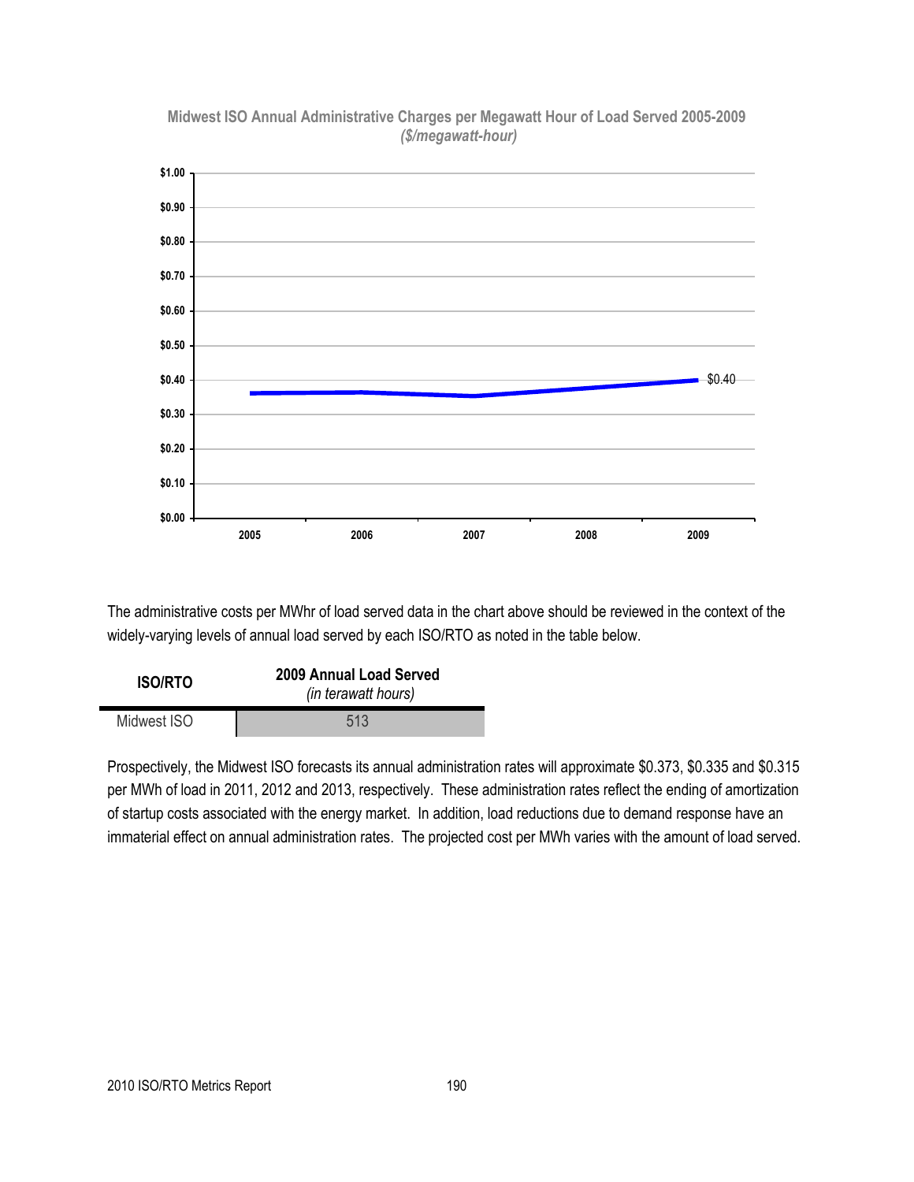**Midwest ISO Annual Administrative Charges per Megawatt Hour of Load Served 2005-2009**
***($/megawatt-hour)***

$1.00
$0.90
$0.80
$0.70
$0.60
$0.50
$0.40
$0.30
$0.20
$0.10
$0.00

2005
2006
2007
2008
2009

$0.40

The administrative costs per MWhr of load served data in the chart above should be reviewed in the context of the widely-varying levels of annual load served by each ISO/RTO as noted in the table below.

| ISO/RTO | 2009 Annual Load Served *(in terawatt hours)* |
|---|---|
| Midwest ISO | 513 |

Prospectively, the Midwest ISO forecasts its annual administration rates will approximate $0.373, $0.335 and $0.315 per MWh of load in 2011, 2012 and 2013, respectively. These administration rates reflect the ending of amortization of startup costs associated with the energy market. In addition, load reductions due to demand response have an immaterial effect on annual administration rates. The projected cost per MWh varies with the amount of load served.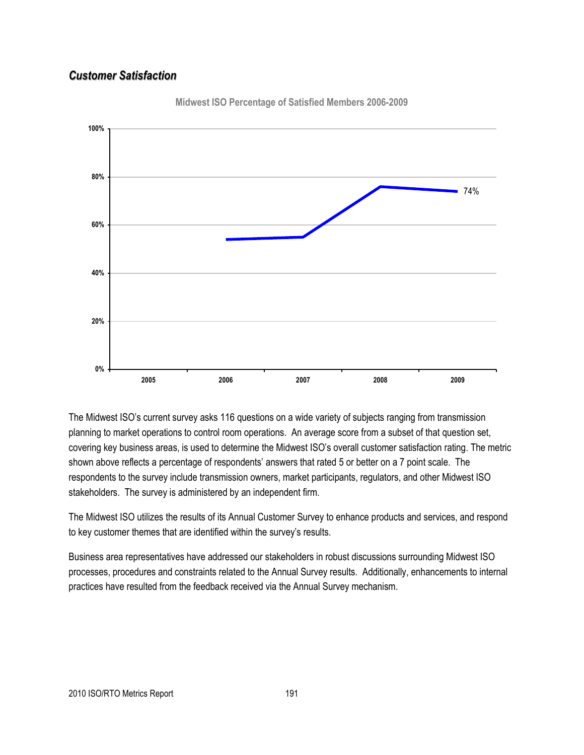## *Customer Satisfaction*

Midwest ISO Percentage of Satisfied Members 2006-2009

100%
80%
60%
40%
20%
0%

2005
2006
2007
2008
2009

74%

The Midwest ISO's current survey asks 116 questions on a wide variety of subjects ranging from transmission planning to market operations to control room operations. An average score from a subset of that question set, covering key business areas, is used to determine the Midwest ISO's overall customer satisfaction rating. The metric shown above reflects a percentage of respondents' answers that rated 5 or better on a 7 point scale. The respondents to the survey include transmission owners, market participants, regulators, and other Midwest ISO stakeholders. The survey is administered by an independent firm.

The Midwest ISO utilizes the results of its Annual Customer Survey to enhance products and services, and respond to key customer themes that are identified within the survey's results.

Business area representatives have addressed our stakeholders in robust discussions surrounding Midwest ISO processes, procedures and constraints related to the Annual Survey results. Additionally, enhancements to internal practices have resulted from the feedback received via the Annual Survey mechanism.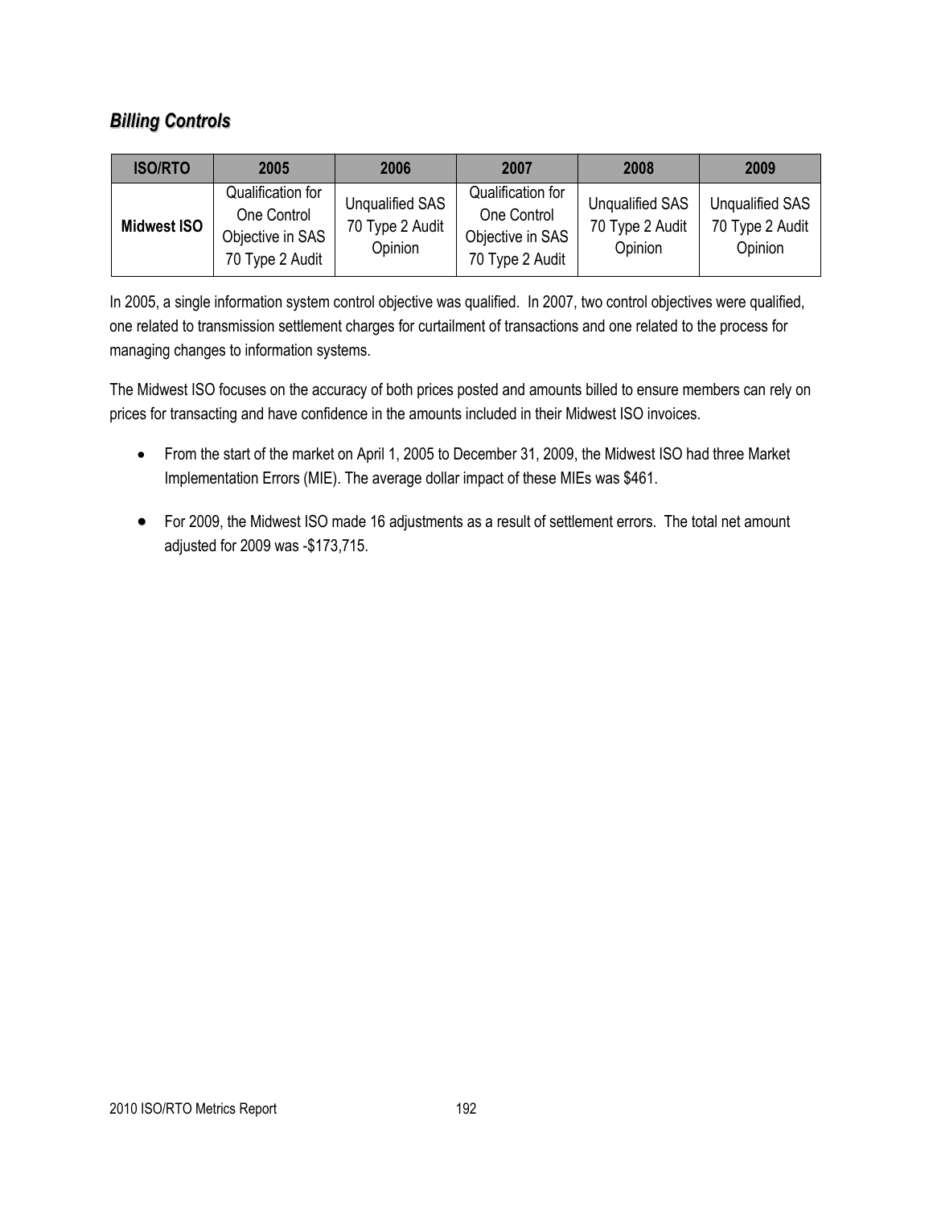## *Billing Controls*

| ISO/RTO | 2005 | 2006 | 2007 | 2008 | 2009 |
|---|---|---|---|---|---|
| **Midwest ISO** | Qualification for One Control Objective in SAS 70 Type 2 Audit | Unqualified SAS 70 Type 2 Audit Opinion | Qualification for One Control Objective in SAS 70 Type 2 Audit | Unqualified SAS 70 Type 2 Audit Opinion | Unqualified SAS 70 Type 2 Audit Opinion |

In 2005, a single information system control objective was qualified. In 2007, two control objectives were qualified, one related to transmission settlement charges for curtailment of transactions and one related to the process for managing changes to information systems.

The Midwest ISO focuses on the accuracy of both prices posted and amounts billed to ensure members can rely on prices for transacting and have confidence in the amounts included in their Midwest ISO invoices.

- From the start of the market on April 1, 2005 to December 31, 2009, the Midwest ISO had three Market Implementation Errors (MIE). The average dollar impact of these MIEs was $461.
- For 2009, the Midwest ISO made 16 adjustments as a result of settlement errors. The total net amount adjusted for 2009 was -$173,715.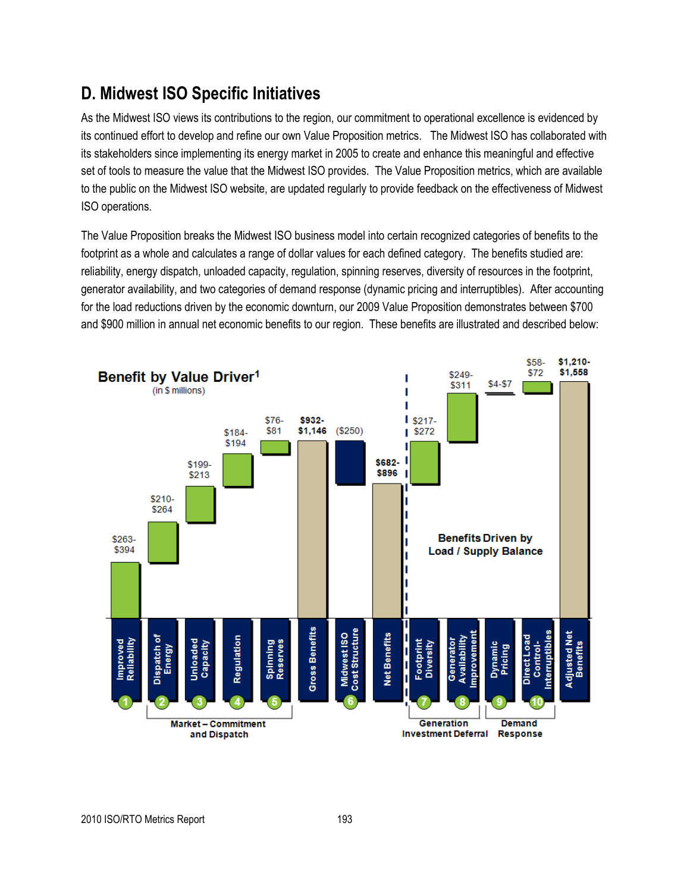## D. Midwest ISO Specific Initiatives

As the Midwest ISO views its contributions to the region, our commitment to operational excellence is evidenced by its continued effort to develop and refine our own Value Proposition metrics. The Midwest ISO has collaborated with its stakeholders since implementing its energy market in 2005 to create and enhance this meaningful and effective set of tools to measure the value that the Midwest ISO provides. The Value Proposition metrics, which are available to the public on the Midwest ISO website, are updated regularly to provide feedback on the effectiveness of Midwest ISO operations.

The Value Proposition breaks the Midwest ISO business model into certain recognized categories of benefits to the footprint as a whole and calculates a range of dollar values for each defined category. The benefits studied are: reliability, energy dispatch, unloaded capacity, regulation, spinning reserves, diversity of resources in the footprint, generator availability, and two categories of demand response (dynamic pricing and interruptibles). After accounting for the load reductions driven by the economic downturn, our 2009 Value Proposition demonstrates between $700 and $900 million in annual net economic benefits to our region. These benefits are illustrated and described below:

**Benefit by Value Driver[1]**
(in $ millions)

$263-$394
$210-$264
$199-$213
$184-$194
$76-$81
$932-$1,146
($250)
$682-$896
$217-$272
$249-$311
$4-$7
$58-$72
$1,210-$1,558

Benefits Driven by Load / Supply Balance

1 Improved Reliability
2 Dispatch of Energy
3 Unloaded Capacity
4 Regulation
5 Spinning Reserves
Gross Benefits
6 Midwest ISO Cost Structure
Net Benefits
7 Footprint Diversity
8 Generator Availability Improvement
9 Dynamic Pricing
10 Direct Load Control-Interruptibles
Adjusted Net Benefits

Market – Commitment and Dispatch
Generation Investment Deferral
Demand Response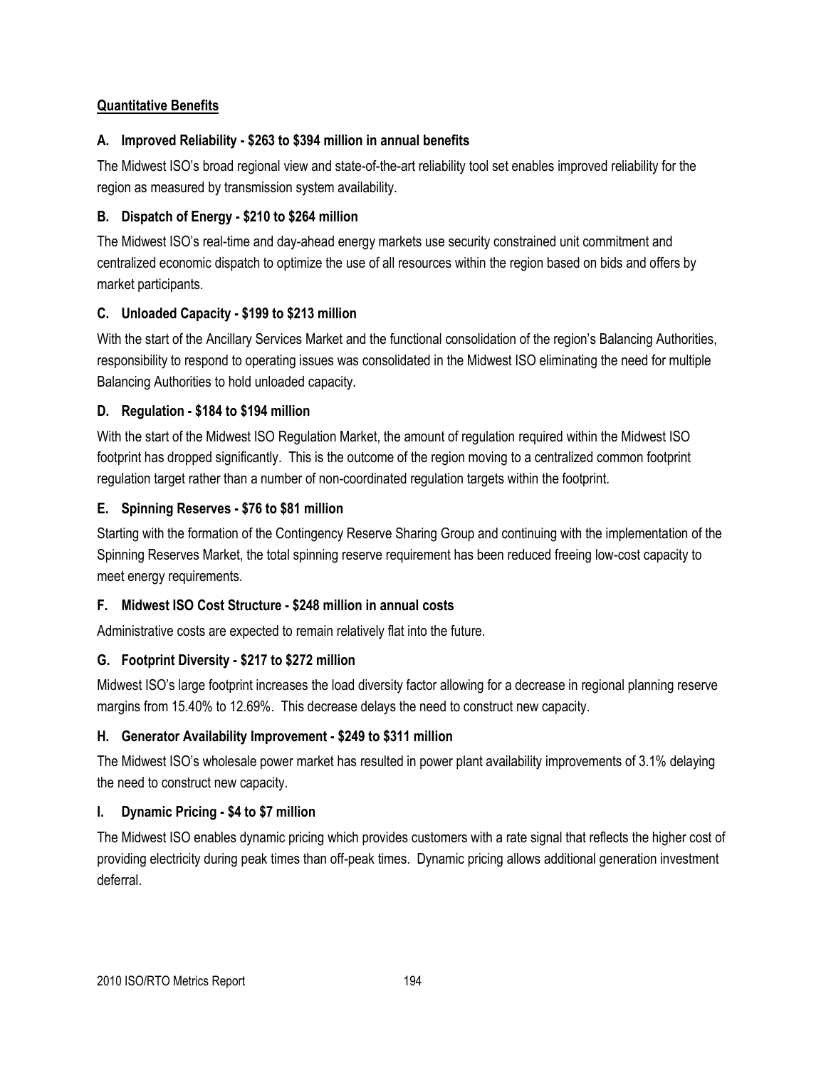**Quantitative Benefits**

**A. Improved Reliability - $263 to $394 million in annual benefits**

The Midwest ISO's broad regional view and state-of-the-art reliability tool set enables improved reliability for the region as measured by transmission system availability.

**B. Dispatch of Energy - $210 to $264 million**

The Midwest ISO's real-time and day-ahead energy markets use security constrained unit commitment and centralized economic dispatch to optimize the use of all resources within the region based on bids and offers by market participants.

**C. Unloaded Capacity - $199 to $213 million**

With the start of the Ancillary Services Market and the functional consolidation of the region's Balancing Authorities, responsibility to respond to operating issues was consolidated in the Midwest ISO eliminating the need for multiple Balancing Authorities to hold unloaded capacity.

**D. Regulation - $184 to $194 million**

With the start of the Midwest ISO Regulation Market, the amount of regulation required within the Midwest ISO footprint has dropped significantly. This is the outcome of the region moving to a centralized common footprint regulation target rather than a number of non-coordinated regulation targets within the footprint.

**E. Spinning Reserves - $76 to $81 million**

Starting with the formation of the Contingency Reserve Sharing Group and continuing with the implementation of the Spinning Reserves Market, the total spinning reserve requirement has been reduced freeing low-cost capacity to meet energy requirements.

**F. Midwest ISO Cost Structure - $248 million in annual costs**

Administrative costs are expected to remain relatively flat into the future.

**G. Footprint Diversity - $217 to $272 million**

Midwest ISO's large footprint increases the load diversity factor allowing for a decrease in regional planning reserve margins from 15.40% to 12.69%. This decrease delays the need to construct new capacity.

**H. Generator Availability Improvement - $249 to $311 million**

The Midwest ISO's wholesale power market has resulted in power plant availability improvements of 3.1% delaying the need to construct new capacity.

**I. Dynamic Pricing - $4 to $7 million**

The Midwest ISO enables dynamic pricing which provides customers with a rate signal that reflects the higher cost of providing electricity during peak times than off-peak times. Dynamic pricing allows additional generation investment deferral.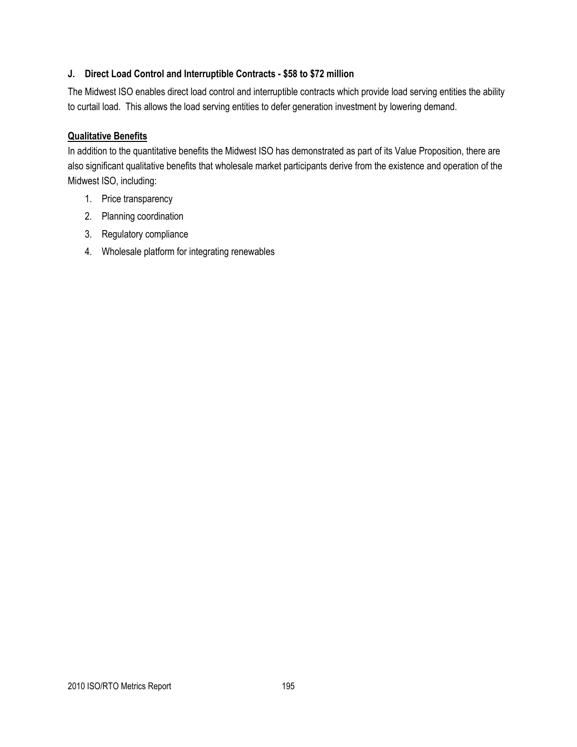### J. Direct Load Control and Interruptible Contracts - $58 to $72 million

The Midwest ISO enables direct load control and interruptible contracts which provide load serving entities the ability to curtail load. This allows the load serving entities to defer generation investment by lowering demand.

**Qualitative Benefits**

In addition to the quantitative benefits the Midwest ISO has demonstrated as part of its Value Proposition, there are also significant qualitative benefits that wholesale market participants derive from the existence and operation of the Midwest ISO, including:

1. Price transparency
2. Planning coordination
3. Regulatory compliance
4. Wholesale platform for integrating renewables